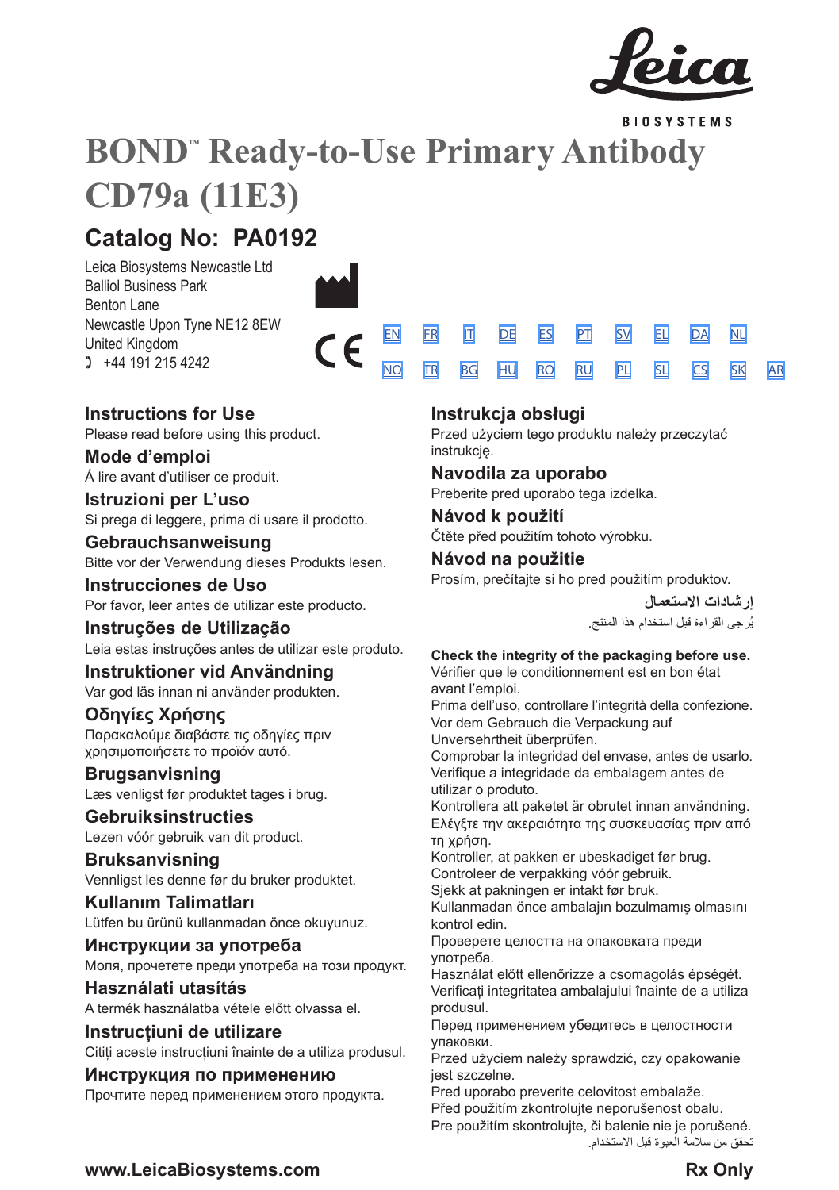Leica BIOSYSTEMS

# BOND™ Ready-to-Use Primary Antibody CD79a (11E3)

## Catalog No: PA0192

Leica Biosystems Newcastle Ltd
Balliol Business Park
Benton Lane
Newcastle Upon Tyne NE12 8EW
United Kingdom
+44 191 215 4242

CE

EN FR IT DE ES PT SV EL DA NL
NO TR BG HU RO RU PL SL CS SK AR

### Instructions for Use
Please read before using this product.

### Mode d'emploi
Á lire avant d'utiliser ce produit.

### Istruzioni per L'uso
Si prega di leggere, prima di usare il prodotto.

### Gebrauchsanweisung
Bitte vor der Verwendung dieses Produkts lesen.

### Instrucciones de Uso
Por favor, leer antes de utilizar este producto.

### Instruções de Utilização
Leia estas instruções antes de utilizar este produto.

### Instruktioner vid Användning
Var god läs innan ni använder produkten.

### Οδηγίες Χρήσης
Παρακαλούμε διαβάστε τις οδηγίες πριν χρησιμοποιήσετε το προϊόν αυτό.

### Brugsanvisning
Læs venligst før produktet tages i brug.

### Gebruiksinstructies
Lezen vóór gebruik van dit product.

### Bruksanvisning
Vennligst les denne før du bruker produktet.

### Kullanım Talimatları
Lütfen bu ürünü kullanmadan önce okuyunuz.

### Инструкции за употреба
Моля, прочетете преди употреба на този продукт.

### Használati utasítás
A termék használatba vétele előtt olvassa el.

### Instrucţiuni de utilizare
Citiţi aceste instrucţiuni înainte de a utiliza produsul.

### Инструкция по применению
Прочтите перед применением этого продукта.

### Instrukcja obsługi
Przed użyciem tego produktu należy przeczytać instrukcję.

### Navodila za uporabo
Preberite pred uporabo tega izdelka.

### Návod k použití
Čtěte před použitím tohoto výrobku.

### Návod na použitie
Prosím, prečítajte si ho pred použitím produktov.

### إرشادات الاستعمال
يُرجى القراءة قبل استخدام هذا المنتج.

**Check the integrity of the packaging before use.**
Vérifier que le conditionnement est en bon état avant l'emploi.
Prima dell'uso, controllare l'integrità della confezione.
Vor dem Gebrauch die Verpackung auf Unversehrtheit überprüfen.
Comprobar la integridad del envase, antes de usarlo.
Verifique a integridade da embalagem antes de utilizar o produto.
Kontrollera att paketet är obrutet innan användning.
Ελέγξτε την ακεραιότητα της συσκευασίας πριν από τη χρήση.
Kontroller, at pakken er ubeskadiget før brug.
Controleer de verpakking vóór gebruik.
Sjekk at pakningen er intakt før bruk.
Kullanmadan önce ambalajın bozulmamış olmasını kontrol edin.
Проверете целостта на опаковката преди употреба.
Használat előtt ellenőrizze a csomagolás épségét.
Verificaţi integritatea ambalajului înainte de a utiliza produsul.
Перед применением убедитесь в целостности упаковки.
Przed użyciem należy sprawdzić, czy opakowanie jest szczelne.
Pred uporabo preverite celovitost embalaže.
Před použitím zkontrolujte neporušenost obalu.
Pre použitím skontrolujte, či balenie nie je porušené.
تحقق من سلامة العبوة قبل الاستخدام.

www.LeicaBiosystems.com

Rx Only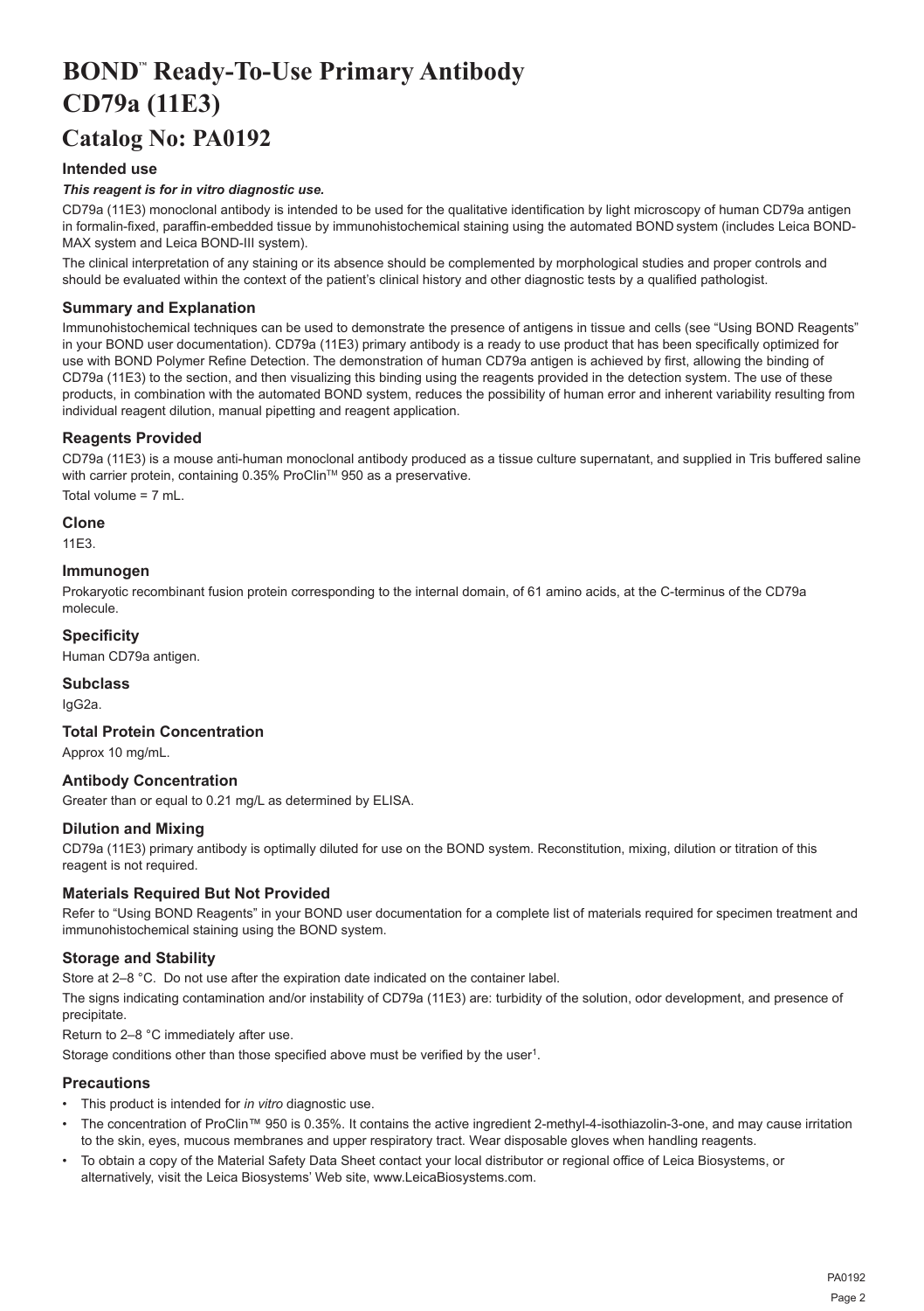# BOND™ Ready-To-Use Primary Antibody CD79a (11E3)

## Catalog No: PA0192

### Intended use

***This reagent is for in vitro diagnostic use.***

CD79a (11E3) monoclonal antibody is intended to be used for the qualitative identification by light microscopy of human CD79a antigen in formalin-fixed, paraffin-embedded tissue by immunohistochemical staining using the automated BOND system (includes Leica BOND-MAX system and Leica BOND-III system).

The clinical interpretation of any staining or its absence should be complemented by morphological studies and proper controls and should be evaluated within the context of the patient's clinical history and other diagnostic tests by a qualified pathologist.

### Summary and Explanation

Immunohistochemical techniques can be used to demonstrate the presence of antigens in tissue and cells (see "Using BOND Reagents" in your BOND user documentation). CD79a (11E3) primary antibody is a ready to use product that has been specifically optimized for use with BOND Polymer Refine Detection. The demonstration of human CD79a antigen is achieved by first, allowing the binding of CD79a (11E3) to the section, and then visualizing this binding using the reagents provided in the detection system. The use of these products, in combination with the automated BOND system, reduces the possibility of human error and inherent variability resulting from individual reagent dilution, manual pipetting and reagent application.

### Reagents Provided

CD79a (11E3) is a mouse anti-human monoclonal antibody produced as a tissue culture supernatant, and supplied in Tris buffered saline with carrier protein, containing 0.35% ProClin™ 950 as a preservative.

Total volume = 7 mL.

### Clone

11E3.

### Immunogen

Prokaryotic recombinant fusion protein corresponding to the internal domain, of 61 amino acids, at the C-terminus of the CD79a molecule.

### Specificity

Human CD79a antigen.

### Subclass

IgG2a.

### Total Protein Concentration

Approx 10 mg/mL.

### Antibody Concentration

Greater than or equal to 0.21 mg/L as determined by ELISA.

### Dilution and Mixing

CD79a (11E3) primary antibody is optimally diluted for use on the BOND system. Reconstitution, mixing, dilution or titration of this reagent is not required.

### Materials Required But Not Provided

Refer to "Using BOND Reagents" in your BOND user documentation for a complete list of materials required for specimen treatment and immunohistochemical staining using the BOND system.

### Storage and Stability

Store at 2–8 °C. Do not use after the expiration date indicated on the container label.

The signs indicating contamination and/or instability of CD79a (11E3) are: turbidity of the solution, odor development, and presence of precipitate.

Return to 2–8 °C immediately after use.

Storage conditions other than those specified above must be verified by the user[1].

### Precautions

- This product is intended for *in vitro* diagnostic use.
- The concentration of ProClin™ 950 is 0.35%. It contains the active ingredient 2-methyl-4-isothiazolin-3-one, and may cause irritation to the skin, eyes, mucous membranes and upper respiratory tract. Wear disposable gloves when handling reagents.
- To obtain a copy of the Material Safety Data Sheet contact your local distributor or regional office of Leica Biosystems, or alternatively, visit the Leica Biosystems' Web site, www.LeicaBiosystems.com.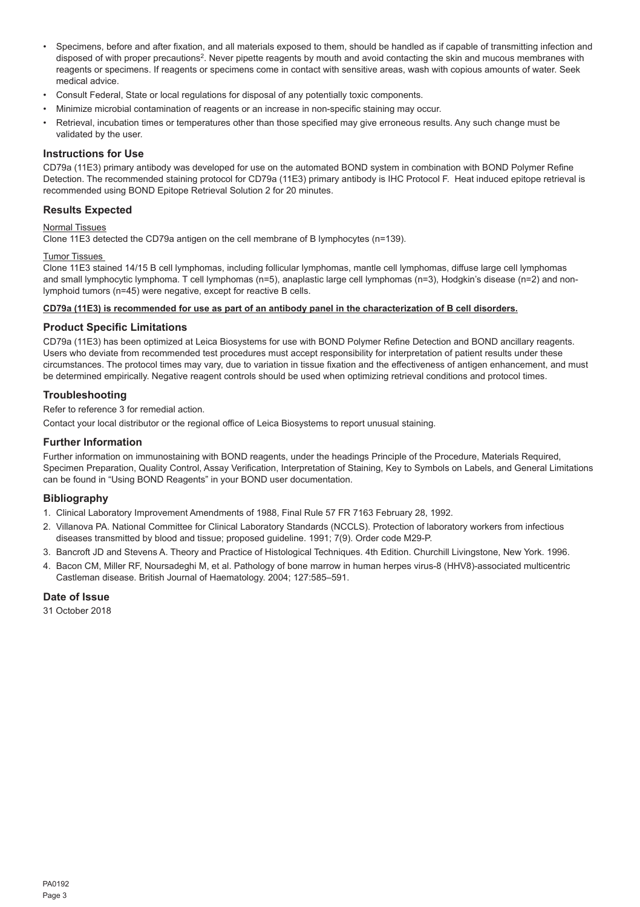- Specimens, before and after fixation, and all materials exposed to them, should be handled as if capable of transmitting infection and disposed of with proper precautions[2]. Never pipette reagents by mouth and avoid contacting the skin and mucous membranes with reagents or specimens. If reagents or specimens come in contact with sensitive areas, wash with copious amounts of water. Seek medical advice.
- Consult Federal, State or local regulations for disposal of any potentially toxic components.
- Minimize microbial contamination of reagents or an increase in non-specific staining may occur.
- Retrieval, incubation times or temperatures other than those specified may give erroneous results. Any such change must be validated by the user.

## Instructions for Use

CD79a (11E3) primary antibody was developed for use on the automated BOND system in combination with BOND Polymer Refine Detection. The recommended staining protocol for CD79a (11E3) primary antibody is IHC Protocol F. Heat induced epitope retrieval is recommended using BOND Epitope Retrieval Solution 2 for 20 minutes.

## Results Expected

Normal Tissues

Clone 11E3 detected the CD79a antigen on the cell membrane of B lymphocytes (n=139).

Tumor Tissues

Clone 11E3 stained 14/15 B cell lymphomas, including follicular lymphomas, mantle cell lymphomas, diffuse large cell lymphomas and small lymphocytic lymphoma. T cell lymphomas (n=5), anaplastic large cell lymphomas (n=3), Hodgkin's disease (n=2) and non-lymphoid tumors (n=45) were negative, except for reactive B cells.

**CD79a (11E3) is recommended for use as part of an antibody panel in the characterization of B cell disorders.**

## Product Specific Limitations

CD79a (11E3) has been optimized at Leica Biosystems for use with BOND Polymer Refine Detection and BOND ancillary reagents. Users who deviate from recommended test procedures must accept responsibility for interpretation of patient results under these circumstances. The protocol times may vary, due to variation in tissue fixation and the effectiveness of antigen enhancement, and must be determined empirically. Negative reagent controls should be used when optimizing retrieval conditions and protocol times.

## Troubleshooting

Refer to reference 3 for remedial action.

Contact your local distributor or the regional office of Leica Biosystems to report unusual staining.

## Further Information

Further information on immunostaining with BOND reagents, under the headings Principle of the Procedure, Materials Required, Specimen Preparation, Quality Control, Assay Verification, Interpretation of Staining, Key to Symbols on Labels, and General Limitations can be found in "Using BOND Reagents" in your BOND user documentation.

## Bibliography

1. Clinical Laboratory Improvement Amendments of 1988, Final Rule 57 FR 7163 February 28, 1992.
2. Villanova PA. National Committee for Clinical Laboratory Standards (NCCLS). Protection of laboratory workers from infectious diseases transmitted by blood and tissue; proposed guideline. 1991; 7(9). Order code M29-P.
3. Bancroft JD and Stevens A. Theory and Practice of Histological Techniques. 4th Edition. Churchill Livingstone, New York. 1996.
4. Bacon CM, Miller RF, Noursadeghi M, et al. Pathology of bone marrow in human herpes virus-8 (HHV8)-associated multicentric Castleman disease. British Journal of Haematology. 2004; 127:585–591.

## Date of Issue

31 October 2018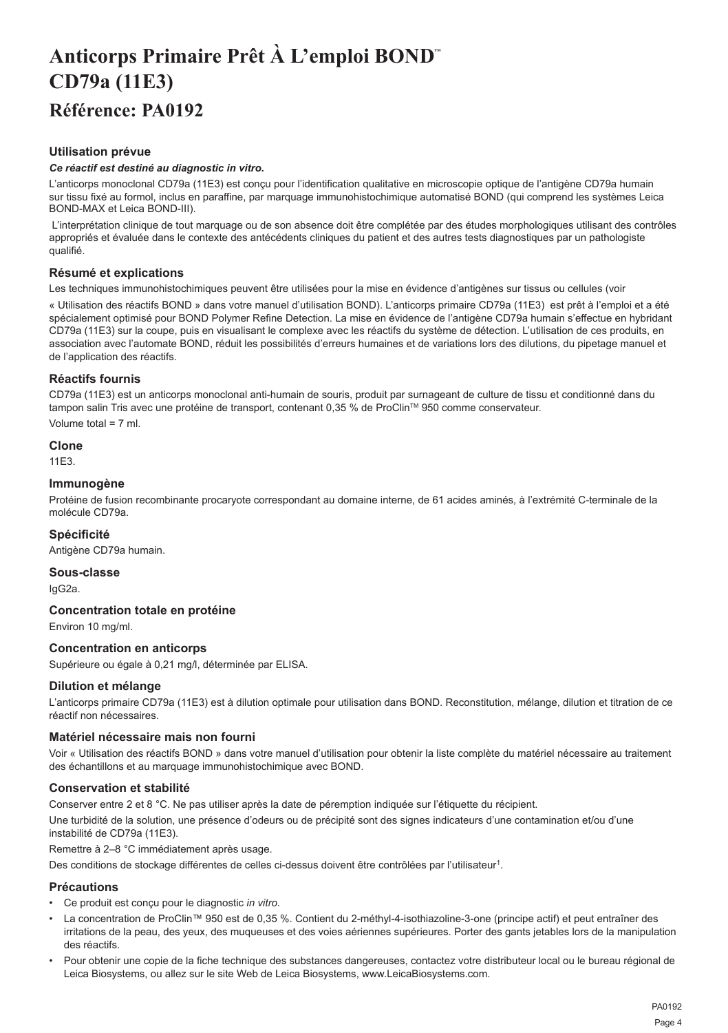# Anticorps Primaire Prêt À L'emploi BOND™ CD79a (11E3)

## Référence: PA0192

### Utilisation prévue

***Ce réactif est destiné au diagnostic in vitro.***

L'anticorps monoclonal CD79a (11E3) est conçu pour l'identification qualitative en microscopie optique de l'antigène CD79a humain sur tissu fixé au formol, inclus en paraffine, par marquage immunohistochimique automatisé BOND (qui comprend les systèmes Leica BOND-MAX et Leica BOND-III).

L'interprétation clinique de tout marquage ou de son absence doit être complétée par des études morphologiques utilisant des contrôles appropriés et évaluée dans le contexte des antécédents cliniques du patient et des autres tests diagnostiques par un pathologiste qualifié.

### Résumé et explications

Les techniques immunohistochimiques peuvent être utilisées pour la mise en évidence d'antigènes sur tissus ou cellules (voir « Utilisation des réactifs BOND » dans votre manuel d'utilisation BOND). L'anticorps primaire CD79a (11E3) est prêt à l'emploi et a été spécialement optimisé pour BOND Polymer Refine Detection. La mise en évidence de l'antigène CD79a humain s'effectue en hybridant CD79a (11E3) sur la coupe, puis en visualisant le complexe avec les réactifs du système de détection. L'utilisation de ces produits, en association avec l'automate BOND, réduit les possibilités d'erreurs humaines et de variations lors des dilutions, du pipetage manuel et de l'application des réactifs.

### Réactifs fournis

CD79a (11E3) est un anticorps monoclonal anti-humain de souris, produit par surnageant de culture de tissu et conditionné dans du tampon salin Tris avec une protéine de transport, contenant 0,35 % de ProClin™ 950 comme conservateur.

Volume total = 7 ml.

### Clone

11E3.

### Immunogène

Protéine de fusion recombinante procaryote correspondant au domaine interne, de 61 acides aminés, à l'extrémité C-terminale de la molécule CD79a.

### Spécificité

Antigène CD79a humain.

### Sous-classe

IgG2a.

### Concentration totale en protéine

Environ 10 mg/ml.

### Concentration en anticorps

Supérieure ou égale à 0,21 mg/l, déterminée par ELISA.

### Dilution et mélange

L'anticorps primaire CD79a (11E3) est à dilution optimale pour utilisation dans BOND. Reconstitution, mélange, dilution et titration de ce réactif non nécessaires.

### Matériel nécessaire mais non fourni

Voir « Utilisation des réactifs BOND » dans votre manuel d'utilisation pour obtenir la liste complète du matériel nécessaire au traitement des échantillons et au marquage immunohistochimique avec BOND.

### Conservation et stabilité

Conserver entre 2 et 8 °C. Ne pas utiliser après la date de péremption indiquée sur l'étiquette du récipient.

Une turbidité de la solution, une présence d'odeurs ou de précipité sont des signes indicateurs d'une contamination et/ou d'une instabilité de CD79a (11E3).

Remettre à 2–8 °C immédiatement après usage.

Des conditions de stockage différentes de celles ci-dessus doivent être contrôlées par l'utilisateur[1].

### Précautions

- Ce produit est conçu pour le diagnostic *in vitro*.
- La concentration de ProClin™ 950 est de 0,35 %. Contient du 2-méthyl-4-isothiazoline-3-one (principe actif) et peut entraîner des irritations de la peau, des yeux, des muqueuses et des voies aériennes supérieures. Porter des gants jetables lors de la manipulation des réactifs.
- Pour obtenir une copie de la fiche technique des substances dangereuses, contactez votre distributeur local ou le bureau régional de Leica Biosystems, ou allez sur le site Web de Leica Biosystems, www.LeicaBiosystems.com.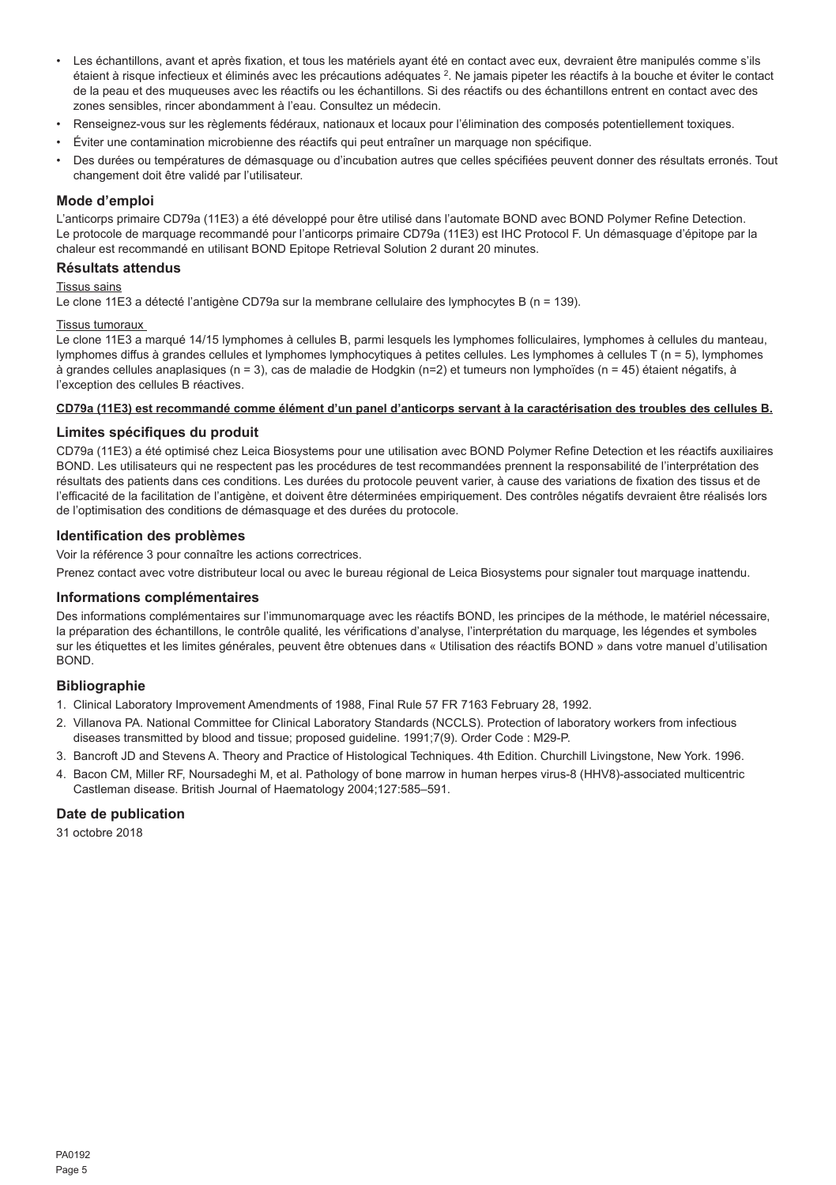- Les échantillons, avant et après fixation, et tous les matériels ayant été en contact avec eux, devraient être manipulés comme s'ils étaient à risque infectieux et éliminés avec les précautions adéquates [2]. Ne jamais pipeter les réactifs à la bouche et éviter le contact de la peau et des muqueuses avec les réactifs ou les échantillons. Si des réactifs ou des échantillons entrent en contact avec des zones sensibles, rincer abondamment à l'eau. Consultez un médecin.
- Renseignez-vous sur les règlements fédéraux, nationaux et locaux pour l'élimination des composés potentiellement toxiques.
- Éviter une contamination microbienne des réactifs qui peut entraîner un marquage non spécifique.
- Des durées ou températures de démasquage ou d'incubation autres que celles spécifiées peuvent donner des résultats erronés. Tout changement doit être validé par l'utilisateur.

## Mode d'emploi

L'anticorps primaire CD79a (11E3) a été développé pour être utilisé dans l'automate BOND avec BOND Polymer Refine Detection. Le protocole de marquage recommandé pour l'anticorps primaire CD79a (11E3) est IHC Protocol F. Un démasquage d'épitope par la chaleur est recommandé en utilisant BOND Epitope Retrieval Solution 2 durant 20 minutes.

## Résultats attendus

Tissus sains

Le clone 11E3 a détecté l'antigène CD79a sur la membrane cellulaire des lymphocytes B (n = 139).

Tissus tumoraux

Le clone 11E3 a marqué 14/15 lymphomes à cellules B, parmi lesquels les lymphomes folliculaires, lymphomes à cellules du manteau, lymphomes diffus à grandes cellules et lymphomes lymphocytiques à petites cellules. Les lymphomes à cellules T (n = 5), lymphomes à grandes cellules anaplasiques (n = 3), cas de maladie de Hodgkin (n=2) et tumeurs non lymphoïdes (n = 45) étaient négatifs, à l'exception des cellules B réactives.

**CD79a (11E3) est recommandé comme élément d'un panel d'anticorps servant à la caractérisation des troubles des cellules B.**

## Limites spécifiques du produit

CD79a (11E3) a été optimisé chez Leica Biosystems pour une utilisation avec BOND Polymer Refine Detection et les réactifs auxiliaires BOND. Les utilisateurs qui ne respectent pas les procédures de test recommandées prennent la responsabilité de l'interprétation des résultats des patients dans ces conditions. Les durées du protocole peuvent varier, à cause des variations de fixation des tissus et de l'efficacité de la facilitation de l'antigène, et doivent être déterminées empiriquement. Des contrôles négatifs devraient être réalisés lors de l'optimisation des conditions de démasquage et des durées du protocole.

## Identification des problèmes

Voir la référence 3 pour connaître les actions correctrices.

Prenez contact avec votre distributeur local ou avec le bureau régional de Leica Biosystems pour signaler tout marquage inattendu.

## Informations complémentaires

Des informations complémentaires sur l'immunomarquage avec les réactifs BOND, les principes de la méthode, le matériel nécessaire, la préparation des échantillons, le contrôle qualité, les vérifications d'analyse, l'interprétation du marquage, les légendes et symboles sur les étiquettes et les limites générales, peuvent être obtenues dans « Utilisation des réactifs BOND » dans votre manuel d'utilisation BOND.

## Bibliographie

1. Clinical Laboratory Improvement Amendments of 1988, Final Rule 57 FR 7163 February 28, 1992.
2. Villanova PA. National Committee for Clinical Laboratory Standards (NCCLS). Protection of laboratory workers from infectious diseases transmitted by blood and tissue; proposed guideline. 1991;7(9). Order Code : M29-P.
3. Bancroft JD and Stevens A. Theory and Practice of Histological Techniques. 4th Edition. Churchill Livingstone, New York. 1996.
4. Bacon CM, Miller RF, Noursadeghi M, et al. Pathology of bone marrow in human herpes virus-8 (HHV8)-associated multicentric Castleman disease. British Journal of Haematology 2004;127:585–591.

## Date de publication

31 octobre 2018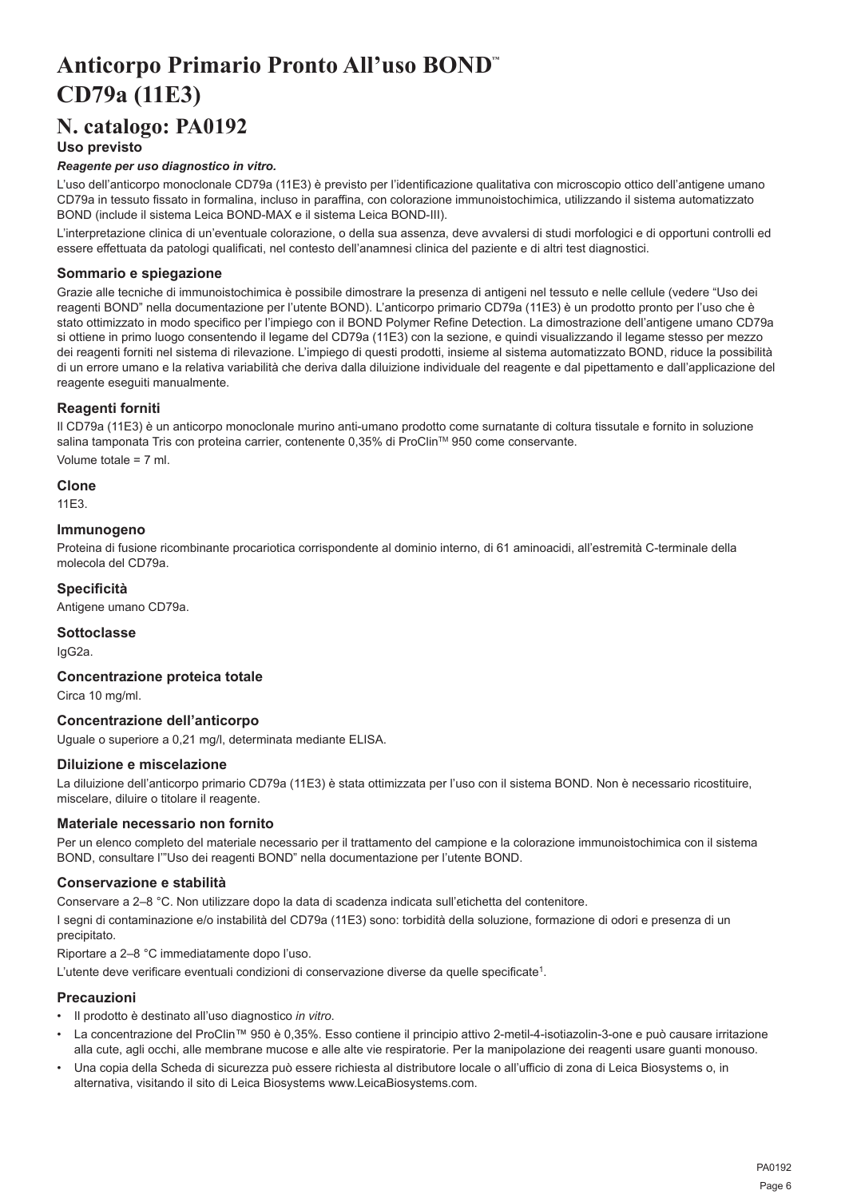# Anticorpo Primario Pronto All'uso BOND™ CD79a (11E3)

# N. catalogo: PA0192

### Uso previsto

***Reagente per uso diagnostico in vitro.***

L'uso dell'anticorpo monoclonale CD79a (11E3) è previsto per l'identificazione qualitativa con microscopio ottico dell'antigene umano CD79a in tessuto fissato in formalina, incluso in paraffina, con colorazione immunoistochimica, utilizzando il sistema automatizzato BOND (include il sistema Leica BOND-MAX e il sistema Leica BOND-III).

L'interpretazione clinica di un'eventuale colorazione, o della sua assenza, deve avvalersi di studi morfologici e di opportuni controlli ed essere effettuata da patologi qualificati, nel contesto dell'anamnesi clinica del paziente e di altri test diagnostici.

### Sommario e spiegazione

Grazie alle tecniche di immunoistochimica è possibile dimostrare la presenza di antigeni nel tessuto e nelle cellule (vedere "Uso dei reagenti BOND" nella documentazione per l'utente BOND). L'anticorpo primario CD79a (11E3) è un prodotto pronto per l'uso che è stato ottimizzato in modo specifico per l'impiego con il BOND Polymer Refine Detection. La dimostrazione dell'antigene umano CD79a si ottiene in primo luogo consentendo il legame del CD79a (11E3) con la sezione, e quindi visualizzando il legame stesso per mezzo dei reagenti forniti nel sistema di rilevazione. L'impiego di questi prodotti, insieme al sistema automatizzato BOND, riduce la possibilità di un errore umano e la relativa variabilità che deriva dalla diluizione individuale del reagente e dal pipettamento e dall'applicazione del reagente eseguiti manualmente.

### Reagenti forniti

Il CD79a (11E3) è un anticorpo monoclonale murino anti-umano prodotto come surnatante di coltura tissutale e fornito in soluzione salina tamponata Tris con proteina carrier, contenente 0,35% di ProClin™ 950 come conservante.

Volume totale = 7 ml.

### Clone

11E3.

### Immunogeno

Proteina di fusione ricombinante procariotica corrispondente al dominio interno, di 61 aminoacidi, all'estremità C-terminale della molecola del CD79a.

### Specificità

Antigene umano CD79a.

### Sottoclasse

IgG2a.

### Concentrazione proteica totale

Circa 10 mg/ml.

### Concentrazione dell'anticorpo

Uguale o superiore a 0,21 mg/l, determinata mediante ELISA.

### Diluizione e miscelazione

La diluizione dell'anticorpo primario CD79a (11E3) è stata ottimizzata per l'uso con il sistema BOND. Non è necessario ricostituire, miscelare, diluire o titolare il reagente.

### Materiale necessario non fornito

Per un elenco completo del materiale necessario per il trattamento del campione e la colorazione immunoistochimica con il sistema BOND, consultare l'"Uso dei reagenti BOND" nella documentazione per l'utente BOND.

### Conservazione e stabilità

Conservare a 2–8 °C. Non utilizzare dopo la data di scadenza indicata sull'etichetta del contenitore.

I segni di contaminazione e/o instabilità del CD79a (11E3) sono: torbidità della soluzione, formazione di odori e presenza di un precipitato.

Riportare a 2–8 °C immediatamente dopo l'uso.

L'utente deve verificare eventuali condizioni di conservazione diverse da quelle specificate[1].

### Precauzioni

- Il prodotto è destinato all'uso diagnostico *in vitro*.
- La concentrazione del ProClin™ 950 è 0,35%. Esso contiene il principio attivo 2-metil-4-isotiazolin-3-one e può causare irritazione alla cute, agli occhi, alle membrane mucose e alle alte vie respiratorie. Per la manipolazione dei reagenti usare guanti monouso.
- Una copia della Scheda di sicurezza può essere richiesta al distributore locale o all'ufficio di zona di Leica Biosystems o, in alternativa, visitando il sito di Leica Biosystems www.LeicaBiosystems.com.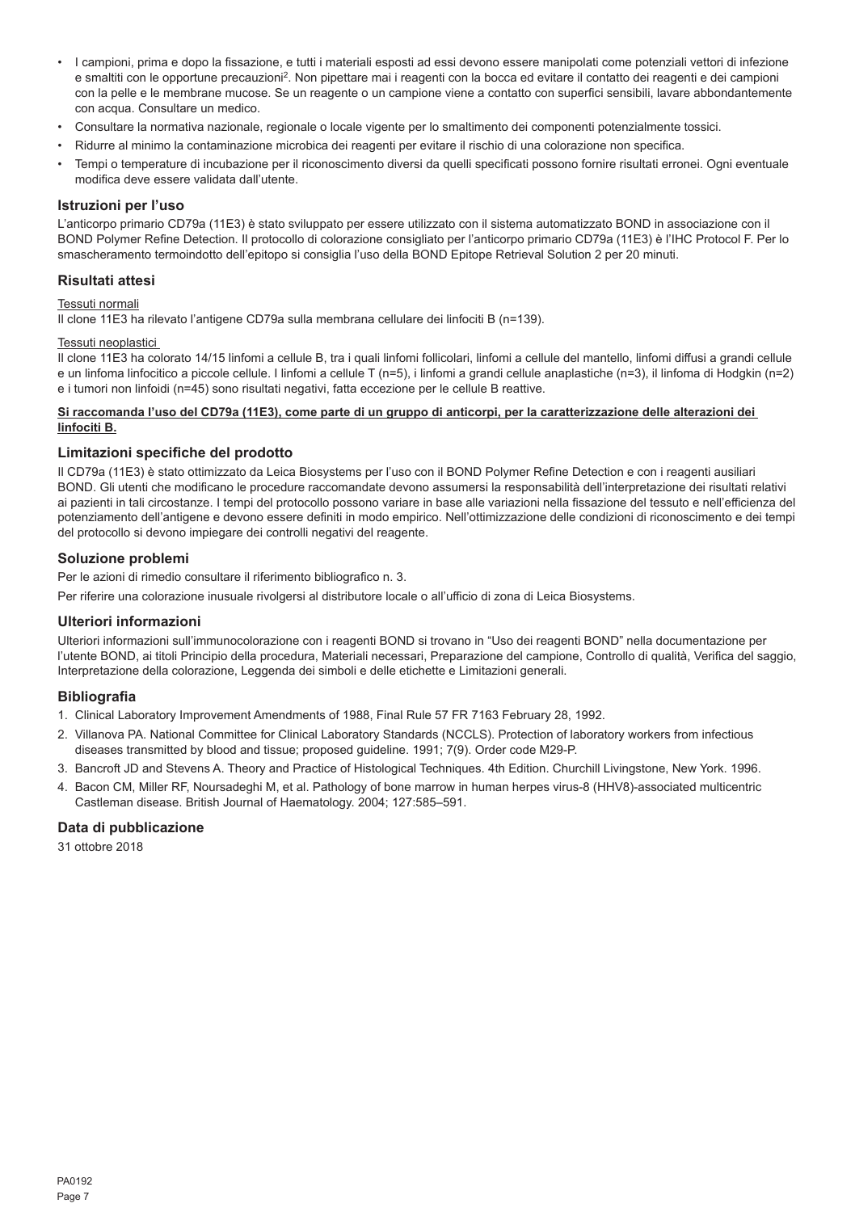- I campioni, prima e dopo la fissazione, e tutti i materiali esposti ad essi devono essere manipolati come potenziali vettori di infezione e smaltiti con le opportune precauzioni[2]. Non pipettare mai i reagenti con la bocca ed evitare il contatto dei reagenti e dei campioni con la pelle e le membrane mucose. Se un reagente o un campione viene a contatto con superfici sensibili, lavare abbondantemente con acqua. Consultare un medico.
- Consultare la normativa nazionale, regionale o locale vigente per lo smaltimento dei componenti potenzialmente tossici.
- Ridurre al minimo la contaminazione microbica dei reagenti per evitare il rischio di una colorazione non specifica.
- Tempi o temperature di incubazione per il riconoscimento diversi da quelli specificati possono fornire risultati erronei. Ogni eventuale modifica deve essere validata dall'utente.

## Istruzioni per l'uso

L'anticorpo primario CD79a (11E3) è stato sviluppato per essere utilizzato con il sistema automatizzato BOND in associazione con il BOND Polymer Refine Detection. Il protocollo di colorazione consigliato per l'anticorpo primario CD79a (11E3) è l'IHC Protocol F. Per lo smascheramento termoindotto dell'epitopo si consiglia l'uso della BOND Epitope Retrieval Solution 2 per 20 minuti.

## Risultati attesi

Tessuti normali

Il clone 11E3 ha rilevato l'antigene CD79a sulla membrana cellulare dei linfociti B (n=139).

Tessuti neoplastici

Il clone 11E3 ha colorato 14/15 linfomi a cellule B, tra i quali linfomi follicolari, linfomi a cellule del mantello, linfomi diffusi a grandi cellule e un linfoma linfocitico a piccole cellule. I linfomi a cellule T (n=5), i linfomi a grandi cellule anaplastiche (n=3), il linfoma di Hodgkin (n=2) e i tumori non linfoidi (n=45) sono risultati negativi, fatta eccezione per le cellule B reattive.

**Si raccomanda l'uso del CD79a (11E3), come parte di un gruppo di anticorpi, per la caratterizzazione delle alterazioni dei linfociti B.**

## Limitazioni specifiche del prodotto

Il CD79a (11E3) è stato ottimizzato da Leica Biosystems per l'uso con il BOND Polymer Refine Detection e con i reagenti ausiliari BOND. Gli utenti che modificano le procedure raccomandate devono assumersi la responsabilità dell'interpretazione dei risultati relativi ai pazienti in tali circostanze. I tempi del protocollo possono variare in base alle variazioni nella fissazione del tessuto e nell'efficienza del potenziamento dell'antigene e devono essere definiti in modo empirico. Nell'ottimizzazione delle condizioni di riconoscimento e dei tempi del protocollo si devono impiegare dei controlli negativi del reagente.

## Soluzione problemi

Per le azioni di rimedio consultare il riferimento bibliografico n. 3.

Per riferire una colorazione inusuale rivolgersi al distributore locale o all'ufficio di zona di Leica Biosystems.

## Ulteriori informazioni

Ulteriori informazioni sull'immunocolorazione con i reagenti BOND si trovano in "Uso dei reagenti BOND" nella documentazione per l'utente BOND, ai titoli Principio della procedura, Materiali necessari, Preparazione del campione, Controllo di qualità, Verifica del saggio, Interpretazione della colorazione, Leggenda dei simboli e delle etichette e Limitazioni generali.

## Bibliografia

1. Clinical Laboratory Improvement Amendments of 1988, Final Rule 57 FR 7163 February 28, 1992.
2. Villanova PA. National Committee for Clinical Laboratory Standards (NCCLS). Protection of laboratory workers from infectious diseases transmitted by blood and tissue; proposed guideline. 1991; 7(9). Order code M29-P.
3. Bancroft JD and Stevens A. Theory and Practice of Histological Techniques. 4th Edition. Churchill Livingstone, New York. 1996.
4. Bacon CM, Miller RF, Noursadeghi M, et al. Pathology of bone marrow in human herpes virus-8 (HHV8)-associated multicentric Castleman disease. British Journal of Haematology. 2004; 127:585–591.

## Data di pubblicazione

31 ottobre 2018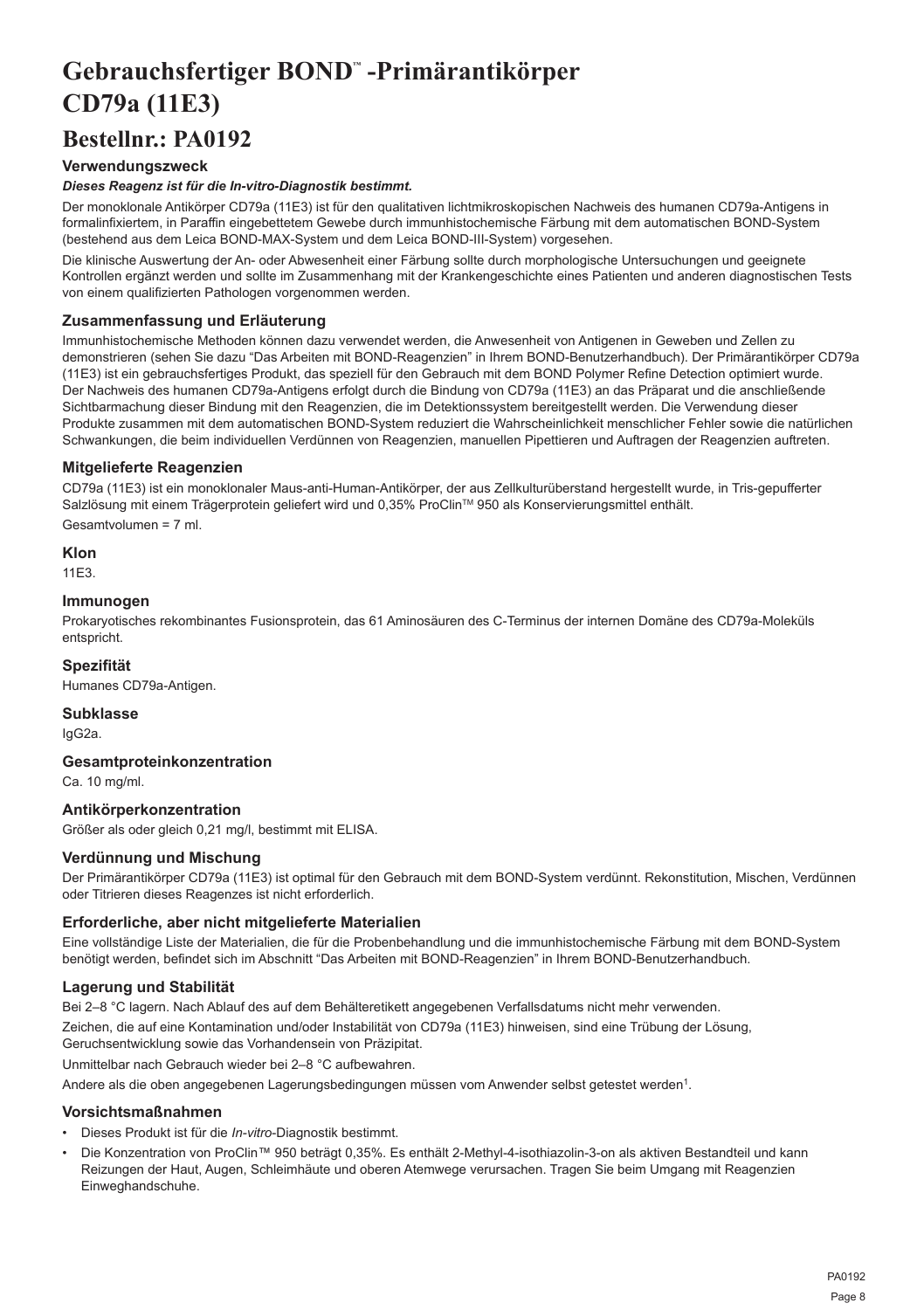# Gebrauchsfertiger BOND™ -Primärantikörper CD79a (11E3)

## Bestellnr.: PA0192

### Verwendungszweck

***Dieses Reagenz ist für die In-vitro-Diagnostik bestimmt.***

Der monoklonale Antikörper CD79a (11E3) ist für den qualitativen lichtmikroskopischen Nachweis des humanen CD79a-Antigens in formalinfixiertem, in Paraffin eingebettetem Gewebe durch immunhistochemische Färbung mit dem automatischen BOND-System (bestehend aus dem Leica BOND-MAX-System und dem Leica BOND-III-System) vorgesehen.

Die klinische Auswertung der An- oder Abwesenheit einer Färbung sollte durch morphologische Untersuchungen und geeignete Kontrollen ergänzt werden und sollte im Zusammenhang mit der Krankengeschichte eines Patienten und anderen diagnostischen Tests von einem qualifizierten Pathologen vorgenommen werden.

### Zusammenfassung und Erläuterung

Immunhistochemische Methoden können dazu verwendet werden, die Anwesenheit von Antigenen in Geweben und Zellen zu demonstrieren (sehen Sie dazu "Das Arbeiten mit BOND-Reagenzien" in Ihrem BOND-Benutzerhandbuch). Der Primärantikörper CD79a (11E3) ist ein gebrauchsfertiges Produkt, das speziell für den Gebrauch mit dem BOND Polymer Refine Detection optimiert wurde. Der Nachweis des humanen CD79a-Antigens erfolgt durch die Bindung von CD79a (11E3) an das Präparat und die anschließende Sichtbarmachung dieser Bindung mit den Reagenzien, die im Detektionssystem bereitgestellt werden. Die Verwendung dieser Produkte zusammen mit dem automatischen BOND-System reduziert die Wahrscheinlichkeit menschlicher Fehler sowie die natürlichen Schwankungen, die beim individuellen Verdünnen von Reagenzien, manuellen Pipettieren und Auftragen der Reagenzien auftreten.

### Mitgelieferte Reagenzien

CD79a (11E3) ist ein monoklonaler Maus-anti-Human-Antikörper, der aus Zellkulturüberstand hergestellt wurde, in Tris-gepufferter Salzlösung mit einem Trägerprotein geliefert wird und 0,35% ProClin™ 950 als Konservierungsmittel enthält.

Gesamtvolumen = 7 ml.

### Klon

11E3.

### Immunogen

Prokaryotisches rekombinantes Fusionsprotein, das 61 Aminosäuren des C-Terminus der internen Domäne des CD79a-Moleküls entspricht.

### Spezifität

Humanes CD79a-Antigen.

### Subklasse

IgG2a.

### Gesamtproteinkonzentration

Ca. 10 mg/ml.

### Antikörperkonzentration

Größer als oder gleich 0,21 mg/l, bestimmt mit ELISA.

### Verdünnung und Mischung

Der Primärantikörper CD79a (11E3) ist optimal für den Gebrauch mit dem BOND-System verdünnt. Rekonstitution, Mischen, Verdünnen oder Titrieren dieses Reagenzes ist nicht erforderlich.

### Erforderliche, aber nicht mitgelieferte Materialien

Eine vollständige Liste der Materialien, die für die Probenbehandlung und die immunhistochemische Färbung mit dem BOND-System benötigt werden, befindet sich im Abschnitt "Das Arbeiten mit BOND-Reagenzien" in Ihrem BOND-Benutzerhandbuch.

### Lagerung und Stabilität

Bei 2–8 °C lagern. Nach Ablauf des auf dem Behälteretikett angegebenen Verfallsdatums nicht mehr verwenden.

Zeichen, die auf eine Kontamination und/oder Instabilität von CD79a (11E3) hinweisen, sind eine Trübung der Lösung, Geruchsentwicklung sowie das Vorhandensein von Präzipitat.

Unmittelbar nach Gebrauch wieder bei 2–8 °C aufbewahren.

Andere als die oben angegebenen Lagerungsbedingungen müssen vom Anwender selbst getestet werden[1].

### Vorsichtsmaßnahmen

- Dieses Produkt ist für die *In-vitro*-Diagnostik bestimmt.
- Die Konzentration von ProClin™ 950 beträgt 0,35%. Es enthält 2-Methyl-4-isothiazolin-3-on als aktiven Bestandteil und kann Reizungen der Haut, Augen, Schleimhäute und oberen Atemwege verursachen. Tragen Sie beim Umgang mit Reagenzien Einweghandschuhe.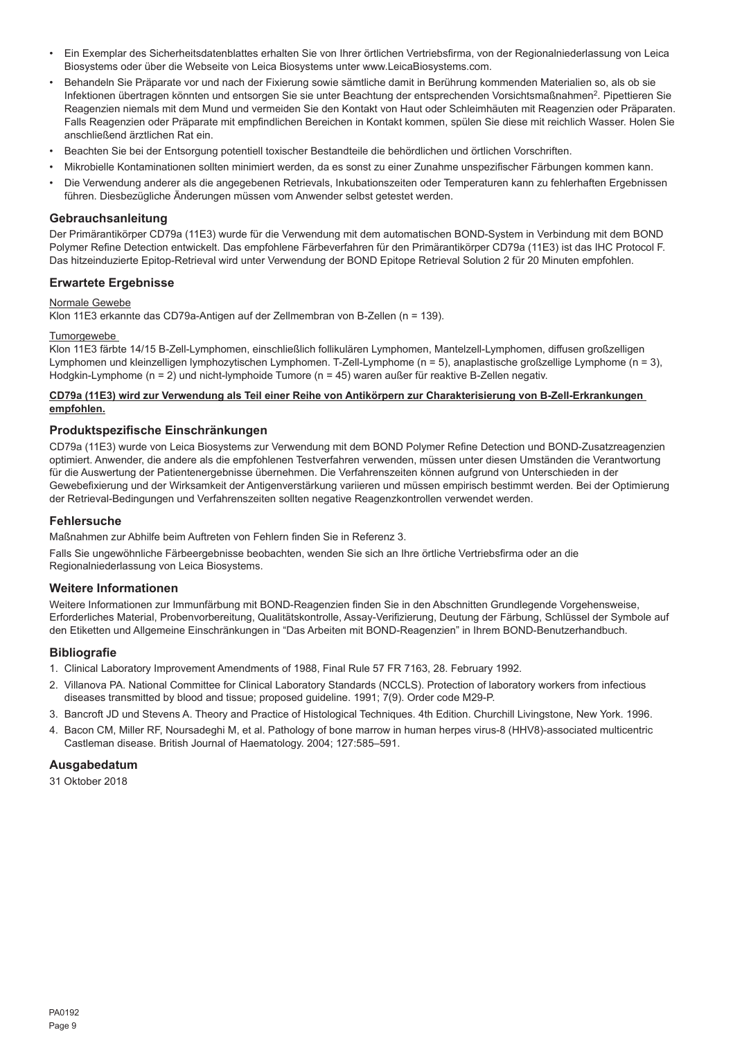- Ein Exemplar des Sicherheitsdatenblattes erhalten Sie von Ihrer örtlichen Vertriebsfirma, von der Regionalniederlassung von Leica Biosystems oder über die Webseite von Leica Biosystems unter www.LeicaBiosystems.com.
- Behandeln Sie Präparate vor und nach der Fixierung sowie sämtliche damit in Berührung kommenden Materialien so, als ob sie Infektionen übertragen könnten und entsorgen Sie sie unter Beachtung der entsprechenden Vorsichtsmaßnahmen[2]. Pipettieren Sie Reagenzien niemals mit dem Mund und vermeiden Sie den Kontakt von Haut oder Schleimhäuten mit Reagenzien oder Präparaten. Falls Reagenzien oder Präparate mit empfindlichen Bereichen in Kontakt kommen, spülen Sie diese mit reichlich Wasser. Holen Sie anschließend ärztlichen Rat ein.
- Beachten Sie bei der Entsorgung potentiell toxischer Bestandteile die behördlichen und örtlichen Vorschriften.
- Mikrobielle Kontaminationen sollten minimiert werden, da es sonst zu einer Zunahme unspezifischer Färbungen kommen kann.
- Die Verwendung anderer als die angegebenen Retrievals, Inkubationszeiten oder Temperaturen kann zu fehlerhaften Ergebnissen führen. Diesbezügliche Änderungen müssen vom Anwender selbst getestet werden.

## Gebrauchsanleitung

Der Primärantikörper CD79a (11E3) wurde für die Verwendung mit dem automatischen BOND-System in Verbindung mit dem BOND Polymer Refine Detection entwickelt. Das empfohlene Färbeverfahren für den Primärantikörper CD79a (11E3) ist das IHC Protocol F. Das hitzeinduzierte Epitop-Retrieval wird unter Verwendung der BOND Epitope Retrieval Solution 2 für 20 Minuten empfohlen.

## Erwartete Ergebnisse

Normale Gewebe

Klon 11E3 erkannte das CD79a-Antigen auf der Zellmembran von B-Zellen (n = 139).

Tumorgewebe

Klon 11E3 färbte 14/15 B-Zell-Lymphomen, einschließlich follikulären Lymphomen, Mantelzell-Lymphomen, diffusen großzelligen Lymphomen und kleinzelligen lymphozytischen Lymphomen. T-Zell-Lymphome (n = 5), anaplastische großzellige Lymphome (n = 3), Hodgkin-Lymphome (n = 2) und nicht-lymphoide Tumore (n = 45) waren außer für reaktive B-Zellen negativ.

**CD79a (11E3) wird zur Verwendung als Teil einer Reihe von Antikörpern zur Charakterisierung von B-Zell-Erkrankungen empfohlen.**

## Produktspezifische Einschränkungen

CD79a (11E3) wurde von Leica Biosystems zur Verwendung mit dem BOND Polymer Refine Detection und BOND-Zusatzreagenzien optimiert. Anwender, die andere als die empfohlenen Testverfahren verwenden, müssen unter diesen Umständen die Verantwortung für die Auswertung der Patientenergebnisse übernehmen. Die Verfahrenszeiten können aufgrund von Unterschieden in der Gewebefixierung und der Wirksamkeit der Antigenverstärkung variieren und müssen empirisch bestimmt werden. Bei der Optimierung der Retrieval-Bedingungen und Verfahrenszeiten sollten negative Reagenzkontrollen verwendet werden.

## Fehlersuche

Maßnahmen zur Abhilfe beim Auftreten von Fehlern finden Sie in Referenz 3.

Falls Sie ungewöhnliche Färbeergebnisse beobachten, wenden Sie sich an Ihre örtliche Vertriebsfirma oder an die Regionalniederlassung von Leica Biosystems.

## Weitere Informationen

Weitere Informationen zur Immunfärbung mit BOND-Reagenzien finden Sie in den Abschnitten Grundlegende Vorgehensweise, Erforderliches Material, Probenvorbereitung, Qualitätskontrolle, Assay-Verifizierung, Deutung der Färbung, Schlüssel der Symbole auf den Etiketten und Allgemeine Einschränkungen in "Das Arbeiten mit BOND-Reagenzien" in Ihrem BOND-Benutzerhandbuch.

## Bibliografie

1. Clinical Laboratory Improvement Amendments of 1988, Final Rule 57 FR 7163, 28. February 1992.
2. Villanova PA. National Committee for Clinical Laboratory Standards (NCCLS). Protection of laboratory workers from infectious diseases transmitted by blood and tissue; proposed guideline. 1991; 7(9). Order code M29-P.
3. Bancroft JD und Stevens A. Theory and Practice of Histological Techniques. 4th Edition. Churchill Livingstone, New York. 1996.
4. Bacon CM, Miller RF, Noursadeghi M, et al. Pathology of bone marrow in human herpes virus-8 (HHV8)-associated multicentric Castleman disease. British Journal of Haematology. 2004; 127:585–591.

## Ausgabedatum

31 Oktober 2018

PA0192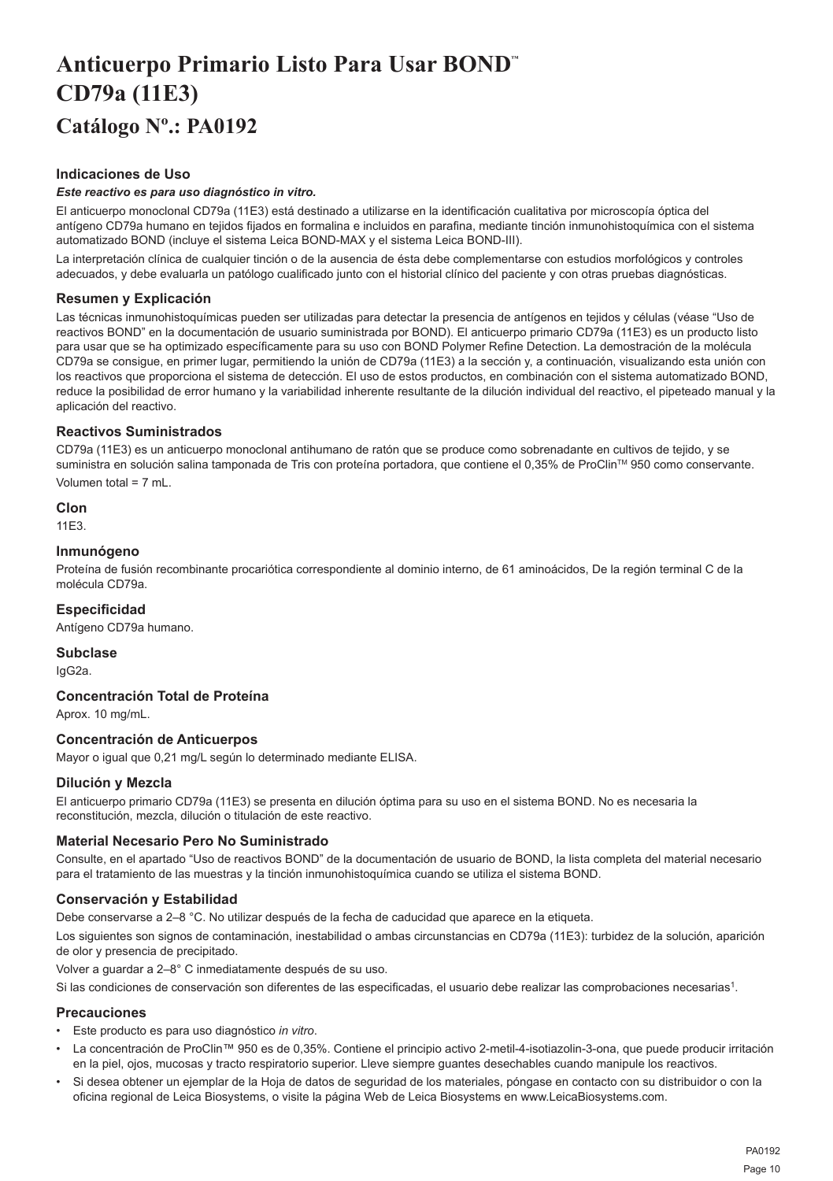# Anticuerpo Primario Listo Para Usar BOND™ CD79a (11E3)

## Catálogo Nº.: PA0192

### Indicaciones de Uso

***Este reactivo es para uso diagnóstico in vitro.***

El anticuerpo monoclonal CD79a (11E3) está destinado a utilizarse en la identificación cualitativa por microscopía óptica del antígeno CD79a humano en tejidos fijados en formalina e incluidos en parafina, mediante tinción inmunohistoquímica con el sistema automatizado BOND (incluye el sistema Leica BOND-MAX y el sistema Leica BOND-III).

La interpretación clínica de cualquier tinción o de la ausencia de ésta debe complementarse con estudios morfológicos y controles adecuados, y debe evaluarla un patólogo cualificado junto con el historial clínico del paciente y con otras pruebas diagnósticas.

### Resumen y Explicación

Las técnicas inmunohistoquímicas pueden ser utilizadas para detectar la presencia de antígenos en tejidos y células (véase "Uso de reactivos BOND" en la documentación de usuario suministrada por BOND). El anticuerpo primario CD79a (11E3) es un producto listo para usar que se ha optimizado específicamente para su uso con BOND Polymer Refine Detection. La demostración de la molécula CD79a se consigue, en primer lugar, permitiendo la unión de CD79a (11E3) a la sección y, a continuación, visualizando esta unión con los reactivos que proporciona el sistema de detección. El uso de estos productos, en combinación con el sistema automatizado BOND, reduce la posibilidad de error humano y la variabilidad inherente resultante de la dilución individual del reactivo, el pipeteado manual y la aplicación del reactivo.

### Reactivos Suministrados

CD79a (11E3) es un anticuerpo monoclonal antihumano de ratón que se produce como sobrenadante en cultivos de tejido, y se suministra en solución salina tamponada de Tris con proteína portadora, que contiene el 0,35% de ProClin™ 950 como conservante.

Volumen total = 7 mL.

### Clon

11E3.

### Inmunógeno

Proteína de fusión recombinante procariótica correspondiente al dominio interno, de 61 aminoácidos, De la región terminal C de la molécula CD79a.

### Especificidad

Antígeno CD79a humano.

### Subclase

IgG2a.

### Concentración Total de Proteína

Aprox. 10 mg/mL.

### Concentración de Anticuerpos

Mayor o igual que 0,21 mg/L según lo determinado mediante ELISA.

### Dilución y Mezcla

El anticuerpo primario CD79a (11E3) se presenta en dilución óptima para su uso en el sistema BOND. No es necesaria la reconstitución, mezcla, dilución o titulación de este reactivo.

### Material Necesario Pero No Suministrado

Consulte, en el apartado "Uso de reactivos BOND" de la documentación de usuario de BOND, la lista completa del material necesario para el tratamiento de las muestras y la tinción inmunohistoquímica cuando se utiliza el sistema BOND.

### Conservación y Estabilidad

Debe conservarse a 2–8 °C. No utilizar después de la fecha de caducidad que aparece en la etiqueta.

Los siguientes son signos de contaminación, inestabilidad o ambas circunstancias en CD79a (11E3): turbidez de la solución, aparición de olor y presencia de precipitado.

Volver a guardar a 2–8° C inmediatamente después de su uso.

Si las condiciones de conservación son diferentes de las especificadas, el usuario debe realizar las comprobaciones necesarias[1].

### Precauciones

- Este producto es para uso diagnóstico *in vitro*.
- La concentración de ProClin™ 950 es de 0,35%. Contiene el principio activo 2-metil-4-isotiazolin-3-ona, que puede producir irritación en la piel, ojos, mucosas y tracto respiratorio superior. Lleve siempre guantes desechables cuando manipule los reactivos.
- Si desea obtener un ejemplar de la Hoja de datos de seguridad de los materiales, póngase en contacto con su distribuidor o con la oficina regional de Leica Biosystems, o visite la página Web de Leica Biosystems en www.LeicaBiosystems.com.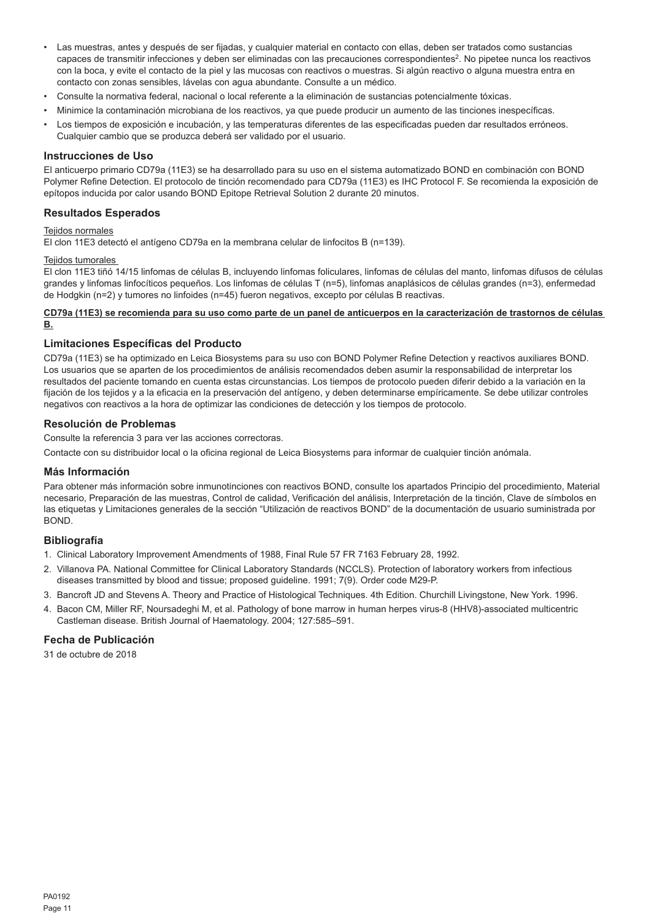- Las muestras, antes y después de ser fijadas, y cualquier material en contacto con ellas, deben ser tratados como sustancias capaces de transmitir infecciones y deben ser eliminadas con las precauciones correspondientes[2]. No pipetee nunca los reactivos con la boca, y evite el contacto de la piel y las mucosas con reactivos o muestras. Si algún reactivo o alguna muestra entra en contacto con zonas sensibles, lávelas con agua abundante. Consulte a un médico.
- Consulte la normativa federal, nacional o local referente a la eliminación de sustancias potencialmente tóxicas.
- Minimice la contaminación microbiana de los reactivos, ya que puede producir un aumento de las tinciones inespecíficas.
- Los tiempos de exposición e incubación, y las temperaturas diferentes de las especificadas pueden dar resultados erróneos. Cualquier cambio que se produzca deberá ser validado por el usuario.

## Instrucciones de Uso

El anticuerpo primario CD79a (11E3) se ha desarrollado para su uso en el sistema automatizado BOND en combinación con BOND Polymer Refine Detection. El protocolo de tinción recomendado para CD79a (11E3) es IHC Protocol F. Se recomienda la exposición de epítopos inducida por calor usando BOND Epitope Retrieval Solution 2 durante 20 minutos.

## Resultados Esperados

Tejidos normales

El clon 11E3 detectó el antígeno CD79a en la membrana celular de linfocitos B (n=139).

Tejidos tumorales

El clon 11E3 tiñó 14/15 linfomas de células B, incluyendo linfomas foliculares, linfomas de células del manto, linfomas difusos de células grandes y linfomas linfocíticos pequeños. Los linfomas de células T (n=5), linfomas anaplásicos de células grandes (n=3), enfermedad de Hodgkin (n=2) y tumores no linfoides (n=45) fueron negativos, excepto por células B reactivas.

**CD79a (11E3) se recomienda para su uso como parte de un panel de anticuerpos en la caracterización de trastornos de células B.**

## Limitaciones Específicas del Producto

CD79a (11E3) se ha optimizado en Leica Biosystems para su uso con BOND Polymer Refine Detection y reactivos auxiliares BOND. Los usuarios que se aparten de los procedimientos de análisis recomendados deben asumir la responsabilidad de interpretar los resultados del paciente tomando en cuenta estas circunstancias. Los tiempos de protocolo pueden diferir debido a la variación en la fijación de los tejidos y a la eficacia en la preservación del antígeno, y deben determinarse empíricamente. Se debe utilizar controles negativos con reactivos a la hora de optimizar las condiciones de detección y los tiempos de protocolo.

## Resolución de Problemas

Consulte la referencia 3 para ver las acciones correctoras.

Contacte con su distribuidor local o la oficina regional de Leica Biosystems para informar de cualquier tinción anómala.

## Más Información

Para obtener más información sobre inmunotinciones con reactivos BOND, consulte los apartados Principio del procedimiento, Material necesario, Preparación de las muestras, Control de calidad, Verificación del análisis, Interpretación de la tinción, Clave de símbolos en las etiquetas y Limitaciones generales de la sección "Utilización de reactivos BOND" de la documentación de usuario suministrada por BOND.

## Bibliografía

1. Clinical Laboratory Improvement Amendments of 1988, Final Rule 57 FR 7163 February 28, 1992.
2. Villanova PA. National Committee for Clinical Laboratory Standards (NCCLS). Protection of laboratory workers from infectious diseases transmitted by blood and tissue; proposed guideline. 1991; 7(9). Order code M29-P.
3. Bancroft JD and Stevens A. Theory and Practice of Histological Techniques. 4th Edition. Churchill Livingstone, New York. 1996.
4. Bacon CM, Miller RF, Noursadeghi M, et al. Pathology of bone marrow in human herpes virus-8 (HHV8)-associated multicentric Castleman disease. British Journal of Haematology. 2004; 127:585–591.

## Fecha de Publicación

31 de octubre de 2018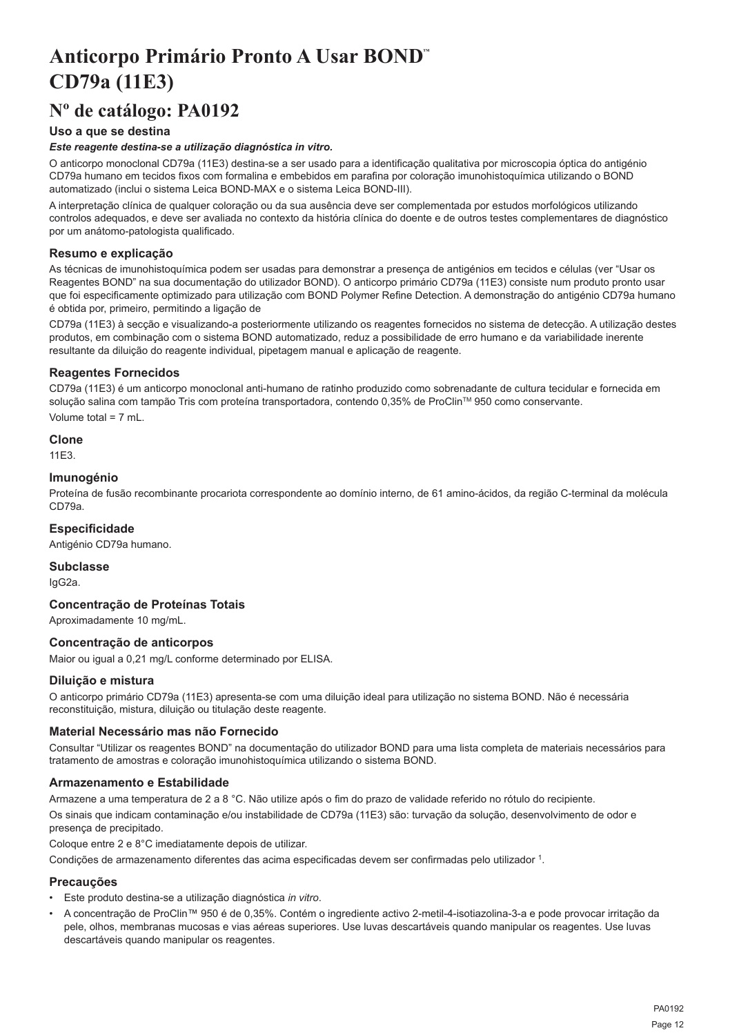# Anticorpo Primário Pronto A Usar BOND™ CD79a (11E3)

# Nº de catálogo: PA0192

### Uso a que se destina

***Este reagente destina-se a utilização diagnóstica in vitro.***

O anticorpo monoclonal CD79a (11E3) destina-se a ser usado para a identificação qualitativa por microscopia óptica do antigénio CD79a humano em tecidos fixos com formalina e embebidos em parafina por coloração imunohistoquímica utilizando o BOND automatizado (inclui o sistema Leica BOND-MAX e o sistema Leica BOND-III).

A interpretação clínica de qualquer coloração ou da sua ausência deve ser complementada por estudos morfológicos utilizando controlos adequados, e deve ser avaliada no contexto da história clínica do doente e de outros testes complementares de diagnóstico por um anátomo-patologista qualificado.

### Resumo e explicação

As técnicas de imunohistoquímica podem ser usadas para demonstrar a presença de antigénios em tecidos e células (ver "Usar os Reagentes BOND" na sua documentação do utilizador BOND). O anticorpo primário CD79a (11E3) consiste num produto pronto usar que foi especificamente optimizado para utilização com BOND Polymer Refine Detection. A demonstração do antigénio CD79a humano é obtida por, primeiro, permitindo a ligação de

CD79a (11E3) à secção e visualizando-a posteriormente utilizando os reagentes fornecidos no sistema de detecção. A utilização destes produtos, em combinação com o sistema BOND automatizado, reduz a possibilidade de erro humano e da variabilidade inerente resultante da diluição do reagente individual, pipetagem manual e aplicação de reagente.

### Reagentes Fornecidos

CD79a (11E3) é um anticorpo monoclonal anti-humano de ratinho produzido como sobrenadante de cultura tecidular e fornecida em solução salina com tampão Tris com proteína transportadora, contendo 0,35% de ProClin™ 950 como conservante.

Volume total = 7 mL.

### Clone

11E3.

### Imunogénio

Proteína de fusão recombinante procariota correspondente ao domínio interno, de 61 amino-ácidos, da região C-terminal da molécula CD79a.

### Especificidade

Antigénio CD79a humano.

### Subclasse

IgG2a.

### Concentração de Proteínas Totais

Aproximadamente 10 mg/mL.

### Concentração de anticorpos

Maior ou igual a 0,21 mg/L conforme determinado por ELISA.

### Diluição e mistura

O anticorpo primário CD79a (11E3) apresenta-se com uma diluição ideal para utilização no sistema BOND. Não é necessária reconstituição, mistura, diluição ou titulação deste reagente.

### Material Necessário mas não Fornecido

Consultar "Utilizar os reagentes BOND" na documentação do utilizador BOND para uma lista completa de materiais necessários para tratamento de amostras e coloração imunohistoquímica utilizando o sistema BOND.

### Armazenamento e Estabilidade

Armazene a uma temperatura de 2 a 8 °C. Não utilize após o fim do prazo de validade referido no rótulo do recipiente.

Os sinais que indicam contaminação e/ou instabilidade de CD79a (11E3) são: turvação da solução, desenvolvimento de odor e presença de precipitado.

Coloque entre 2 e 8°C imediatamente depois de utilizar.

Condições de armazenamento diferentes das acima especificadas devem ser confirmadas pelo utilizador [1].

### Precauções

- Este produto destina-se a utilização diagnóstica *in vitro*.
- A concentração de ProClin™ 950 é de 0,35%. Contém o ingrediente activo 2-metil-4-isotiazolina-3-a e pode provocar irritação da pele, olhos, membranas mucosas e vias aéreas superiores. Use luvas descartáveis quando manipular os reagentes. Use luvas descartáveis quando manipular os reagentes.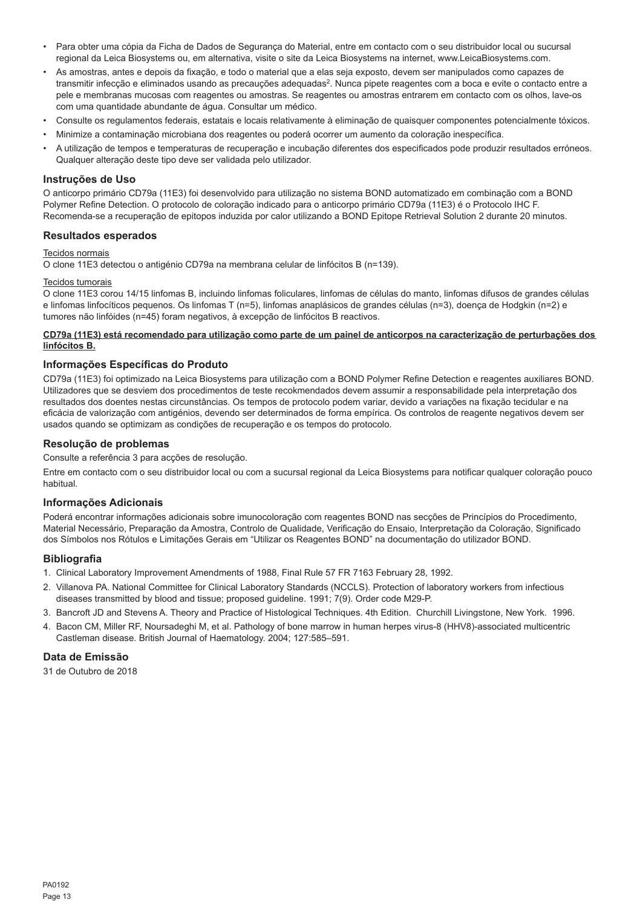- Para obter uma cópia da Ficha de Dados de Segurança do Material, entre em contacto com o seu distribuidor local ou sucursal regional da Leica Biosystems ou, em alternativa, visite o site da Leica Biosystems na internet, www.LeicaBiosystems.com.
- As amostras, antes e depois da fixação, e todo o material que a elas seja exposto, devem ser manipulados como capazes de transmitir infecção e eliminados usando as precauções adequadas[2]. Nunca pipete reagentes com a boca e evite o contacto entre a pele e membranas mucosas com reagentes ou amostras. Se reagentes ou amostras entrarem em contacto com os olhos, lave-os com uma quantidade abundante de água. Consultar um médico.
- Consulte os regulamentos federais, estatais e locais relativamente à eliminação de quaisquer componentes potencialmente tóxicos.
- Minimize a contaminação microbiana dos reagentes ou poderá ocorrer um aumento da coloração inespecífica.
- A utilização de tempos e temperaturas de recuperação e incubação diferentes dos especificados pode produzir resultados erróneos. Qualquer alteração deste tipo deve ser validada pelo utilizador.

## Instruções de Uso

O anticorpo primário CD79a (11E3) foi desenvolvido para utilização no sistema BOND automatizado em combinação com a BOND Polymer Refine Detection. O protocolo de coloração indicado para o anticorpo primário CD79a (11E3) é o Protocolo IHC F. Recomenda-se a recuperação de epitopos induzida por calor utilizando a BOND Epitope Retrieval Solution 2 durante 20 minutos.

## Resultados esperados

Tecidos normais

O clone 11E3 detectou o antigénio CD79a na membrana celular de linfócitos B (n=139).

Tecidos tumorais

O clone 11E3 corou 14/15 linfomas B, incluindo linfomas foliculares, linfomas de células do manto, linfomas difusos de grandes células e linfomas linfocíticos pequenos. Os linfomas T (n=5), linfomas anaplásicos de grandes células (n=3), doença de Hodgkin (n=2) e tumores não linfóides (n=45) foram negativos, à excepção de linfócitos B reactivos.

**CD79a (11E3) está recomendado para utilização como parte de um painel de anticorpos na caracterização de perturbações dos linfócitos B.**

## Informações Específicas do Produto

CD79a (11E3) foi optimizado na Leica Biosystems para utilização com a BOND Polymer Refine Detection e reagentes auxiliares BOND. Utilizadores que se desviem dos procedimentos de teste recokmendados devem assumir a responsabilidade pela interpretação dos resultados dos doentes nestas circunstâncias. Os tempos de protocolo podem variar, devido a variações na fixação tecidular e na eficácia de valorização com antigénios, devendo ser determinados de forma empírica. Os controlos de reagente negativos devem ser usados quando se optimizam as condições de recuperação e os tempos do protocolo.

## Resolução de problemas

Consulte a referência 3 para acções de resolução.

Entre em contacto com o seu distribuidor local ou com a sucursal regional da Leica Biosystems para notificar qualquer coloração pouco habitual.

## Informações Adicionais

Poderá encontrar informações adicionais sobre imunocoloração com reagentes BOND nas secções de Princípios do Procedimento, Material Necessário, Preparação da Amostra, Controlo de Qualidade, Verificação do Ensaio, Interpretação da Coloração, Significado dos Símbolos nos Rótulos e Limitações Gerais em "Utilizar os Reagentes BOND" na documentação do utilizador BOND.

## Bibliografia

1. Clinical Laboratory Improvement Amendments of 1988, Final Rule 57 FR 7163 February 28, 1992.
2. Villanova PA. National Committee for Clinical Laboratory Standards (NCCLS). Protection of laboratory workers from infectious diseases transmitted by blood and tissue; proposed guideline. 1991; 7(9). Order code M29-P.
3. Bancroft JD and Stevens A. Theory and Practice of Histological Techniques. 4th Edition. Churchill Livingstone, New York. 1996.
4. Bacon CM, Miller RF, Noursadeghi M, et al. Pathology of bone marrow in human herpes virus-8 (HHV8)-associated multicentric Castleman disease. British Journal of Haematology. 2004; 127:585–591.

## Data de Emissão

31 de Outubro de 2018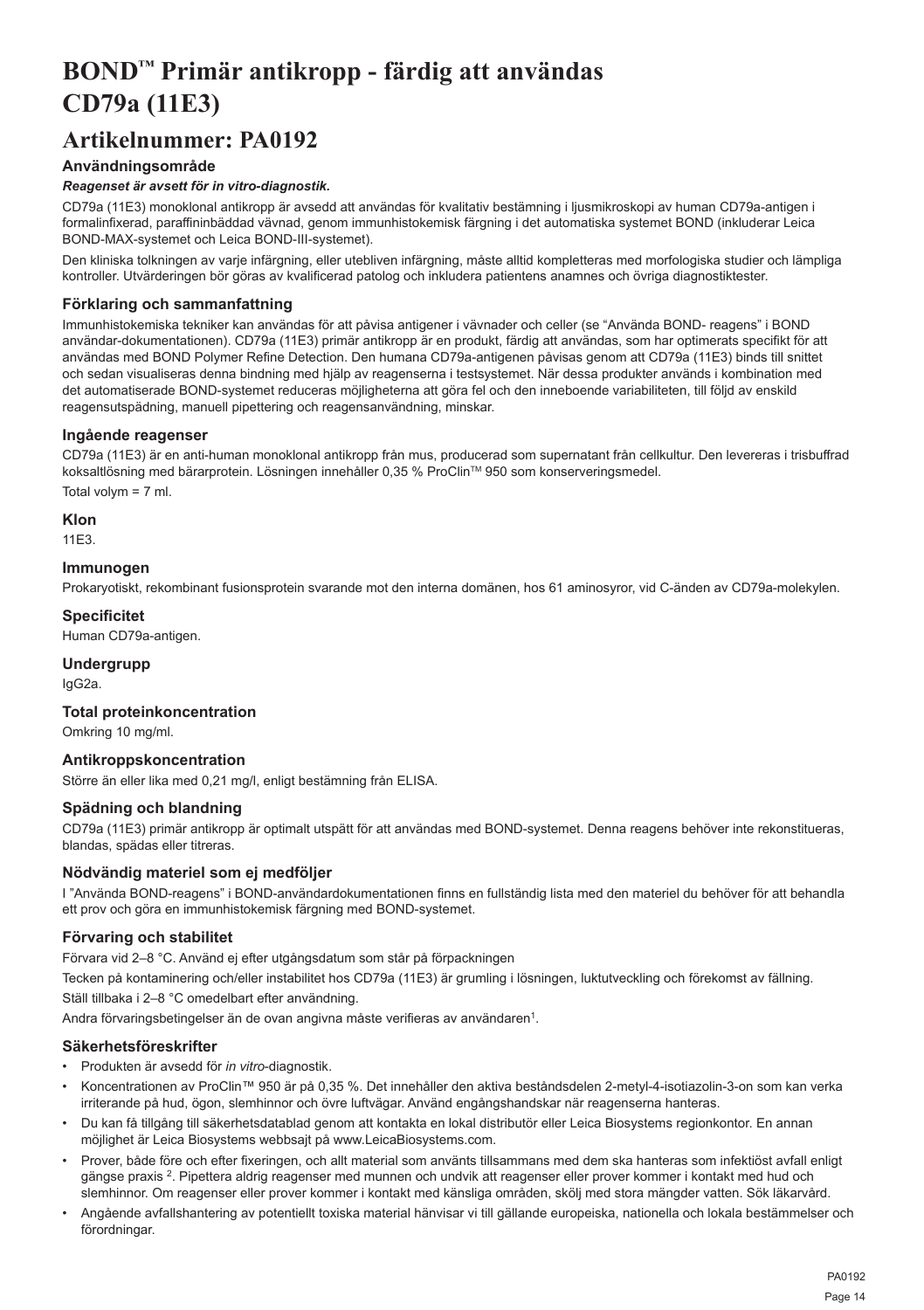# BOND™ Primär antikropp - färdig att användas CD79a (11E3)

## Artikelnummer: PA0192

### Användningsområde

***Reagenset är avsett för in vitro-diagnostik.***

CD79a (11E3) monoklonal antikropp är avsedd att användas för kvalitativ bestämning i ljusmikroskopi av human CD79a-antigen i formalinfixerad, paraffininbäddad vävnad, genom immunhistokemisk färgning i det automatiska systemet BOND (inkluderar Leica BOND-MAX-systemet och Leica BOND-III-systemet).

Den kliniska tolkningen av varje infärgning, eller utebliven infärgning, måste alltid kompletteras med morfologiska studier och lämpliga kontroller. Utvärderingen bör göras av kvalificerad patolog och inkludera patientens anamnes och övriga diagnostiktester.

### Förklaring och sammanfattning

Immunhistokemiska tekniker kan användas för att påvisa antigener i vävnader och celler (se "Använda BOND- reagens" i BOND användar-dokumentationen). CD79a (11E3) primär antikropp är en produkt, färdig att användas, som har optimerats specifikt för att användas med BOND Polymer Refine Detection. Den humana CD79a-antigenen påvisas genom att CD79a (11E3) binds till snittet och sedan visualiseras denna bindning med hjälp av reagenserna i testsystemet. När dessa produkter används i kombination med det automatiserade BOND-systemet reduceras möjligheterna att göra fel och den inneboende variabiliteten, till följd av enskild reagensutspädning, manuell pipettering och reagensanvändning, minskar.

### Ingående reagenser

CD79a (11E3) är en anti-human monoklonal antikropp från mus, producerad som supernatant från cellkultur. Den levereras i trisbuffrad koksaltlösning med bärarprotein. Lösningen innehåller 0,35 % ProClin™ 950 som konserveringsmedel.

Total volym = 7 ml.

### Klon

11E3.

### Immunogen

Prokaryotiskt, rekombinant fusionsprotein svarande mot den interna domänen, hos 61 aminosyror, vid C-änden av CD79a-molekylen.

### Specificitet

Human CD79a-antigen.

### Undergrupp

IgG2a.

### Total proteinkoncentration

Omkring 10 mg/ml.

### Antikroppskoncentration

Större än eller lika med 0,21 mg/l, enligt bestämning från ELISA.

### Spädning och blandning

CD79a (11E3) primär antikropp är optimalt utspätt för att användas med BOND-systemet. Denna reagens behöver inte rekonstitueras, blandas, spädas eller titreras.

### Nödvändig materiel som ej medföljer

I "Använda BOND-reagens" i BOND-användardokumentationen finns en fullständig lista med den materiel du behöver för att behandla ett prov och göra en immunhistokemisk färgning med BOND-systemet.

### Förvaring och stabilitet

Förvara vid 2–8 °C. Använd ej efter utgångsdatum som står på förpackningen

Tecken på kontaminering och/eller instabilitet hos CD79a (11E3) är grumling i lösningen, luktutveckling och förekomst av fällning.

Ställ tillbaka i 2–8 °C omedelbart efter användning.

Andra förvaringsbetingelser än de ovan angivna måste verifieras av användaren[1].

### Säkerhetsföreskrifter

- Produkten är avsedd för *in vitro*-diagnostik.
- Koncentrationen av ProClin™ 950 är på 0,35 %. Det innehåller den aktiva beståndsdelen 2-metyl-4-isotiazolin-3-on som kan verka irriterande på hud, ögon, slemhinnor och övre luftvägar. Använd engångshandskar när reagenserna hanteras.
- Du kan få tillgång till säkerhetsdatablad genom att kontakta en lokal distributör eller Leica Biosystems regionkontor. En annan möjlighet är Leica Biosystems webbsajt på www.LeicaBiosystems.com.
- Prover, både före och efter fixeringen, och allt material som använts tillsammans med dem ska hanteras som infektiöst avfall enligt gängse praxis [2]. Pipettera aldrig reagenser med munnen och undvik att reagenser eller prover kommer i kontakt med hud och slemhinnor. Om reagenser eller prover kommer i kontakt med känsliga områden, skölj med stora mängder vatten. Sök läkarvård.
- Angående avfallshantering av potentiellt toxiska material hänvisar vi till gällande europeiska, nationella och lokala bestämmelser och förordningar.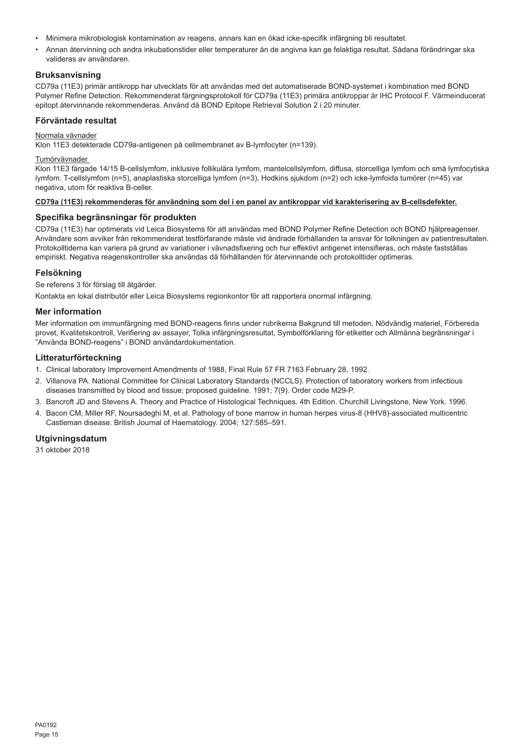- Minimera mikrobiologisk kontamination av reagens, annars kan en ökad icke-specifik infärgning bli resultatet.
- Annan återvinning och andra inkubationstider eller temperaturer än de angivna kan ge felaktiga resultat. Sådana förändringar ska valideras av användaren.

## Bruksanvisning

CD79a (11E3) primär antikropp har utvecklats för att användas med det automatiserade BOND-systemet i kombination med BOND Polymer Refine Detection. Rekommenderat färgningsprotokoll för CD79a (11E3) primära antikroppar är IHC Protocol F. Värmeinducerat epitopt återvinnande rekommenderas. Använd då BOND Epitope Retrieval Solution 2 i 20 minuter.

## Förväntade resultat

Normala vävnader

Klon 11E3 detekterade CD79a-antigenen på cellmembranet av B-lymfocyter (n=139).

Tumörvävnader

Klon 11E3 färgade 14/15 B-cellslymfom, inklusive follikulära lymfom, mantelcellslymfom, diffusa, storcelliga lymfom och små lymfocytiska lymfom. T-cellslymfom (n=5), anaplastiska storcelliga lymfom (n=3), Hodkins sjukdom (n=2) och icke-lymfoida tumörer (n=45) var negativa, utom för reaktiva B-celler.

**CD79a (11E3) rekommenderas för användning som del i en panel av antikroppar vid karakterisering av B-cellsdefekter.**

## Specifika begränsningar för produkten

CD79a (11E3) har optimerats vid Leica Biosystems för att användas med BOND Polymer Refine Detection och BOND hjälpreagenser. Användare som avviker från rekommenderat testförfarande måste vid ändrade förhållanden ta ansvar för tolkningen av patientresultaten. Protokolltiderna kan variera på grund av variationer i vävnadsfixering och hur effektivt antigenet intensifieras, och måste fastställas empiriskt. Negativa reagenskontroller ska användas då förhållanden för återvinnande och protokolltider optimeras.

## Felsökning

Se referens 3 för förslag till åtgärder.

Kontakta en lokal distributör eller Leica Biosystems regionkontor för att rapportera onormal infärgning.

## Mer information

Mer information om immunfärgning med BOND-reagens finns under rubrikerna Bakgrund till metoden, Nödvändig materiel, Förbereda provet, Kvalitetskontroll, Verifiering av assayer, Tolka infärgningsresultat, Symbolförklaring för etiketter och Allmänna begränsningar i "Använda BOND-reagens" i BOND användardokumentation.

## Litteraturförteckning

1. Clinical laboratory Improvement Amendments of 1988, Final Rule 57 FR 7163 February 28, 1992.
2. Villanova PA. National Committee for Clinical Laboratory Standards (NCCLS). Protection of laboratory workers from infectious diseases transmitted by blood and tissue; proposed guideline. 1991; 7(9). Order code M29-P.
3. Bancroft JD and Stevens A. Theory and Practice of Histological Techniques. 4th Edition. Churchill Livingstone, New York. 1996.
4. Bacon CM, Miller RF, Noursadeghi M, et al. Pathology of bone marrow in human herpes virus-8 (HHV8)-associated multicentric Castleman disease. British Journal of Haematology. 2004; 127:585–591.

## Utgivningsdatum

31 oktober 2018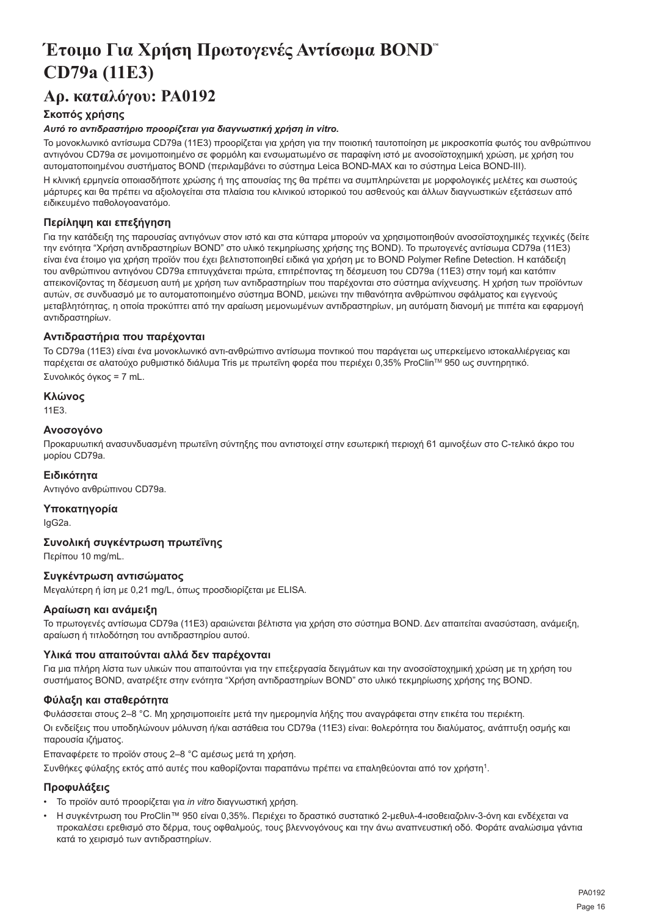# Έτοιμο Για Χρήση Πρωτογενές Αντίσωμα BOND™ CD79a (11E3)

## Αρ. καταλόγου: PA0192

### Σκοπός χρήσης

***Αυτό το αντιδραστήριο προορίζεται για διαγνωστική χρήση in vitro.***

Το μονοκλωνικό αντίσωμα CD79a (11E3) προορίζεται για χρήση για την ποιοτική ταυτοποίηση με μικροσκοπία φωτός του ανθρώπινου αντιγόνου CD79a σε μονιμοποιημένο σε φορμόλη και ενσωματωμένο σε παραφίνη ιστό με ανοσοϊστοχημική χρώση, με χρήση του αυτοματοποιημένου συστήματος BOND (περιλαμβάνει το σύστημα Leica BOND-MAX και το σύστημα Leica BOND-III).

Η κλινική ερμηνεία οποιασδήποτε χρώσης ή της απουσίας της θα πρέπει να συμπληρώνεται με μορφολογικές μελέτες και σωστούς μάρτυρες και θα πρέπει να αξιολογείται στα πλαίσια του κλινικού ιστορικού του ασθενούς και άλλων διαγνωστικών εξετάσεων από ειδικευμένο παθολογοανατόμο.

### Περίληψη και επεξήγηση

Για την κατάδειξη της παρουσίας αντιγόνων στον ιστό και στα κύτταρα μπορούν να χρησιμοποιηθούν ανοσοϊστοχημικές τεχνικές (δείτε την ενότητα "Χρήση αντιδραστηρίων BOND" στο υλικό τεκμηρίωσης χρήσης της BOND). Το πρωτογενές αντίσωμα CD79a (11E3) είναι ένα έτοιμο για χρήση προϊόν που έχει βελτιστοποιηθεί ειδικά για χρήση με το BOND Polymer Refine Detection. Η κατάδειξη του ανθρώπινου αντιγόνου CD79a επιτυγχάνεται πρώτα, επιτρέποντας τη δέσμευση του CD79a (11E3) στην τομή και κατόπιν απεικονίζοντας τη δέσμευση αυτή με χρήση των αντιδραστηρίων που παρέχονται στο σύστημα ανίχνευσης. Η χρήση των προϊόντων αυτών, σε συνδυασμό με το αυτοματοποιημένο σύστημα BOND, μειώνει την πιθανότητα ανθρώπινου σφάλματος και εγγενούς μεταβλητότητας, η οποία προκύπτει από την αραίωση μεμονωμένων αντιδραστηρίων, μη αυτόματη διανομή με πιπέτα και εφαρμογή αντιδραστηρίων.

### Αντιδραστήρια που παρέχονται

Το CD79a (11E3) είναι ένα μονοκλωνικό αντι-ανθρώπινο αντίσωμα ποντικού που παράγεται ως υπερκείμενο ιστοκαλλιέργειας και παρέχεται σε αλατούχο ρυθμιστικό διάλυμα Tris με πρωτεΐνη φορέα που περιέχει 0,35% ProClin™ 950 ως συντηρητικό.

Συνολικός όγκος = 7 mL.

### Κλώνος

11E3.

### Ανοσογόνο

Προκαρυωτική ανασυνδυασμένη πρωτεΐνη σύντηξης που αντιστοιχεί στην εσωτερική περιοχή 61 αμινοξέων στο C-τελικό άκρο του μορίου CD79a.

### Ειδικότητα

Αντιγόνο ανθρώπινου CD79a.

### Υποκατηγορία

IgG2a.

### Συνολική συγκέντρωση πρωτεΐνης

Περίπου 10 mg/mL.

### Συγκέντρωση αντισώματος

Μεγαλύτερη ή ίση με 0,21 mg/L, όπως προσδιορίζεται με ELISA.

### Αραίωση και ανάμειξη

Το πρωτογενές αντίσωμα CD79a (11E3) αραιώνεται βέλτιστα για χρήση στο σύστημα BOND. Δεν απαιτείται ανασύσταση, ανάμειξη, αραίωση ή τιτλοδότηση του αντιδραστηρίου αυτού.

### Υλικά που απαιτούνται αλλά δεν παρέχονται

Για μια πλήρη λίστα των υλικών που απαιτούνται για την επεξεργασία δειγμάτων και την ανοσοϊστοχημική χρώση με τη χρήση του συστήματος BOND, ανατρέξτε στην ενότητα "Χρήση αντιδραστηρίων BOND" στο υλικό τεκμηρίωσης χρήσης της BOND.

### Φύλαξη και σταθερότητα

Φυλάσσεται στους 2–8 °C. Μη χρησιμοποιείτε μετά την ημερομηνία λήξης που αναγράφεται στην ετικέτα του περιέκτη.

Οι ενδείξεις που υποδηλώνουν μόλυνση ή/και αστάθεια του CD79a (11E3) είναι: θολερότητα του διαλύματος, ανάπτυξη οσμής και παρουσία ιζήματος.

Επαναφέρετε το προϊόν στους 2–8 °C αμέσως μετά τη χρήση.

Συνθήκες φύλαξης εκτός από αυτές που καθορίζονται παραπάνω πρέπει να επαληθεύονται από τον χρήστη[1].

### Προφυλάξεις

- Το προϊόν αυτό προορίζεται για *in vitro* διαγνωστική χρήση.
- Η συγκέντρωση του ProClin™ 950 είναι 0,35%. Περιέχει το δραστικό συστατικό 2-μεθυλ-4-ισοθειαζολιν-3-όνη και ενδέχεται να προκαλέσει ερεθισμό στο δέρμα, τους οφθαλμούς, τους βλεννογόνους και την άνω αναπνευστική οδό. Φοράτε αναλώσιμα γάντια κατά το χειρισμό των αντιδραστηρίων.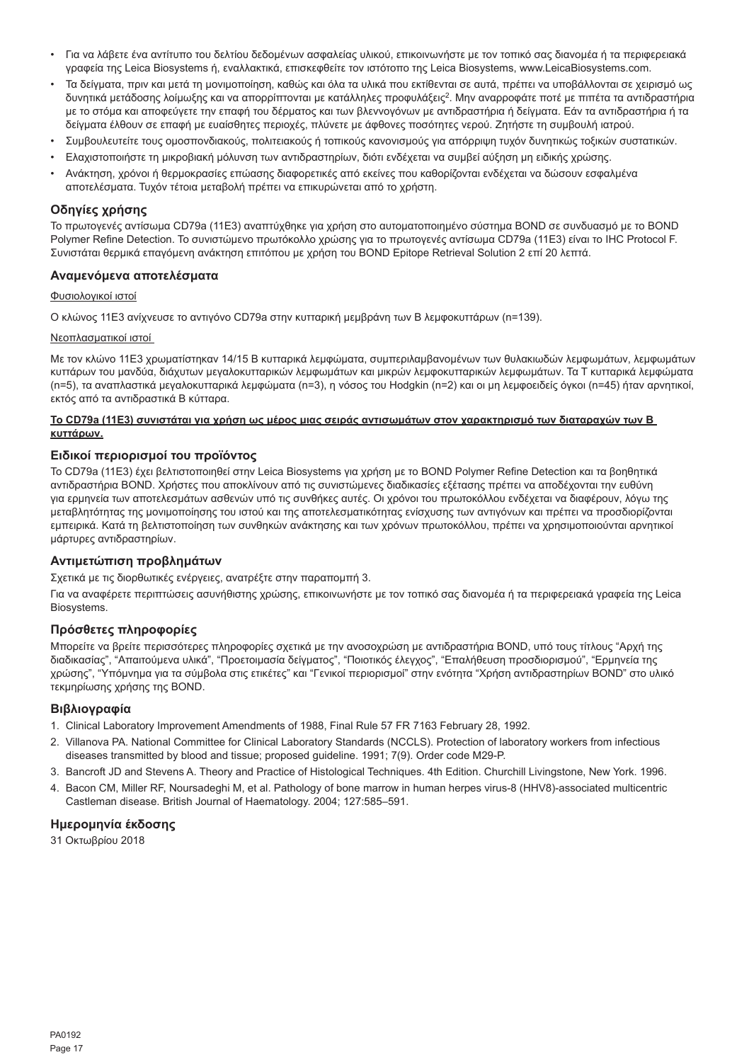- Για να λάβετε ένα αντίτυπο του δελτίου δεδομένων ασφαλείας υλικού, επικοινωνήστε με τον τοπικό σας διανομέα ή τα περιφερειακά γραφεία της Leica Biosystems ή, εναλλακτικά, επισκεφθείτε τον ιστότοπο της Leica Biosystems, www.LeicaBiosystems.com.
- Τα δείγματα, πριν και μετά τη μονιμοποίηση, καθώς και όλα τα υλικά που εκτίθενται σε αυτά, πρέπει να υποβάλλονται σε χειρισμό ως δυνητικά μετάδοσης λοίμωξης και να απορρίπτονται με κατάλληλες προφυλάξεις[2]. Μην αναρροφάτε ποτέ με πιπέτα τα αντιδραστήρια με το στόμα και αποφεύγετε την επαφή του δέρματος και των βλεννογόνων με αντιδραστήρια ή δείγματα. Εάν τα αντιδραστήρια ή τα δείγματα έλθουν σε επαφή με ευαίσθητες περιοχές, πλύνετε με άφθονες ποσότητες νερού. Ζητήστε τη συμβουλή ιατρού.
- Συμβουλευτείτε τους ομοσπονδιακούς, πολιτειακούς ή τοπικούς κανονισμούς για απόρριψη τυχόν δυνητικώς τοξικών συστατικών.
- Ελαχιστοποιήστε τη μικροβιακή μόλυνση των αντιδραστηρίων, διότι ενδέχεται να συμβεί αύξηση μη ειδικής χρώσης.
- Ανάκτηση, χρόνοι ή θερμοκρασίες επώασης διαφορετικές από εκείνες που καθορίζονται ενδέχεται να δώσουν εσφαλμένα αποτελέσματα. Τυχόν τέτοια μεταβολή πρέπει να επικυρώνεται από το χρήστη.

## Οδηγίες χρήσης

Το πρωτογενές αντίσωμα CD79a (11E3) αναπτύχθηκε για χρήση στο αυτοματοποιημένο σύστημα BOND σε συνδυασμό με το BOND Polymer Refine Detection. Το συνιστώμενο πρωτόκολλο χρώσης για το πρωτογενές αντίσωμα CD79a (11E3) είναι το IHC Protocol F. Συνιστάται θερμικά επαγόμενη ανάκτηση επιτόπου με χρήση του BOND Epitope Retrieval Solution 2 επί 20 λεπτά.

## Αναμενόμενα αποτελέσματα

Φυσιολογικοί ιστοί

Ο κλώνος 11E3 ανίχνευσε το αντιγόνο CD79a στην κυτταρική μεμβράνη των B λεμφοκυττάρων (n=139).

Νεοπλασματικοί ιστοί

Με τον κλώνο 11E3 χρωματίστηκαν 14/15 B κυτταρικά λεμφώματα, συμπεριλαμβανομένων των θυλακιωδών λεμφωμάτων, λεμφωμάτων κυττάρων του μανδύα, διάχυτων μεγαλοκυτταρικών λεμφωμάτων και μικρών λεμφοκυτταρικών λεμφωμάτων. Τα T κυτταρικά λεμφώματα (n=5), τα αναπλαστικά μεγαλοκυτταρικά λεμφώματα (n=3), η νόσος του Hodgkin (n=2) και οι μη λεμφοειδείς όγκοι (n=45) ήταν αρνητικοί, εκτός από τα αντιδραστικά B κύτταρα.

**Το CD79a (11E3) συνιστάται για χρήση ως μέρος μιας σειράς αντισωμάτων στον χαρακτηρισμό των διαταραχών των B κυττάρων.**

## Ειδικοί περιορισμοί του προϊόντος

Το CD79a (11E3) έχει βελτιστοποιηθεί στην Leica Biosystems για χρήση με το BOND Polymer Refine Detection και τα βοηθητικά αντιδραστήρια BOND. Χρήστες που αποκλίνουν από τις συνιστώμενες διαδικασίες εξέτασης πρέπει να αποδέχονται την ευθύνη για ερμηνεία των αποτελεσμάτων ασθενών υπό τις συνθήκες αυτές. Οι χρόνοι του πρωτοκόλλου ενδέχεται να διαφέρουν, λόγω της μεταβλητότητας της μονιμοποίησης του ιστού και της αποτελεσματικότητας ενίσχυσης των αντιγόνων και πρέπει να προσδιορίζονται εμπειρικά. Κατά τη βελτιστοποίηση των συνθηκών ανάκτησης και των χρόνων πρωτοκόλλου, πρέπει να χρησιμοποιούνται αρνητικοί μάρτυρες αντιδραστηρίων.

## Αντιμετώπιση προβλημάτων

Σχετικά με τις διορθωτικές ενέργειες, ανατρέξτε στην παραπομπή 3.

Για να αναφέρετε περιπτώσεις ασυνήθιστης χρώσης, επικοινωνήστε με τον τοπικό σας διανομέα ή τα περιφερειακά γραφεία της Leica Biosystems.

## Πρόσθετες πληροφορίες

Μπορείτε να βρείτε περισσότερες πληροφορίες σχετικά με την ανοσοχρώση με αντιδραστήρια BOND, υπό τους τίτλους "Αρχή της διαδικασίας", "Απαιτούμενα υλικά", "Προετοιμασία δείγματος", "Ποιοτικός έλεγχος", "Επαλήθευση προσδιορισμού", "Ερμηνεία της χρώσης", "Υπόμνημα για τα σύμβολα στις ετικέτες" και "Γενικοί περιορισμοί" στην ενότητα "Χρήση αντιδραστηρίων BOND" στο υλικό τεκμηρίωσης χρήσης της BOND.

## Βιβλιογραφία

1. Clinical Laboratory Improvement Amendments of 1988, Final Rule 57 FR 7163 February 28, 1992.
2. Villanova PA. National Committee for Clinical Laboratory Standards (NCCLS). Protection of laboratory workers from infectious diseases transmitted by blood and tissue; proposed guideline. 1991; 7(9). Order code M29-P.
3. Bancroft JD and Stevens A. Theory and Practice of Histological Techniques. 4th Edition. Churchill Livingstone, New York. 1996.
4. Bacon CM, Miller RF, Noursadeghi M, et al. Pathology of bone marrow in human herpes virus-8 (HHV8)-associated multicentric Castleman disease. British Journal of Haematology. 2004; 127:585–591.

## Ημερομηνία έκδοσης

31 Οκτωβρίου 2018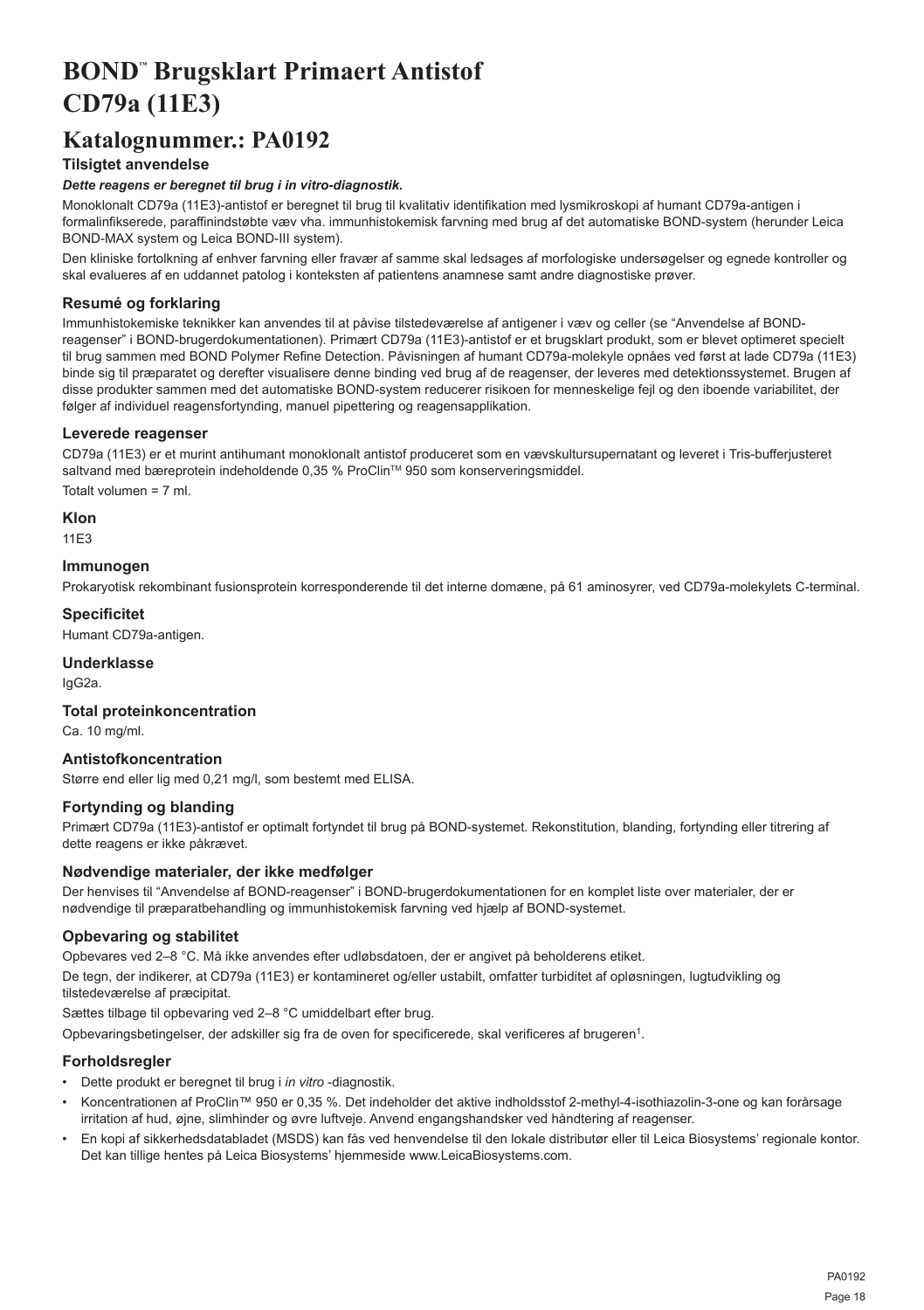# BOND™ Brugsklart Primaert Antistof CD79a (11E3)

# Katalognummer.: PA0192

### Tilsigtet anvendelse

***Dette reagens er beregnet til brug i in vitro-diagnostik.***

Monoklonalt CD79a (11E3)-antistof er beregnet til brug til kvalitativ identifikation med lysmikroskopi af humant CD79a-antigen i formalinfikserede, paraffinindstøbte væv vha. immunhistokemisk farvning med brug af det automatiske BOND-system (herunder Leica BOND-MAX system og Leica BOND-III system).

Den kliniske fortolkning af enhver farvning eller fravær af samme skal ledsages af morfologiske undersøgelser og egnede kontroller og skal evalueres af en uddannet patolog i konteksten af patientens anamnese samt andre diagnostiske prøver.

### Resumé og forklaring

Immunhistokemiske teknikker kan anvendes til at påvise tilstedeværelse af antigener i væv og celler (se "Anvendelse af BOND-reagenser" i BOND-brugerdokumentationen). Primært CD79a (11E3)-antistof er et brugsklart produkt, som er blevet optimeret specielt til brug sammen med BOND Polymer Refine Detection. Påvisningen af humant CD79a-molekyle opnåes ved først at lade CD79a (11E3) binde sig til præparatet og derefter visualisere denne binding ved brug af de reagenser, der leveres med detektionssystemet. Brugen af disse produkter sammen med det automatiske BOND-system reducerer risikoen for menneskelige fejl og den iboende variabilitet, der følger af individuel reagensfortynding, manuel pipettering og reagensapplikation.

### Leverede reagenser

CD79a (11E3) er et murint antihumant monoklonalt antistof produceret som en vævskultursupernatant og leveret i Tris-bufferjusteret saltvand med bæreprotein indeholdende 0,35 % ProClin™ 950 som konserveringsmiddel.

Totalt volumen = 7 ml.

### Klon

11E3

### Immunogen

Prokaryotisk rekombinant fusionsprotein korresponderende til det interne domæne, på 61 aminosyrer, ved CD79a-molekylets C-terminal.

### Specificitet

Humant CD79a-antigen.

### Underklasse

IgG2a.

### Total proteinkoncentration

Ca. 10 mg/ml.

### Antistofkoncentration

Større end eller lig med 0,21 mg/l, som bestemt med ELISA.

### Fortynding og blanding

Primært CD79a (11E3)-antistof er optimalt fortyndet til brug på BOND-systemet. Rekonstitution, blanding, fortynding eller titrering af dette reagens er ikke påkrævet.

### Nødvendige materialer, der ikke medfølger

Der henvises til "Anvendelse af BOND-reagenser" i BOND-brugerdokumentationen for en komplet liste over materialer, der er nødvendige til præparatbehandling og immunhistokemisk farvning ved hjælp af BOND-systemet.

### Opbevaring og stabilitet

Opbevares ved 2–8 °C. Må ikke anvendes efter udløbsdatoen, der er angivet på beholderens etiket.

De tegn, der indikerer, at CD79a (11E3) er kontamineret og/eller ustabilt, omfatter turbiditet af opløsningen, lugtudvikling og tilstedeværelse af præcipitat.

Sættes tilbage til opbevaring ved 2–8 °C umiddelbart efter brug.

Opbevaringsbetingelser, der adskiller sig fra de oven for specificerede, skal verificeres af brugeren[1].

### Forholdsregler

- Dette produkt er beregnet til brug i *in vitro* -diagnostik.
- Koncentrationen af ProClin™ 950 er 0,35 %. Det indeholder det aktive indholdsstof 2-methyl-4-isothiazolin-3-one og kan forårsage irritation af hud, øjne, slimhinder og øvre luftveje. Anvend engangshandsker ved håndtering af reagenser.
- En kopi af sikkerhedsdatabladet (MSDS) kan fås ved henvendelse til den lokale distributør eller til Leica Biosystems' regionale kontor. Det kan tillige hentes på Leica Biosystems' hjemmeside www.LeicaBiosystems.com.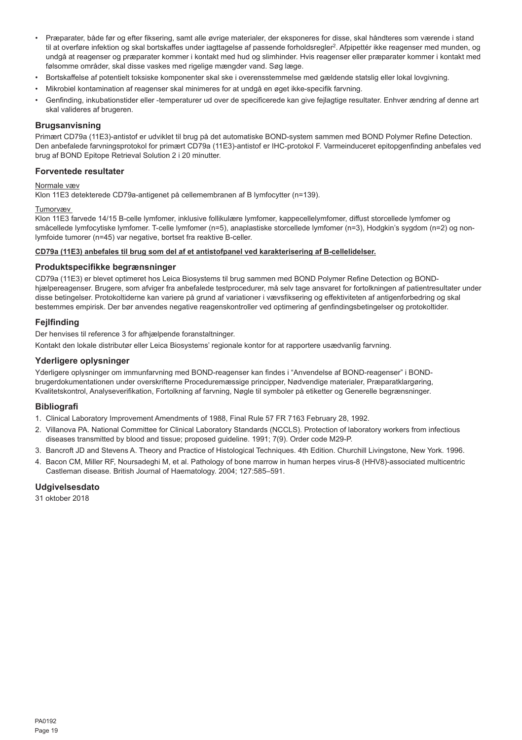- Præparater, både før og efter fiksering, samt alle øvrige materialer, der eksponeres for disse, skal håndteres som værende i stand til at overføre infektion og skal bortskaffes under iagttagelse af passende forholdsregler[2]. Afpipettér ikke reagenser med munden, og undgå at reagenser og præparater kommer i kontakt med hud og slimhinder. Hvis reagenser eller præparater kommer i kontakt med følsomme områder, skal disse vaskes med rigelige mængder vand. Søg læge.
- Bortskaffelse af potentielt toksiske komponenter skal ske i overensstemmelse med gældende statslig eller lokal lovgivning.
- Mikrobiel kontamination af reagenser skal minimeres for at undgå en øget ikke-specifik farvning.
- Genfinding, inkubationstider eller -temperaturer ud over de specificerede kan give fejlagtige resultater. Enhver ændring af denne art skal valideres af brugeren.

## Brugsanvisning

Primært CD79a (11E3)-antistof er udviklet til brug på det automatiske BOND-system sammen med BOND Polymer Refine Detection. Den anbefalede farvningsprotokol for primært CD79a (11E3)-antistof er IHC-protokol F. Varmeinduceret epitopgenfinding anbefales ved brug af BOND Epitope Retrieval Solution 2 i 20 minutter.

## Forventede resultater

Normale væv

Klon 11E3 detekterede CD79a-antigenet på cellemembranen af B lymfocytter (n=139).

Tumorvæv

Klon 11E3 farvede 14/15 B-celle lymfomer, inklusive follikulære lymfomer, kappecellelymfomer, diffust storcellede lymfomer og småcellede lymfocytiske lymfomer. T-celle lymfomer (n=5), anaplastiske storcellede lymfomer (n=3), Hodgkin's sygdom (n=2) og non-lymfoide tumorer (n=45) var negative, bortset fra reaktive B-celler.

**CD79a (11E3) anbefales til brug som del af et antistofpanel ved karakterisering af B-cellelidelser.**

## Produktspecifikke begrænsninger

CD79a (11E3) er blevet optimeret hos Leica Biosystems til brug sammen med BOND Polymer Refine Detection og BOND-hjælpereagenser. Brugere, som afviger fra anbefalede testprocedurer, må selv tage ansvaret for fortolkningen af patientresultater under disse betingelser. Protokoltiderne kan variere på grund af variationer i vævsfiksering og effektiviteten af antigenforbedring og skal bestemmes empirisk. Der bør anvendes negative reagenskontroller ved optimering af genfindingsbetingelser og protokoltider.

## Fejlfinding

Der henvises til reference 3 for afhjælpende foranstaltninger.

Kontakt den lokale distributør eller Leica Biosystems' regionale kontor for at rapportere usædvanlig farvning.

## Yderligere oplysninger

Yderligere oplysninger om immunfarvning med BOND-reagenser kan findes i "Anvendelse af BOND-reagenser" i BOND-brugerdokumentationen under overskrifterne Proceduremæssige principper, Nødvendige materialer, Præparatklargøring, Kvalitetskontrol, Analyseverifikation, Fortolkning af farvning, Nøgle til symboler på etiketter og Generelle begrænsninger.

## Bibliografi

1. Clinical Laboratory Improvement Amendments of 1988, Final Rule 57 FR 7163 February 28, 1992.
2. Villanova PA. National Committee for Clinical Laboratory Standards (NCCLS). Protection of laboratory workers from infectious diseases transmitted by blood and tissue; proposed guideline. 1991; 7(9). Order code M29-P.
3. Bancroft JD and Stevens A. Theory and Practice of Histological Techniques. 4th Edition. Churchill Livingstone, New York. 1996.
4. Bacon CM, Miller RF, Noursadeghi M, et al. Pathology of bone marrow in human herpes virus-8 (HHV8)-associated multicentric Castleman disease. British Journal of Haematology. 2004; 127:585–591.

## Udgivelsesdato

31 oktober 2018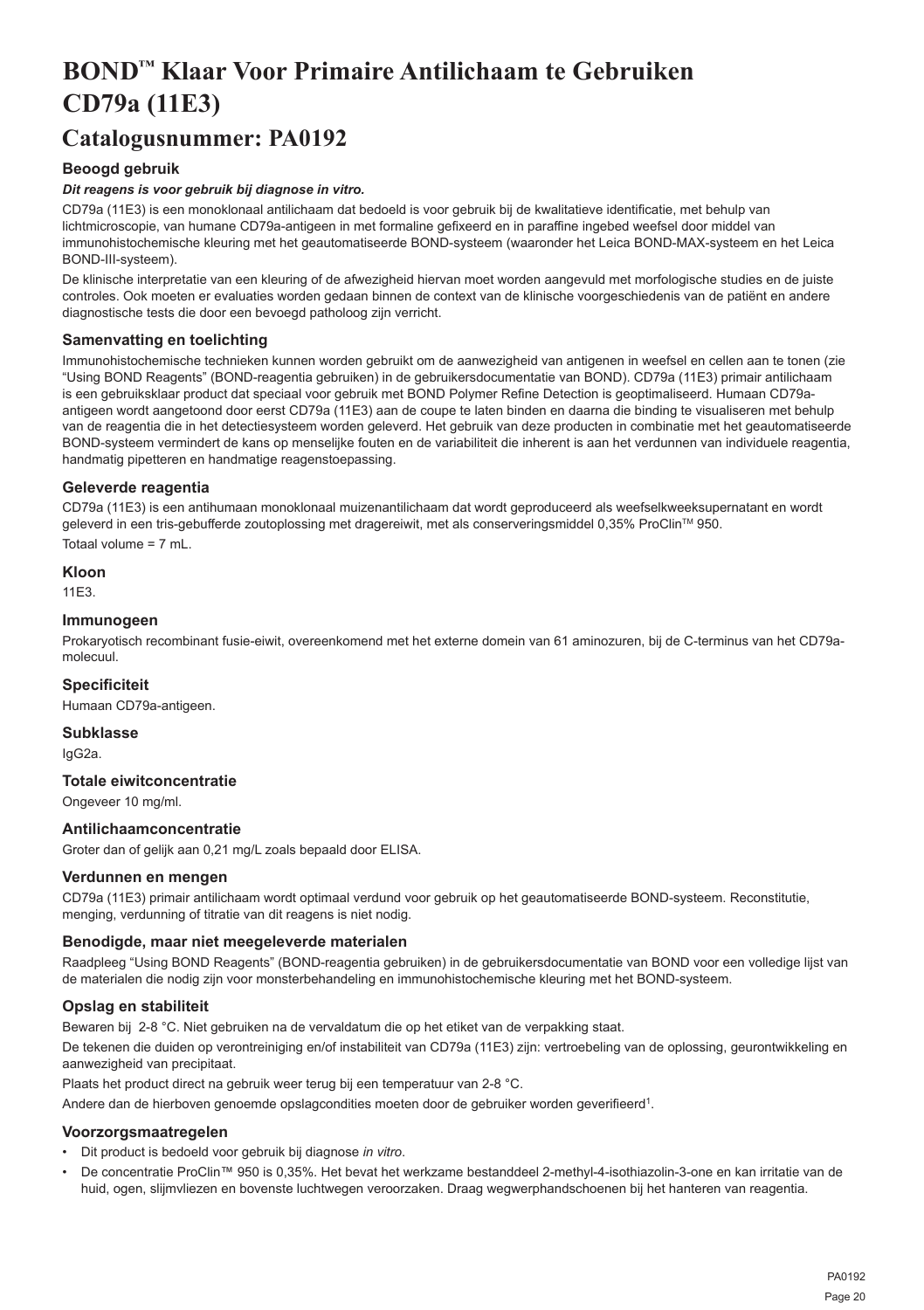# BOND™ Klaar Voor Primaire Antilichaam te Gebruiken CD79a (11E3)

## Catalogusnummer: PA0192

### Beoogd gebruik

***Dit reagens is voor gebruik bij diagnose in vitro.***

CD79a (11E3) is een monoklonaal antilichaam dat bedoeld is voor gebruik bij de kwalitatieve identificatie, met behulp van lichtmicroscopie, van humane CD79a-antigeen in met formaline gefixeerd en in paraffine ingebed weefsel door middel van immunohistochemische kleuring met het geautomatiseerde BOND-systeem (waaronder het Leica BOND-MAX-systeem en het Leica BOND-III-systeem).

De klinische interpretatie van een kleuring of de afwezigheid hiervan moet worden aangevuld met morfologische studies en de juiste controles. Ook moeten er evaluaties worden gedaan binnen de context van de klinische voorgeschiedenis van de patiënt en andere diagnostische tests die door een bevoegd patholoog zijn verricht.

### Samenvatting en toelichting

Immunohistochemische technieken kunnen worden gebruikt om de aanwezigheid van antigenen in weefsel en cellen aan te tonen (zie "Using BOND Reagents" (BOND-reagentia gebruiken) in de gebruikersdocumentatie van BOND). CD79a (11E3) primair antilichaam is een gebruiksklaar product dat speciaal voor gebruik met BOND Polymer Refine Detection is geoptimaliseerd. Humaan CD79a-antigeen wordt aangetoond door eerst CD79a (11E3) aan de coupe te laten binden en daarna die binding te visualiseren met behulp van de reagentia die in het detectiesysteem worden geleverd. Het gebruik van deze producten in combinatie met het geautomatiseerde BOND-systeem vermindert de kans op menselijke fouten en de variabiliteit die inherent is aan het verdunnen van individuele reagentia, handmatig pipetteren en handmatige reagenstoepassing.

### Geleverde reagentia

CD79a (11E3) is een antihumaan monoklonaal muizenantilichaam dat wordt geproduceerd als weefselkweeksupernatant en wordt geleverd in een tris-gebufferde zoutoplossing met dragereiwit, met als conserveringsmiddel 0,35% ProClin™ 950.

Totaal volume = 7 mL.

### Kloon

11E3.

### Immunogeen

Prokaryotisch recombinant fusie-eiwit, overeenkomend met het externe domein van 61 aminozuren, bij de C-terminus van het CD79a-molecuul.

### Specificiteit

Humaan CD79a-antigeen.

### Subklasse

IgG2a.

### Totale eiwitconcentratie

Ongeveer 10 mg/ml.

### Antilichaamconcentratie

Groter dan of gelijk aan 0,21 mg/L zoals bepaald door ELISA.

### Verdunnen en mengen

CD79a (11E3) primair antilichaam wordt optimaal verdund voor gebruik op het geautomatiseerde BOND-systeem. Reconstitutie, menging, verdunning of titratie van dit reagens is niet nodig.

### Benodigde, maar niet meegeleverde materialen

Raadpleeg "Using BOND Reagents" (BOND-reagentia gebruiken) in de gebruikersdocumentatie van BOND voor een volledige lijst van de materialen die nodig zijn voor monsterbehandeling en immunohistochemische kleuring met het BOND-systeem.

### Opslag en stabiliteit

Bewaren bij 2-8 °C. Niet gebruiken na de vervaldatum die op het etiket van de verpakking staat.

De tekenen die duiden op verontreiniging en/of instabiliteit van CD79a (11E3) zijn: vertroebeling van de oplossing, geurontwikkeling en aanwezigheid van precipitaat.

Plaats het product direct na gebruik weer terug bij een temperatuur van 2-8 °C.

Andere dan de hierboven genoemde opslagcondities moeten door de gebruiker worden geverifieerd[1].

### Voorzorgsmaatregelen

- Dit product is bedoeld voor gebruik bij diagnose *in vitro*.
- De concentratie ProClin™ 950 is 0,35%. Het bevat het werkzame bestanddeel 2-methyl-4-isothiazolin-3-one en kan irritatie van de huid, ogen, slijmvliezen en bovenste luchtwegen veroorzaken. Draag wegwerphandschoenen bij het hanteren van reagentia.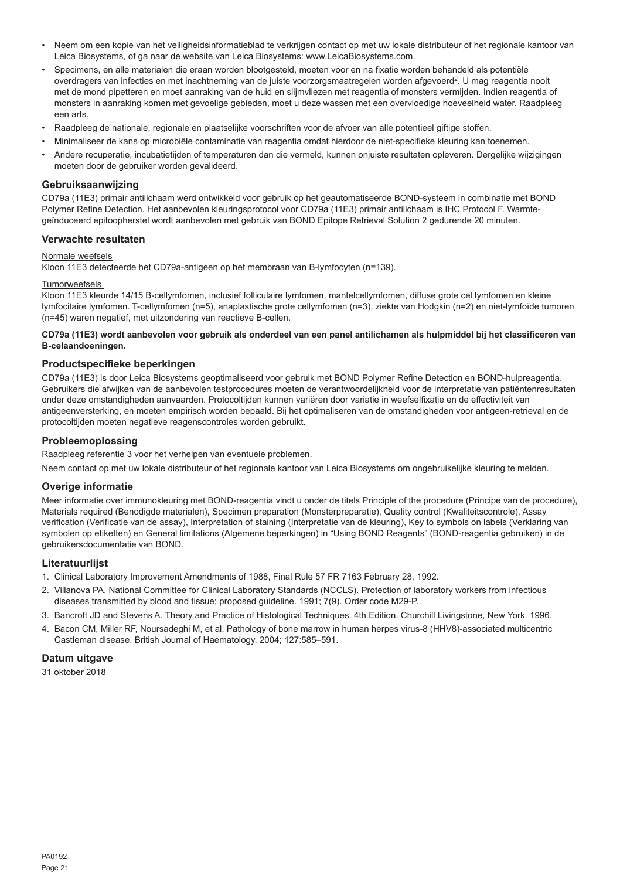- Neem om een kopie van het veiligheidsinformatieblad te verkrijgen contact op met uw lokale distributeur of het regionale kantoor van Leica Biosystems, of ga naar de website van Leica Biosystems: www.LeicaBiosystems.com.
- Specimens, en alle materialen die eraan worden blootgesteld, moeten voor en na fixatie worden behandeld als potentiële overdragers van infecties en met inachtneming van de juiste voorzorgsmaatregelen worden afgevoerd[2]. U mag reagentia nooit met de mond pipetteren en moet aanraking van de huid en slijmvliezen met reagentia of monsters vermijden. Indien reagentia of monsters in aanraking komen met gevoelige gebieden, moet u deze wassen met een overvloedige hoeveelheid water. Raadpleeg een arts.
- Raadpleeg de nationale, regionale en plaatselijke voorschriften voor de afvoer van alle potentieel giftige stoffen.
- Minimaliseer de kans op microbiële contaminatie van reagentia omdat hierdoor de niet-specifieke kleuring kan toenemen.
- Andere recuperatie, incubatietijden of temperaturen dan die vermeld, kunnen onjuiste resultaten opleveren. Dergelijke wijzigingen moeten door de gebruiker worden gevalideerd.

## Gebruiksaanwijzing

CD79a (11E3) primair antilichaam werd ontwikkeld voor gebruik op het geautomatiseerde BOND-systeem in combinatie met BOND Polymer Refine Detection. Het aanbevolen kleuringsprotocol voor CD79a (11E3) primair antilichaam is IHC Protocol F. Warmte-geïnduceerd epitoopherstel wordt aanbevolen met gebruik van BOND Epitope Retrieval Solution 2 gedurende 20 minuten.

## Verwachte resultaten

Normale weefsels

Kloon 11E3 detecteerde het CD79a-antigeen op het membraan van B-lymfocyten (n=139).

Tumorweefsels

Kloon 11E3 kleurde 14/15 B-cellymfomen, inclusief folliculaire lymfomen, mantelcellymfomen, diffuse grote cel lymfomen en kleine lymfocitaire lymfomen. T-cellymfomen (n=5), anaplastische grote cellymfomen (n=3), ziekte van Hodgkin (n=2) en niet-lymfoïde tumoren (n=45) waren negatief, met uitzondering van reactieve B-cellen.

**CD79a (11E3) wordt aanbevolen voor gebruik als onderdeel van een panel antilichamen als hulpmiddel bij het classificeren van B-celaandoeningen.**

## Productspecifieke beperkingen

CD79a (11E3) is door Leica Biosystems geoptimaliseerd voor gebruik met BOND Polymer Refine Detection en BOND-hulpreagentia. Gebruikers die afwijken van de aanbevolen testprocedures moeten de verantwoordelijkheid voor de interpretatie van patiëntenresultaten onder deze omstandigheden aanvaarden. Protocoltijden kunnen variëren door variatie in weefselfixatie en de effectiviteit van antigeenversterking, en moeten empirisch worden bepaald. Bij het optimaliseren van de omstandigheden voor antigeen-retrieval en de protocoltijden moeten negatieve reagenscontroles worden gebruikt.

## Probleemoplossing

Raadpleeg referentie 3 voor het verhelpen van eventuele problemen.

Neem contact op met uw lokale distributeur of het regionale kantoor van Leica Biosystems om ongebruikelijke kleuring te melden.

## Overige informatie

Meer informatie over immunokleuring met BOND-reagentia vindt u onder de titels Principle of the procedure (Principe van de procedure), Materials required (Benodigde materialen), Specimen preparation (Monsterpreparatie), Quality control (Kwaliteitscontrole), Assay verification (Verificatie van de assay), Interpretation of staining (Interpretatie van de kleuring), Key to symbols on labels (Verklaring van symbolen op etiketten) en General limitations (Algemene beperkingen) in “Using BOND Reagents” (BOND-reagentia gebruiken) in de gebruikersdocumentatie van BOND.

## Literatuurlijst

1. Clinical Laboratory Improvement Amendments of 1988, Final Rule 57 FR 7163 February 28, 1992.
2. Villanova PA. National Committee for Clinical Laboratory Standards (NCCLS). Protection of laboratory workers from infectious diseases transmitted by blood and tissue; proposed guideline. 1991; 7(9). Order code M29-P.
3. Bancroft JD and Stevens A. Theory and Practice of Histological Techniques. 4th Edition. Churchill Livingstone, New York. 1996.
4. Bacon CM, Miller RF, Noursadeghi M, et al. Pathology of bone marrow in human herpes virus-8 (HHV8)-associated multicentric Castleman disease. British Journal of Haematology. 2004; 127:585–591.

## Datum uitgave

31 oktober 2018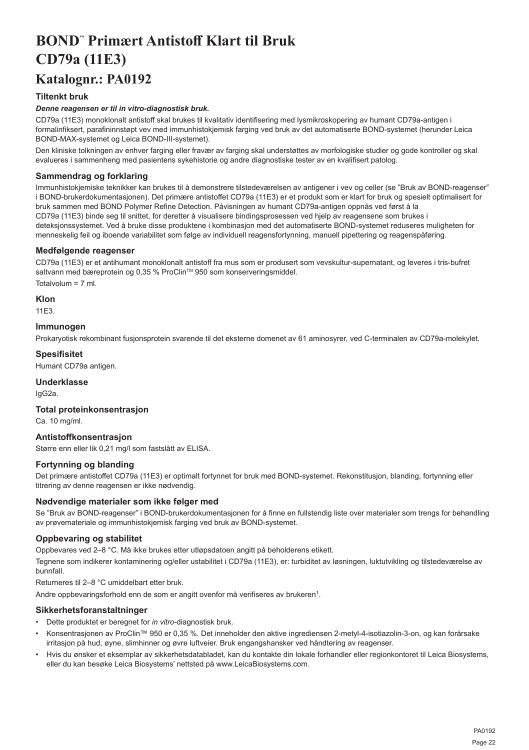# BOND™ Primært Antistoff Klart til Bruk
# CD79a (11E3)
# Katalognr.: PA0192

## Tiltenkt bruk

***Denne reagensen er til in vitro-diagnostisk bruk.***

CD79a (11E3) monoklonalt antistoff skal brukes til kvalitativ identifisering med lysmikroskopering av humant CD79a-antigen i formalinfiksert, parafininnstøpt vev med immunhistokjemisk farging ved bruk av det automatiserte BOND-systemet (herunder Leica BOND-MAX-systemet og Leica BOND-III-systemet).

Den kliniske tolkningen av enhver farging eller fravær av farging skal understøttes av morfologiske studier og gode kontroller og skal evalueres i sammenheng med pasientens sykehistorie og andre diagnostiske tester av en kvalifisert patolog.

## Sammendrag og forklaring

Immunhistokjemiske teknikker kan brukes til å demonstrere tilstedeværelsen av antigener i vev og celler (se "Bruk av BOND-reagenser" i BOND-brukerdokumentasjonen). Det primære antistoffet CD79a (11E3) er et produkt som er klart for bruk og spesielt optimalisert for bruk sammen med BOND Polymer Refine Detection. Påvisningen av humant CD79a-antigen oppnås ved først å la CD79a (11E3) binde seg til snittet, for deretter å visualisere bindingsprosessen ved hjelp av reagensene som brukes i deteksjonssystemet. Ved å bruke disse produktene i kombinasjon med det automatiserte BOND-systemet reduseres muligheten for menneskelig feil og iboende variabilitet som følge av individuell reagensfortynning, manuell pipettering og reagenspåføring.

## Medfølgende reagenser

CD79a (11E3) er et antihumant monoklonalt antistoff fra mus som er produsert som vevskultur-supernatant, og leveres i tris-bufret saltvann med bæreprotein og 0,35 % ProClin™ 950 som konserveringsmiddel.

Totalvolum = 7 ml.

## Klon

11E3.

## Immunogen

Prokaryotisk rekombinant fusjonsprotein svarende til det eksterne domenet av 61 aminosyrer, ved C-terminalen av CD79a-molekylet.

## Spesifisitet

Humant CD79a antigen.

## Underklasse

IgG2a.

## Total proteinkonsentrasjon

Ca. 10 mg/ml.

## Antistoffkonsentrasjon

Større enn eller lik 0,21 mg/l som fastslått av ELISA.

## Fortynning og blanding

Det primære antistoffet CD79a (11E3) er optimalt fortynnet for bruk med BOND-systemet. Rekonstitusjon, blanding, fortynning eller titrering av denne reagensen er ikke nødvendig.

## Nødvendige materialer som ikke følger med

Se "Bruk av BOND-reagenser" i BOND-brukerdokumentasjonen for å finne en fullstendig liste over materialer som trengs for behandling av prøvemateriale og immunhistokjemisk farging ved bruk av BOND-systemet.

## Oppbevaring og stabilitet

Oppbevares ved 2–8 °C. Må ikke brukes etter utløpsdatoen angitt på beholderens etikett.

Tegnene som indikerer kontaminering og/eller ustabilitet i CD79a (11E3), er: turbiditet av løsningen, luktutvikling og tilstedeværelse av bunnfall.

Returneres til 2–8 °C umiddelbart etter bruk.

Andre oppbevaringsforhold enn de som er angitt ovenfor må verifiseres av brukeren[1].

## Sikkerhetsforanstaltninger

- Dette produktet er beregnet for *in vitro*-diagnostisk bruk.
- Konsentrasjonen av ProClin™ 950 er 0,35 %. Det inneholder den aktive ingrediensen 2-metyl-4-isotiazolin-3-on, og kan forårsake irritasjon på hud, øyne, slimhinner og øvre luftveier. Bruk engangshansker ved håndtering av reagenser.
- Hvis du ønsker et eksemplar av sikkerhetsdatabladet, kan du kontakte din lokale forhandler eller regionkontoret til Leica Biosystems, eller du kan besøke Leica Biosystems' nettsted på www.LeicaBiosystems.com.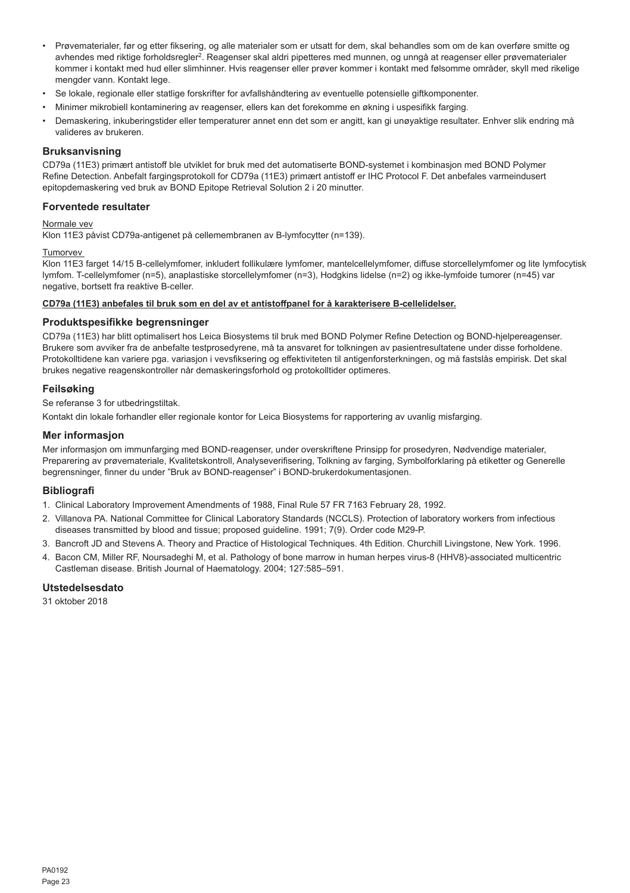- Prøvematerialer, før og etter fiksering, og alle materialer som er utsatt for dem, skal behandles som om de kan overføre smitte og avhendes med riktige forholdsregler[2]. Reagenser skal aldri pipetteres med munnen, og unngå at reagenser eller prøvematerialer kommer i kontakt med hud eller slimhinner. Hvis reagenser eller prøver kommer i kontakt med følsomme områder, skyll med rikelige mengder vann. Kontakt lege.
- Se lokale, regionale eller statlige forskrifter for avfallshåndtering av eventuelle potensielle giftkomponenter.
- Minimer mikrobiell kontaminering av reagenser, ellers kan det forekomme en økning i uspesifikk farging.
- Demaskering, inkuberingstider eller temperaturer annet enn det som er angitt, kan gi unøyaktige resultater. Enhver slik endring må valideres av brukeren.

## Bruksanvisning

CD79a (11E3) primært antistoff ble utviklet for bruk med det automatiserte BOND-systemet i kombinasjon med BOND Polymer Refine Detection. Anbefalt fargingsprotokoll for CD79a (11E3) primært antistoff er IHC Protocol F. Det anbefales varmeindusert epitopdemaskering ved bruk av BOND Epitope Retrieval Solution 2 i 20 minutter.

## Forventede resultater

Normale vev

Klon 11E3 påvist CD79a-antigenet på cellemembranen av B-lymfocytter (n=139).

Tumorvev

Klon 11E3 farget 14/15 B-cellelymfomer, inkludert follikulære lymfomer, mantelcellelymfomer, diffuse storcellelymfomer og lite lymfocytisk lymfom. T-cellelymfomer (n=5), anaplastiske storcellelymfomer (n=3), Hodgkins lidelse (n=2) og ikke-lymfoide tumorer (n=45) var negative, bortsett fra reaktive B-celler.

**CD79a (11E3) anbefales til bruk som en del av et antistoffpanel for å karakterisere B-cellelidelser.**

## Produktspesifikke begrensninger

CD79a (11E3) har blitt optimalisert hos Leica Biosystems til bruk med BOND Polymer Refine Detection og BOND-hjelpereagenser. Brukere som avviker fra de anbefalte testprosedyrene, må ta ansvaret for tolkningen av pasientresultatene under disse forholdene. Protokolltidene kan variere pga. variasjon i vevsfiksering og effektiviteten til antigenforsterkningen, og må fastslås empirisk. Det skal brukes negative reagenskontroller når demaskeringsforhold og protokolltider optimeres.

## Feilsøking

Se referanse 3 for utbedringstiltak.

Kontakt din lokale forhandler eller regionale kontor for Leica Biosystems for rapportering av uvanlig misfarging.

## Mer informasjon

Mer informasjon om immunfarging med BOND-reagenser, under overskriftene Prinsipp for prosedyren, Nødvendige materialer, Preparering av prøvemateriale, Kvalitetskontroll, Analyseverifisering, Tolkning av farging, Symbolforklaring på etiketter og Generelle begrensninger, finner du under "Bruk av BOND-reagenser" i BOND-brukerdokumentasjonen.

## Bibliografi

1. Clinical Laboratory Improvement Amendments of 1988, Final Rule 57 FR 7163 February 28, 1992.
2. Villanova PA. National Committee for Clinical Laboratory Standards (NCCLS). Protection of laboratory workers from infectious diseases transmitted by blood and tissue; proposed guideline. 1991; 7(9). Order code M29-P.
3. Bancroft JD and Stevens A. Theory and Practice of Histological Techniques. 4th Edition. Churchill Livingstone, New York. 1996.
4. Bacon CM, Miller RF, Noursadeghi M, et al. Pathology of bone marrow in human herpes virus-8 (HHV8)-associated multicentric Castleman disease. British Journal of Haematology. 2004; 127:585–591.

## Utstedelsesdato

31 oktober 2018

PA0192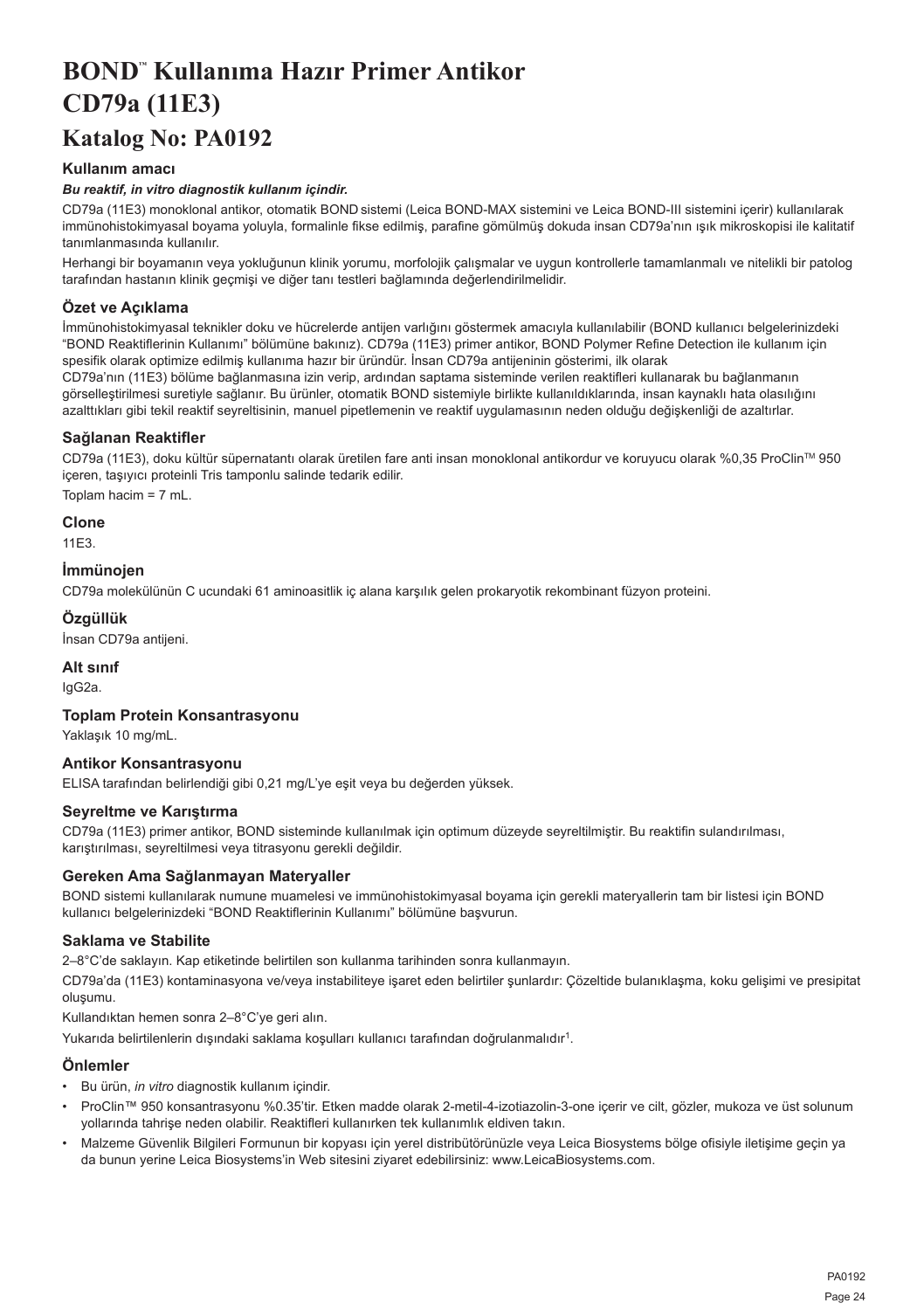# BOND™ Kullanıma Hazır Primer Antikor CD79a (11E3)

## Katalog No: PA0192

### Kullanım amacı

***Bu reaktif, in vitro diagnostik kullanım içindir.***

CD79a (11E3) monoklonal antikor, otomatik BOND sistemi (Leica BOND-MAX sistemini ve Leica BOND-III sistemini içerir) kullanılarak immünohistokimyasal boyama yoluyla, formalinle fikse edilmiş, parafine gömülmüş dokuda insan CD79a'nın ışık mikroskopisi ile kalitatif tanımlanmasında kullanılır.

Herhangi bir boyamanın veya yokluğunun klinik yorumu, morfolojik çalışmalar ve uygun kontrollerle tamamlanmalı ve nitelikli bir patolog tarafından hastanın klinik geçmişi ve diğer tanı testleri bağlamında değerlendirilmelidir.

### Özet ve Açıklama

İmmünohistokimyasal teknikler doku ve hücrelerde antijen varlığını göstermek amacıyla kullanılabilir (BOND kullanıcı belgelerinizdeki "BOND Reaktiflerinin Kullanımı" bölümüne bakınız). CD79a (11E3) primer antikor, BOND Polymer Refine Detection ile kullanım için spesifik olarak optimize edilmiş kullanıma hazır bir üründür. İnsan CD79a antijeninin gösterimi, ilk olarak CD79a'nın (11E3) bölüme bağlanmasına izin verip, ardından saptama sisteminde verilen reaktifleri kullanarak bu bağlanmanın görselleştirilmesi suretiyle sağlanır. Bu ürünler, otomatik BOND sistemiyle birlikte kullanıldıklarında, insan kaynaklı hata olasılığını azalttıkları gibi tekil reaktif seyreltisinin, manuel pipetlemenin ve reaktif uygulamasının neden olduğu değişkenliği de azaltırlar.

### Sağlanan Reaktifler

CD79a (11E3), doku kültür süpernatantı olarak üretilen fare anti insan monoklonal antikordur ve koruyucu olarak %0,35 ProClin™ 950 içeren, taşıyıcı proteinli Tris tamponlu salinde tedarik edilir.

Toplam hacim = 7 mL.

### Clone

11E3.

### İmmünojen

CD79a molekülünün C ucundaki 61 aminoasitlik iç alana karşılık gelen prokaryotik rekombinant füzyon proteini.

### Özgüllük

İnsan CD79a antijeni.

### Alt sınıf

IgG2a.

### Toplam Protein Konsantrasyonu

Yaklaşık 10 mg/mL.

### Antikor Konsantrasyonu

ELISA tarafından belirlendiği gibi 0,21 mg/L'ye eşit veya bu değerden yüksek.

### Seyreltme ve Karıştırma

CD79a (11E3) primer antikor, BOND sisteminde kullanılmak için optimum düzeyde seyreltilmiştir. Bu reaktifin sulandırılması, karıştırılması, seyreltilmesi veya titrasyonu gerekli değildir.

### Gereken Ama Sağlanmayan Materyaller

BOND sistemi kullanılarak numune muamelesi ve immünohistokimyasal boyama için gerekli materyallerin tam bir listesi için BOND kullanıcı belgelerinizdeki "BOND Reaktiflerinin Kullanımı" bölümüne başvurun.

### Saklama ve Stabilite

2–8°C'de saklayın. Kap etiketinde belirtilen son kullanma tarihinden sonra kullanmayın.

CD79a'da (11E3) kontaminasyona ve/veya instabiliteye işaret eden belirtiler şunlardır: Çözeltide bulanıklaşma, koku gelişimi ve presipitat oluşumu.

Kullandıktan hemen sonra 2–8°C'ye geri alın.

Yukarıda belirtilenlerin dışındaki saklama koşulları kullanıcı tarafından doğrulanmalıdır[1].

### Önlemler

- Bu ürün, *in vitro* diagnostik kullanım içindir.
- ProClin™ 950 konsantrasyonu %0.35'tir. Etken madde olarak 2-metil-4-izotiazolin-3-one içerir ve cilt, gözler, mukoza ve üst solunum yollarında tahrişe neden olabilir. Reaktifleri kullanırken tek kullanımlık eldiven takın.
- Malzeme Güvenlik Bilgileri Formunun bir kopyası için yerel distribütörünüzle veya Leica Biosystems bölge ofisiyle iletişime geçin ya da bunun yerine Leica Biosystems'in Web sitesini ziyaret edebilirsiniz: www.LeicaBiosystems.com.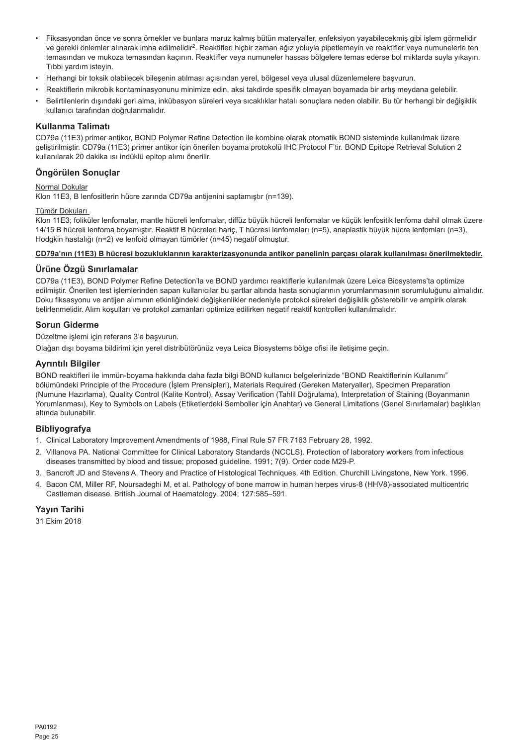- Fiksasyondan önce ve sonra örnekler ve bunlara maruz kalmış bütün materyaller, enfeksiyon yayabilecekmiş gibi işlem görmelidir ve gerekli önlemler alınarak imha edilmelidir[2]. Reaktifleri hiçbir zaman ağız yoluyla pipetlemeyin ve reaktifler veya numunelerle ten temasından ve mukoza temasından kaçının. Reaktifler veya numuneler hassas bölgelere temas ederse bol miktarda suyla yıkayın. Tıbbi yardım isteyin.
- Herhangi bir toksik olabilecek bileşenin atılması açısından yerel, bölgesel veya ulusal düzenlemelere başvurun.
- Reaktiflerin mikrobik kontaminasyonunu minimize edin, aksi takdirde spesifik olmayan boyamada bir artış meydana gelebilir.
- Belirtilenlerin dışındaki geri alma, inkübasyon süreleri veya sıcaklıklar hatalı sonuçlara neden olabilir. Bu tür herhangi bir değişiklik kullanıcı tarafından doğrulanmalıdır.

## Kullanma Talimatı

CD79a (11E3) primer antikor, BOND Polymer Refine Detection ile kombine olarak otomatik BOND sisteminde kullanılmak üzere geliştirilmiştir. CD79a (11E3) primer antikor için önerilen boyama protokolü IHC Protocol F'tir. BOND Epitope Retrieval Solution 2 kullanılarak 20 dakika ısı indüklü epitop alımı önerilir.

## Öngörülen Sonuçlar

Normal Dokular

Klon 11E3, B lenfositlerin hücre zarında CD79a antijenini saptamıştır (n=139).

Tümör Dokuları

Klon 11E3; foliküler lenfomalar, mantle hücreli lenfomalar, diffüz büyük hücreli lenfomalar ve küçük lenfositik lenfoma dahil olmak üzere 14/15 B hücreli lenfoma boyamıştır. Reaktif B hücreleri hariç, T hücresi lenfomaları (n=5), anaplastik büyük hücre lenfomları (n=3), Hodgkin hastalığı (n=2) ve lenfoid olmayan tümörler (n=45) negatif olmuştur.

**CD79a'nın (11E3) B hücresi bozukluklarının karakterizasyonunda antikor panelinin parçası olarak kullanılması önerilmektedir.**

## Ürüne Özgü Sınırlamalar

CD79a (11E3), BOND Polymer Refine Detection'la ve BOND yardımcı reaktiflerle kullanılmak üzere Leica Biosystems'ta optimize edilmiştir. Önerilen test işlemlerinden sapan kullanıcılar bu şartlar altında hasta sonuçlarının yorumlanmasının sorumluluğunu almalıdır. Doku fiksasyonu ve antijen alımının etkinliğindeki değişkenlikler nedeniyle protokol süreleri değişiklik gösterebilir ve ampirik olarak belirlenmelidir. Alım koşulları ve protokol zamanları optimize edilirken negatif reaktif kontrolleri kullanılmalıdır.

## Sorun Giderme

Düzeltme işlemi için referans 3'e başvurun.

Olağan dışı boyama bildirimi için yerel distribütörünüz veya Leica Biosystems bölge ofisi ile iletişime geçin.

## Ayrıntılı Bilgiler

BOND reaktifleri ile immün-boyama hakkında daha fazla bilgi BOND kullanıcı belgelerinizde "BOND Reaktiflerinin Kullanımı" bölümündeki Principle of the Procedure (İşlem Prensipleri), Materials Required (Gereken Materyaller), Specimen Preparation (Numune Hazırlama), Quality Control (Kalite Kontrol), Assay Verification (Tahlil Doğrulama), Interpretation of Staining (Boyanmanın Yorumlanması), Key to Symbols on Labels (Etiketlerdeki Semboller için Anahtar) ve General Limitations (Genel Sınırlamalar) başlıkları altında bulunabilir.

## Bibliyografya

1. Clinical Laboratory Improvement Amendments of 1988, Final Rule 57 FR 7163 February 28, 1992.
2. Villanova PA. National Committee for Clinical Laboratory Standards (NCCLS). Protection of laboratory workers from infectious diseases transmitted by blood and tissue; proposed guideline. 1991; 7(9). Order code M29-P.
3. Bancroft JD and Stevens A. Theory and Practice of Histological Techniques. 4th Edition. Churchill Livingstone, New York. 1996.
4. Bacon CM, Miller RF, Noursadeghi M, et al. Pathology of bone marrow in human herpes virus-8 (HHV8)-associated multicentric Castleman disease. British Journal of Haematology. 2004; 127:585–591.

## Yayın Tarihi

31 Ekim 2018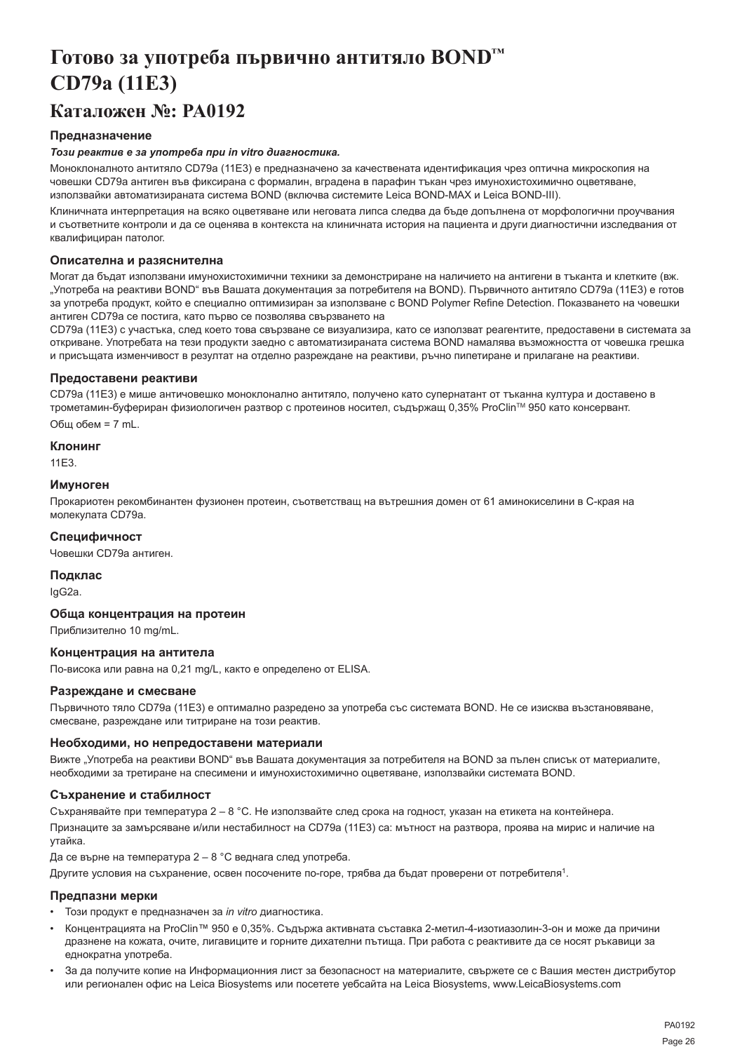# Готово за употреба първично антитяло BOND™ CD79a (11E3)

## Каталожен №: PA0192

### Предназначение

***Този реактив е за употреба при in vitro диагностика.***

Моноклоналното антитяло CD79a (11E3) е предназначено за качествената идентификация чрез оптична микроскопия на човешки CD79a антиген във фиксирана с формалин, вградена в парафин тъкан чрез имунохистохимично оцветяване, използвайки автоматизираната система BOND (включва системите Leica BOND-MAX и Leica BOND-III).

Клиничната интерпретация на всяко оцветяване или неговата липса следва да бъде допълнена от морфологични проучвания и съответните контроли и да се оценява в контекста на клиничната история на пациента и други диагностични изследвания от квалифициран патолог.

### Описателна и разяснителна

Могат да бъдат използвани имунохистохимични техники за демонстриране на наличието на антигени в тъканта и клетките (вж. „Употреба на реактиви BOND" във Вашата документация за потребителя на BOND). Първичното антитяло CD79a (11E3) е готов за употреба продукт, който е специално оптимизиран за използване с BOND Polymer Refine Detection. Показването на човешки антиген CD79a се постига, като първо се позволява свързването на

CD79a (11E3) с участъка, след което това свързване се визуализира, като се използват реагентите, предоставени в системата за откриване. Употребата на тези продукти заедно с автоматизираната система BOND намалява възможността от човешка грешка и присъщата изменчивост в резултат на отделно разреждане на реактиви, ръчно пипетиране и прилагане на реактиви.

### Предоставени реактиви

CD79a (11E3) е мише античовешко моноклонално антитяло, получено като супернатант от тъканна култура и доставено в трометамин-буфериран физиологичен разтвор с протеинов носител, съдържащ 0,35% ProClin™ 950 като консервант.

Общ обем = 7 mL.

### Клонинг

11E3.

### Имуноген

Прокариотен рекомбинантен фузионен протеин, съответстващ на вътрешния домен от 61 аминокиселини в С-края на молекулата CD79a.

### Специфичност

Човешки CD79a антиген.

### Подклас

IgG2a.

### Обща концентрация на протеин

Приблизително 10 mg/mL.

### Концентрация на антитела

По-висока или равна на 0,21 mg/L, както е определено от ELISA.

### Разреждане и смесване

Първичното тяло CD79a (11E3) е оптимално разредено за употреба със системата BOND. Не се изисква възстановяване, смесване, разреждане или титриране на този реактив.

### Необходими, но непредоставени материали

Вижте „Употреба на реактиви BOND" във Вашата документация за потребителя на BOND за пълен списък от материалите, необходими за третиране на спесимени и имунохистохимично оцветяване, използвайки системата BOND.

### Съхранение и стабилност

Съхранявайте при температура 2 – 8 °C. Не използвайте след срока на годност, указан на етикета на контейнера.

Признаците за замърсяване и/или нестабилност на CD79a (11E3) са: мътност на разтвора, поява на мирис и наличие на утайка.

Да се върне на температура 2 – 8 °C веднага след употреба.

Другите условия на съхранение, освен посочените по-горе, трябва да бъдат проверени от потребителя[1].

### Предпазни мерки

- Този продукт е предназначен за *in vitro* диагностика.
- Концентрацията на ProClin™ 950 е 0,35%. Съдържа активната съставка 2-метил-4-изотиазолин-3-он и може да причини дразнене на кожата, очите, лигавиците и горните дихателни пътища. При работа с реактивите да се носят ръкавици за еднократна употреба.
- За да получите копие на Информационния лист за безопасност на материалите, свържете се с Вашия местен дистрибутор или регионален офис на Leica Biosystems или посетете уебсайта на Leica Biosystems, www.LeicaBiosystems.com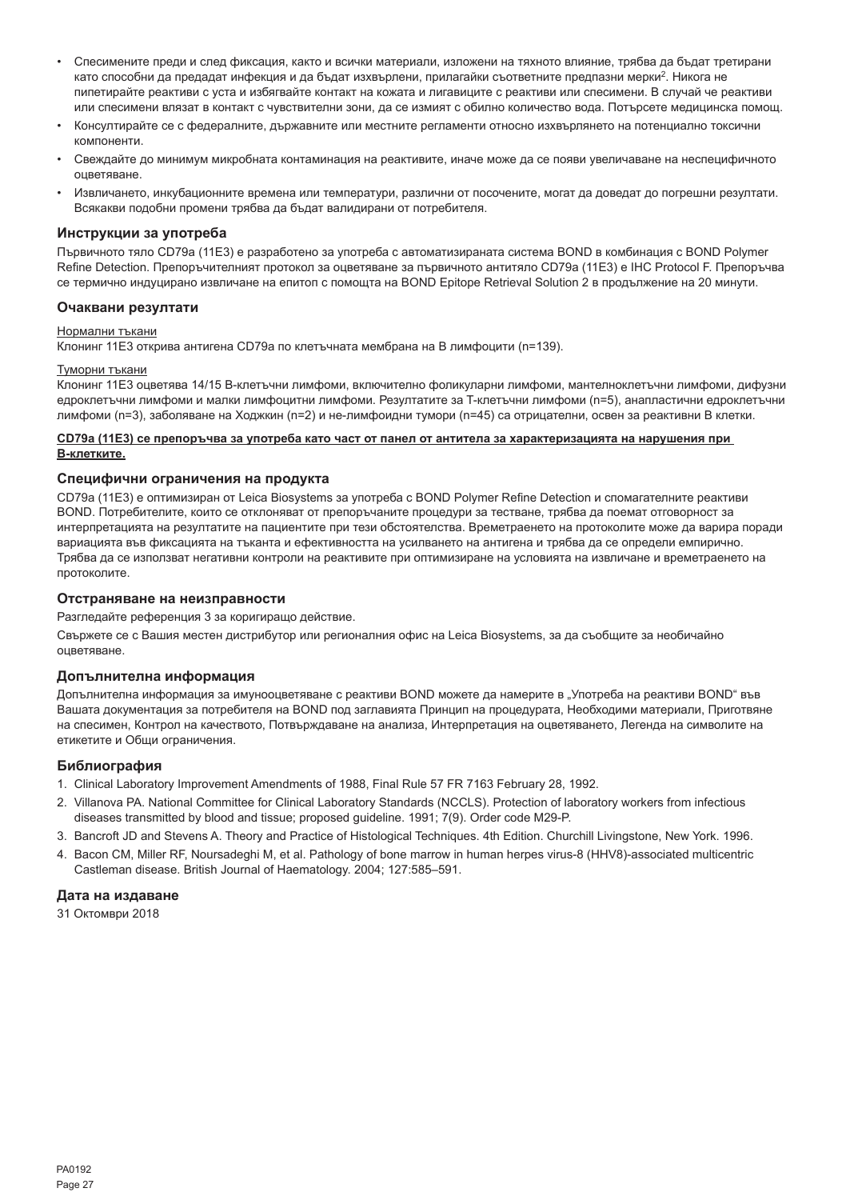- Спесимените преди и след фиксация, както и всички материали, изложени на тяхното влияние, трябва да бъдат третирани като способни да предадат инфекция и да бъдат изхвърлени, прилагайки съответните предпазни мерки[2]. Никога не пипетирайте реактиви с уста и избягвайте контакт на кожата и лигавиците с реактиви или спесимени. В случай че реактиви или спесимени влязат в контакт с чувствителни зони, да се измият с обилно количество вода. Потърсете медицинска помощ.
- Консултирайте се с федералните, държавните или местните регламенти относно изхвърлянето на потенциално токсични компоненти.
- Свеждайте до минимум микробната контаминация на реактивите, иначе може да се появи увеличаване на неспецифичното оцветяване.
- Извличането, инкубационните времена или температури, различни от посочените, могат да доведат до погрешни резултати. Всякакви подобни промени трябва да бъдат валидирани от потребителя.

### Инструкции за употреба

Първичното тяло CD79a (11E3) е разработено за употреба с автоматизираната система BOND в комбинация с BOND Polymer Refine Detection. Препоръчителният протокол за оцветяване за първичното антитяло CD79a (11E3) е IHC Protocol F. Препоръчва се термично индуцирано извличане на епитоп с помощта на BOND Epitope Retrieval Solution 2 в продължение на 20 минути.

### Очаквани резултати

Нормални тъкани

Клонинг 11E3 открива антигена CD79a по клетъчната мембрана на B лимфоцити (n=139).

Туморни тъкани

Клонинг 11E3 оцветява 14/15 B-клетъчни лимфоми, включително фоликуларни лимфоми, мантелноклетъчни лимфоми, дифузни едроклетъчни лимфоми и малки лимфоцитни лимфоми. Резултатите за T-клетъчни лимфоми (n=5), анапластични едроклетъчни лимфоми (n=3), заболяване на Ходжкин (n=2) и не-лимфоидни тумори (n=45) са отрицателни, освен за реактивни B клетки.

**CD79a (11E3) се препоръчва за употреба като част от панел от антитела за характеризацията на нарушения при B-клетките.**

### Специфични ограничения на продукта

CD79a (11E3) е оптимизиран от Leica Biosystems за употреба с BOND Polymer Refine Detection и спомагателните реактиви BOND. Потребителите, които се отклоняват от препоръчаните процедури за тестване, трябва да поемат отговорност за интерпретацията на резултатите на пациентите при тези обстоятелства. Времетраенето на протоколите може да варира поради вариацията във фиксацията на тъканта и ефективността на усилването на антигена и трябва да се определи емпирично. Трябва да се използват негативни контроли на реактивите при оптимизиране на условията на извличане и времетраенето на протоколите.

### Отстраняване на неизправности

Разгледайте референция 3 за коригиращо действие.

Свържете се с Вашия местен дистрибутор или регионалния офис на Leica Biosystems, за да съобщите за необичайно оцветяване.

### Допълнителна информация

Допълнителна информация за имунооцветяване с реактиви BOND можете да намерите в „Употреба на реактиви BOND" във Вашата документация за потребителя на BOND под заглавията Принцип на процедурата, Необходими материали, Приготвяне на спесимен, Контрол на качеството, Потвърждаване на анализа, Интерпретация на оцветяването, Легенда на символите на етикетите и Общи ограничения.

### Библиография

1. Clinical Laboratory Improvement Amendments of 1988, Final Rule 57 FR 7163 February 28, 1992.
2. Villanova PA. National Committee for Clinical Laboratory Standards (NCCLS). Protection of laboratory workers from infectious diseases transmitted by blood and tissue; proposed guideline. 1991; 7(9). Order code M29-P.
3. Bancroft JD and Stevens A. Theory and Practice of Histological Techniques. 4th Edition. Churchill Livingstone, New York. 1996.
4. Bacon CM, Miller RF, Noursadeghi M, et al. Pathology of bone marrow in human herpes virus-8 (HHV8)-associated multicentric Castleman disease. British Journal of Haematology. 2004; 127:585–591.

### Дата на издаване

31 Октомври 2018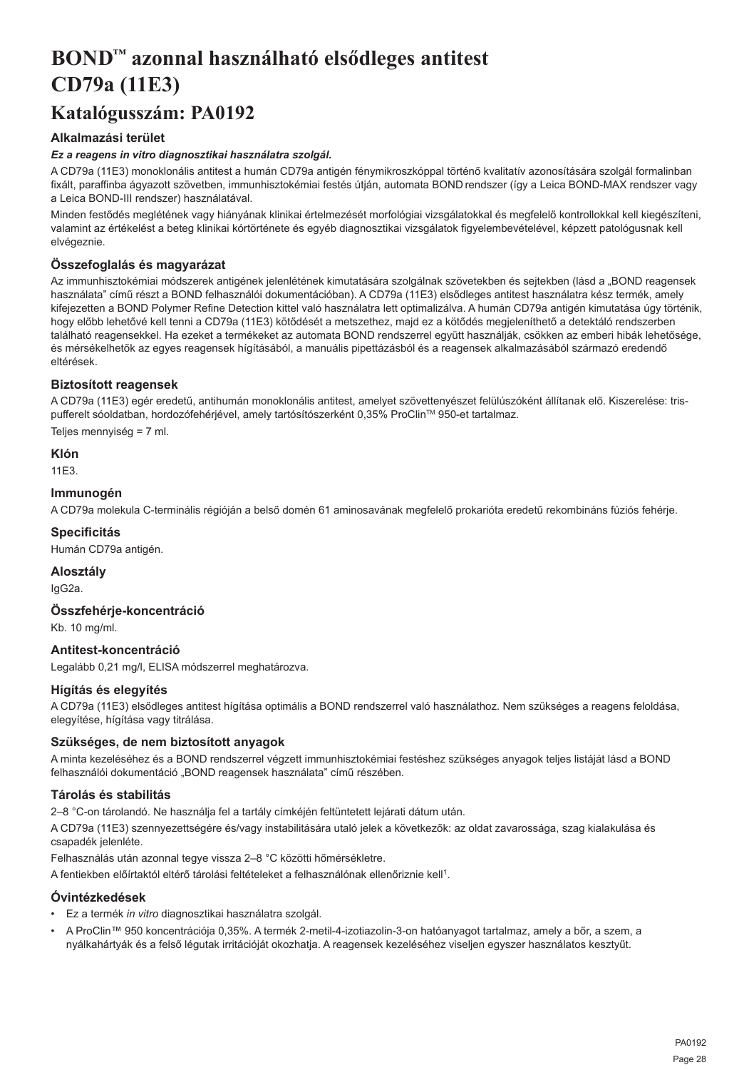# BOND™ azonnal használható elsődleges antitest CD79a (11E3)

## Katalógusszám: PA0192

### Alkalmazási terület

***Ez a reagens in vitro diagnosztikai használatra szolgál.***

A CD79a (11E3) monoklonális antitest a humán CD79a antigén fénymikroszkóppal történő kvalitatív azonosítására szolgál formalinban fixált, paraffinba ágyazott szövetben, immunhisztokémiai festés útján, automata BOND rendszer (így a Leica BOND-MAX rendszer vagy a Leica BOND-III rendszer) használatával.

Minden festődés meglétének vagy hiányának klinikai értelmezését morfológiai vizsgálatokkal és megfelelő kontrollokkal kell kiegészíteni, valamint az értékelést a beteg klinikai kórtörténete és egyéb diagnosztikai vizsgálatok figyelembevételével, képzett patológusnak kell elvégeznie.

### Összefoglalás és magyarázat

Az immunhisztokémiai módszerek antigének jelenlétének kimutatására szolgálnak szövetekben és sejtekben (lásd a „BOND reagensek használata" című részt a BOND felhasználói dokumentációban). A CD79a (11E3) elsődleges antitest használatra kész termék, amely kifejezetten a BOND Polymer Refine Detection kittel való használatra lett optimalizálva. A humán CD79a antigén kimutatása úgy történik, hogy előbb lehetővé kell tenni a CD79a (11E3) kötődését a metszethez, majd ez a kötődés megjeleníthető a detektáló rendszerben található reagensekkel. Ha ezeket a termékeket az automata BOND rendszerrel együtt használják, csökken az emberi hibák lehetősége, és mérsékelhetők az egyes reagensek hígításából, a manuális pipettázásból és a reagensek alkalmazásából származó eredendő eltérések.

### Biztosított reagensek

A CD79a (11E3) egér eredetű, antihumán monoklonális antitest, amelyet szövettenyészet felülúszóként állítanak elő. Kiszerelése: tris-pufferelt sóoldatban, hordozófehérjével, amely tartósítószerként 0,35% ProClin™ 950-et tartalmaz.

Teljes mennyiség = 7 ml.

### Klón

11E3.

### Immunogén

A CD79a molekula C-terminális régióján a belső domén 61 aminosavának megfelelő prokarióta eredetű rekombináns fúziós fehérje.

### Specificitás

Humán CD79a antigén.

### Alosztály

IgG2a.

### Összfehérje-koncentráció

Kb. 10 mg/ml.

### Antitest-koncentráció

Legalább 0,21 mg/l, ELISA módszerrel meghatározva.

### Hígítás és elegyítés

A CD79a (11E3) elsődleges antitest hígítása optimális a BOND rendszerrel való használathoz. Nem szükséges a reagens feloldása, elegyítése, hígítása vagy titrálása.

### Szükséges, de nem biztosított anyagok

A minta kezeléséhez és a BOND rendszerrel végzett immunhisztokémiai festéshez szükséges anyagok teljes listáját lásd a BOND felhasználói dokumentáció „BOND reagensek használata" című részében.

### Tárolás és stabilitás

2–8 °C-on tárolandó. Ne használja fel a tartály címkéjén feltüntetett lejárati dátum után.

A CD79a (11E3) szennyezettségére és/vagy instabilitására utaló jelek a következők: az oldat zavarossága, szag kialakulása és csapadék jelenléte.

Felhasználás után azonnal tegye vissza 2–8 °C közötti hőmérsékletre.

A fentiekben előírtaktól eltérő tárolási feltételeket a felhasználónak ellenőriznie kell[1].

### Óvintézkedések

- Ez a termék *in vitro* diagnosztikai használatra szolgál.
- A ProClin™ 950 koncentrációja 0,35%. A termék 2-metil-4-izotiazolin-3-on hatóanyagot tartalmaz, amely a bőr, a szem, a nyálkahártyák és a felső légutak irritációját okozhatja. A reagensek kezeléséhez viseljen egyszer használatos kesztyűt.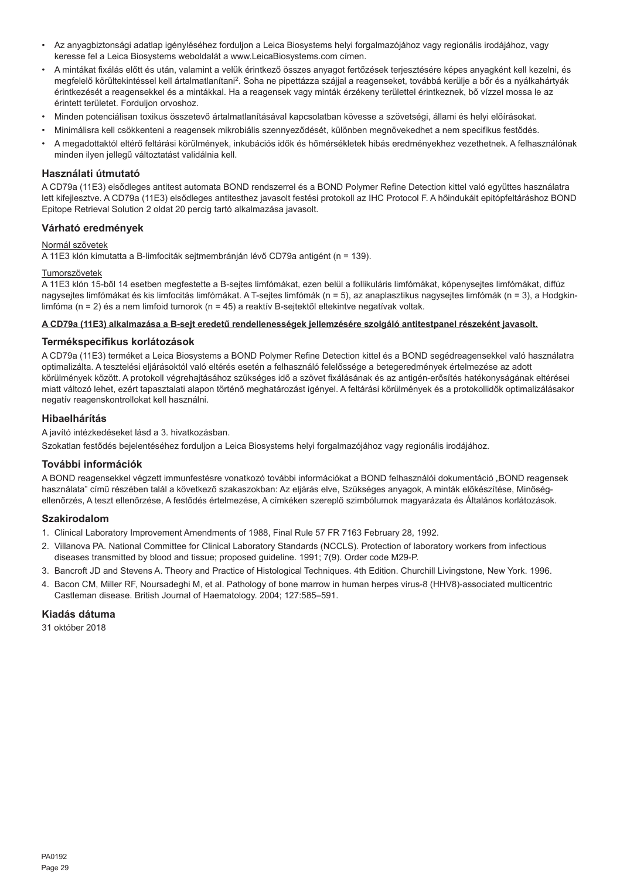- Az anyagbiztonsági adatlap igényléséhez forduljon a Leica Biosystems helyi forgalmazójához vagy regionális irodájához, vagy keresse fel a Leica Biosystems weboldalát a www.LeicaBiosystems.com címen.
- A mintákat fixálás előtt és után, valamint a velük érintkező összes anyagot fertőzések terjesztésére képes anyagként kell kezelni, és megfelelő körültekintéssel kell ártalmatlanítani[2]. Soha ne pipettázza szájjal a reagenseket, továbbá kerülje a bőr és a nyálkahártyák érintkezését a reagensekkel és a mintákkal. Ha a reagensek vagy minták érzékeny területtel érintkeznek, bő vízzel mossa le az érintett területet. Forduljon orvoshoz.
- Minden potenciálisan toxikus összetevő ártalmatlanításával kapcsolatban kövesse a szövetségi, állami és helyi előírásokat.
- Minimálisra kell csökkenteni a reagensek mikrobiális szennyeződését, különben megnövekedhet a nem specifikus festődés.
- A megadottaktól eltérő feltárási körülmények, inkubációs idők és hőmérsékletek hibás eredményekhez vezethetnek. A felhasználónak minden ilyen jellegű változtatást validálnia kell.

## Használati útmutató

A CD79a (11E3) elsődleges antitest automata BOND rendszerrel és a BOND Polymer Refine Detection kittel való együttes használatra lett kifejlesztve. A CD79a (11E3) elsődleges antitesthez javasolt festési protokoll az IHC Protocol F. A hőindukált epitópfeltáráshoz BOND Epitope Retrieval Solution 2 oldat 20 percig tartó alkalmazása javasolt.

## Várható eredmények

Normál szövetek

A 11E3 klón kimutatta a B-limfociták sejtmembránján lévő CD79a antigént (n = 139).

Tumorszövetek

A 11E3 klón 15-ből 14 esetben megfestette a B-sejtes limfómákat, ezen belül a follikuláris limfómákat, köpenysejtes limfómákat, diffúz nagysejtes limfómákat és kis limfocitás limfómákat. A T-sejtes limfómák (n = 5), az anaplasztikus nagysejtes limfómák (n = 3), a Hodgkin-limfóma (n = 2) és a nem limfoid tumorok (n = 45) a reaktív B-sejtektől eltekintve negatívak voltak.

**A CD79a (11E3) alkalmazása a B-sejt eredetű rendellenességek jellemzésére szolgáló antitestpanel részeként javasolt.**

## Termékspecifikus korlátozások

A CD79a (11E3) terméket a Leica Biosystems a BOND Polymer Refine Detection kittel és a BOND segédreagensekkel való használatra optimalizálta. A tesztelési eljárásoktól való eltérés esetén a felhasználó felelőssége a betegeredmények értelmezése az adott körülmények között. A protokoll végrehajtásához szükséges idő a szövet fixálásának és az antigén-erősítés hatékonyságának eltérései miatt változó lehet, ezért tapasztalati alapon történő meghatározást igényel. A feltárási körülmények és a protokollidők optimalizálásakor negatív reagenskontrollokat kell használni.

## Hibaelhárítás

A javító intézkedéseket lásd a 3. hivatkozásban.

Szokatlan festődés bejelentéséhez forduljon a Leica Biosystems helyi forgalmazójához vagy regionális irodájához.

## További információk

A BOND reagensekkel végzett immunfestésre vonatkozó további információkat a BOND felhasználói dokumentáció „BOND reagensek használata" című részében talál a következő szakaszokban: Az eljárás elve, Szükséges anyagok, A minták előkészítése, Minőség-ellenőrzés, A teszt ellenőrzése, A festődés értelmezése, A címkéken szereplő szimbólumok magyarázata és Általános korlátozások.

## Szakirodalom

1. Clinical Laboratory Improvement Amendments of 1988, Final Rule 57 FR 7163 February 28, 1992.
2. Villanova PA. National Committee for Clinical Laboratory Standards (NCCLS). Protection of laboratory workers from infectious diseases transmitted by blood and tissue; proposed guideline. 1991; 7(9). Order code M29-P.
3. Bancroft JD and Stevens A. Theory and Practice of Histological Techniques. 4th Edition. Churchill Livingstone, New York. 1996.
4. Bacon CM, Miller RF, Noursadeghi M, et al. Pathology of bone marrow in human herpes virus-8 (HHV8)-associated multicentric Castleman disease. British Journal of Haematology. 2004; 127:585–591.

## Kiadás dátuma

31 október 2018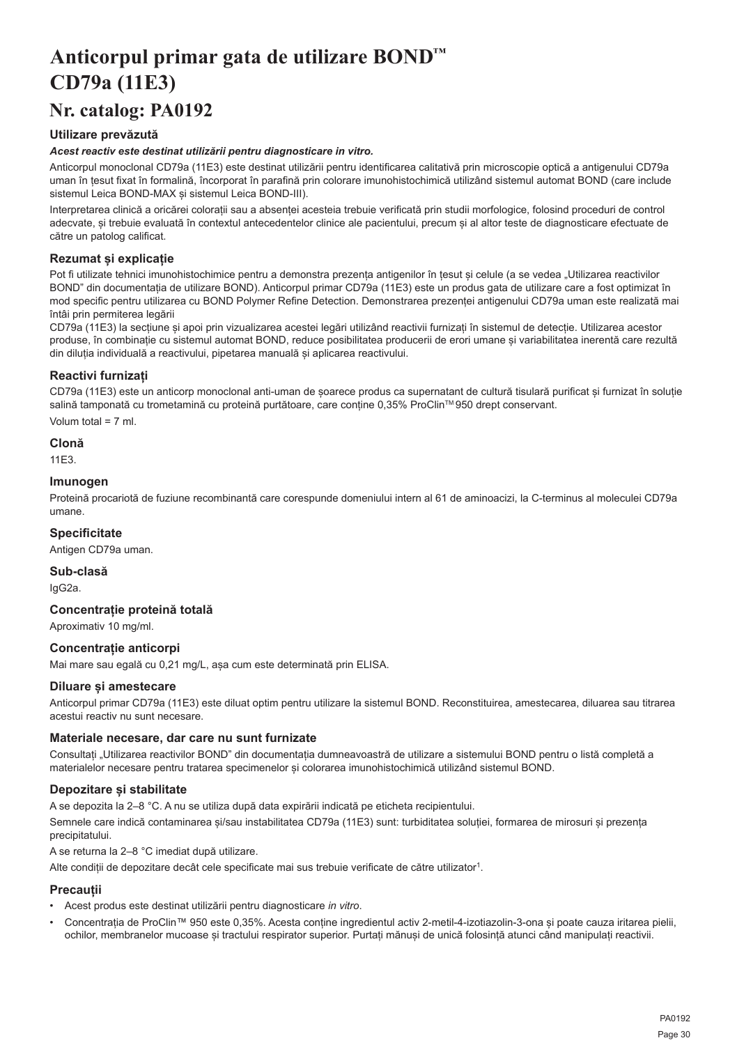# Anticorpul primar gata de utilizare BOND™ CD79a (11E3)

## Nr. catalog: PA0192

### Utilizare prevăzută

***Acest reactiv este destinat utilizării pentru diagnosticare in vitro.***

Anticorpul monoclonal CD79a (11E3) este destinat utilizării pentru identificarea calitativă prin microscopie optică a antigenului CD79a uman în țesut fixat în formalină, încorporat în parafină prin colorare imunohistochimică utilizând sistemul automat BOND (care include sistemul Leica BOND-MAX și sistemul Leica BOND-III).

Interpretarea clinică a oricărei colorații sau a absenței acesteia trebuie verificată prin studii morfologice, folosind proceduri de control adecvate, și trebuie evaluată în contextul antecedentelor clinice ale pacientului, precum și al altor teste de diagnosticare efectuate de către un patolog calificat.

### Rezumat și explicație

Pot fi utilizate tehnici imunohistochimice pentru a demonstra prezența antigenilor în țesut și celule (a se vedea „Utilizarea reactivilor BOND" din documentația de utilizare BOND). Anticorpul primar CD79a (11E3) este un produs gata de utilizare care a fost optimizat în mod specific pentru utilizarea cu BOND Polymer Refine Detection. Demonstrarea prezenței antigenului CD79a uman este realizată mai întâi prin permiterea legării

CD79a (11E3) la secțiune și apoi prin vizualizarea acestei legări utilizând reactivii furnizați în sistemul de detecție. Utilizarea acestor produse, în combinație cu sistemul automat BOND, reduce posibilitatea producerii de erori umane și variabilitatea inerentă care rezultă din diluția individuală a reactivului, pipetarea manuală și aplicarea reactivului.

### Reactivi furnizați

CD79a (11E3) este un anticorp monoclonal anti-uman de șoarece produs ca supernatant de cultură tisulară purificat și furnizat în soluție salină tamponată cu trometamină cu proteină purtătoare, care conține 0,35% ProClin™ 950 drept conservant.

Volum total = 7 ml.

### Clonă

11E3.

### Imunogen

Proteină procariotă de fuziune recombinantă care corespunde domeniului intern al 61 de aminoacizi, la C-terminus al moleculei CD79a umane.

### Specificitate

Antigen CD79a uman.

### Sub-clasă

IgG2a.

### Concentrație proteină totală

Aproximativ 10 mg/ml.

### Concentrație anticorpi

Mai mare sau egală cu 0,21 mg/L, așa cum este determinată prin ELISA.

### Diluare și amestecare

Anticorpul primar CD79a (11E3) este diluat optim pentru utilizare la sistemul BOND. Reconstituirea, amestecarea, diluarea sau titrarea acestui reactiv nu sunt necesare.

### Materiale necesare, dar care nu sunt furnizate

Consultați „Utilizarea reactivilor BOND" din documentația dumneavoastră de utilizare a sistemului BOND pentru o listă completă a materialelor necesare pentru tratarea specimenelor și colorarea imunohistochimică utilizând sistemul BOND.

### Depozitare și stabilitate

A se depozita la 2–8 °C. A nu se utiliza după data expirării indicată pe eticheta recipientului.

Semnele care indică contaminarea și/sau instabilitatea CD79a (11E3) sunt: turbiditatea soluției, formarea de mirosuri și prezența precipitatului.

A se returna la 2–8 °C imediat după utilizare.

Alte condiții de depozitare decât cele specificate mai sus trebuie verificate de către utilizator[1].

### Precauții

- Acest produs este destinat utilizării pentru diagnosticare *in vitro*.
- Concentrația de ProClin™ 950 este 0,35%. Acesta conține ingredientul activ 2-metil-4-izotiazolin-3-ona și poate cauza iritarea pielii, ochilor, membranelor mucoase și tractului respirator superior. Purtați mănuși de unică folosință atunci când manipulați reactivii.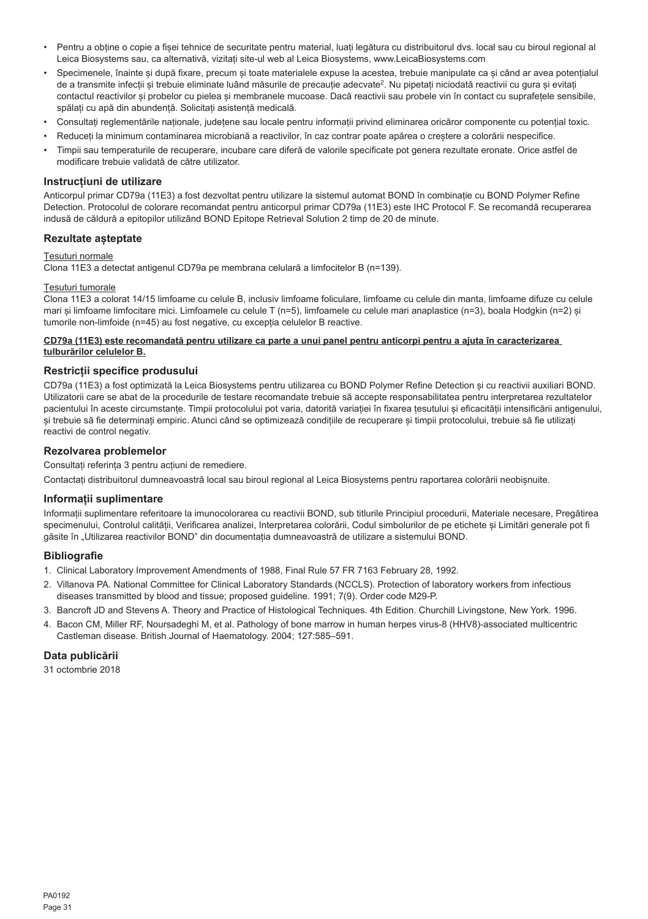- Pentru a obține o copie a fișei tehnice de securitate pentru material, luați legătura cu distribuitorul dvs. local sau cu biroul regional al Leica Biosystems sau, ca alternativă, vizitați site-ul web al Leica Biosystems, www.LeicaBiosystems.com
- Specimenele, înainte și după fixare, precum și toate materialele expuse la acestea, trebuie manipulate ca și când ar avea potențialul de a transmite infecții și trebuie eliminate luând măsurile de precauție adecvate[2]. Nu pipetați niciodată reactivii cu gura și evitați contactul reactivilor și probelor cu pielea și membranele mucoase. Dacă reactivii sau probele vin în contact cu suprafețele sensibile, spălați cu apă din abundență. Solicitați asistență medicală.
- Consultați reglementările naționale, județene sau locale pentru informații privind eliminarea oricăror componente cu potențial toxic.
- Reduceți la minimum contaminarea microbiană a reactivilor, în caz contrar poate apărea o creștere a colorării nespecifice.
- Timpii sau temperaturile de recuperare, incubare care diferă de valorile specificate pot genera rezultate eronate. Orice astfel de modificare trebuie validată de către utilizator.

## Instrucțiuni de utilizare

Anticorpul primar CD79a (11E3) a fost dezvoltat pentru utilizare la sistemul automat BOND în combinație cu BOND Polymer Refine Detection. Protocolul de colorare recomandat pentru anticorpul primar CD79a (11E3) este IHC Protocol F. Se recomandă recuperarea indusă de căldură a epitopilor utilizând BOND Epitope Retrieval Solution 2 timp de 20 de minute.

## Rezultate așteptate

Țesuturi normale

Clona 11E3 a detectat antigenul CD79a pe membrana celulară a limfocitelor B (n=139).

Țesuturi tumorale

Clona 11E3 a colorat 14/15 limfoame cu celule B, inclusiv limfoame foliculare, limfoame cu celule din manta, limfoame difuze cu celule mari și limfoame limfocitare mici. Limfoamele cu celule T (n=5), limfoamele cu celule mari anaplastice (n=3), boala Hodgkin (n=2) și tumorile non-limfoide (n=45) au fost negative, cu excepția celulelor B reactive.

**CD79a (11E3) este recomandată pentru utilizare ca parte a unui panel pentru anticorpi pentru a ajuta în caracterizarea tulburărilor celulelor B.**

## Restricții specifice produsului

CD79a (11E3) a fost optimizată la Leica Biosystems pentru utilizarea cu BOND Polymer Refine Detection și cu reactivii auxiliari BOND. Utilizatorii care se abat de la procedurile de testare recomandate trebuie să accepte responsabilitatea pentru interpretarea rezultatelor pacientului în aceste circumstanțe. Timpii protocolului pot varia, datorită variației în fixarea țesutului și eficacității intensificării antigenului, și trebuie să fie determinați empiric. Atunci când se optimizează condițiile de recuperare și timpii protocolului, trebuie să fie utilizați reactivi de control negativ.

## Rezolvarea problemelor

Consultați referința 3 pentru acțiuni de remediere.

Contactați distribuitorul dumneavoastră local sau biroul regional al Leica Biosystems pentru raportarea colorării neobișnuite.

## Informații suplimentare

Informații suplimentare referitoare la imunocolorarea cu reactivii BOND, sub titlurile Principiul procedurii, Materiale necesare, Pregătirea specimenului, Controlul calității, Verificarea analizei, Interpretarea colorării, Codul simbolurilor de pe etichete și Limitări generale pot fi găsite în „Utilizarea reactivilor BOND" din documentația dumneavoastră de utilizare a sistemului BOND.

## Bibliografie

1. Clinical Laboratory Improvement Amendments of 1988, Final Rule 57 FR 7163 February 28, 1992.
2. Villanova PA. National Committee for Clinical Laboratory Standards (NCCLS). Protection of laboratory workers from infectious diseases transmitted by blood and tissue; proposed guideline. 1991; 7(9). Order code M29-P.
3. Bancroft JD and Stevens A. Theory and Practice of Histological Techniques. 4th Edition. Churchill Livingstone, New York. 1996.
4. Bacon CM, Miller RF, Noursadeghi M, et al. Pathology of bone marrow in human herpes virus-8 (HHV8)-associated multicentric Castleman disease. British Journal of Haematology. 2004; 127:585–591.

## Data publicării

31 octombrie 2018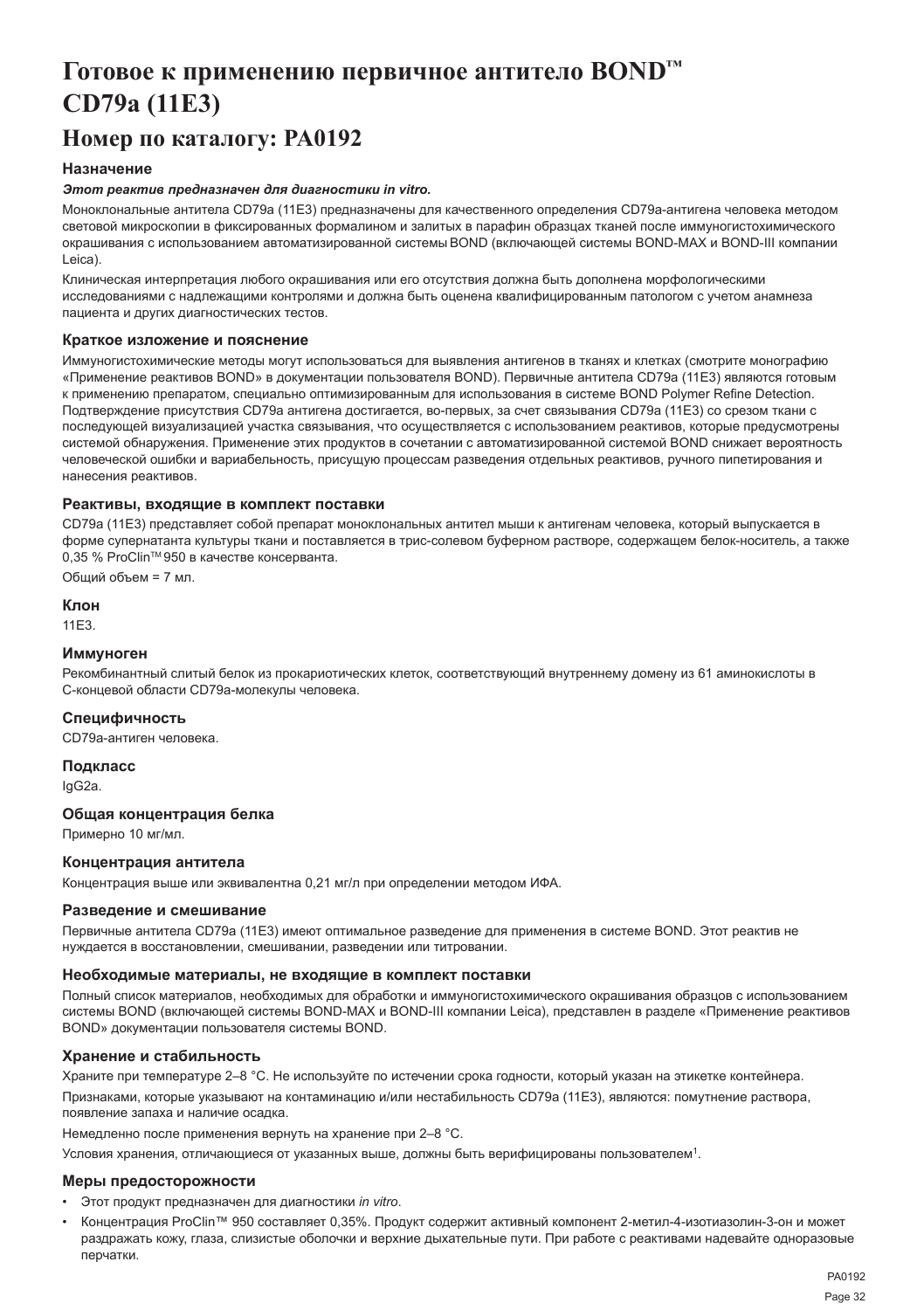# Готовое к применению первичное антитело BOND™ CD79a (11E3)

## Номер по каталогу: PA0192

### Назначение

***Этот реактив предназначен для диагностики in vitro.***

Моноклональные антитела CD79a (11E3) предназначены для качественного определения CD79a-антигена человека методом световой микроскопии в фиксированных формалином и залитых в парафин образцах тканей после иммуногистохимического окрашивания с использованием автоматизированной системы BOND (включающей системы BOND-MAX и BOND-III компании Leica).

Клиническая интерпретация любого окрашивания или его отсутствия должна быть дополнена морфологическими исследованиями с надлежащими контролями и должна быть оценена квалифицированным патологом с учетом анамнеза пациента и других диагностических тестов.

### Краткое изложение и пояснение

Иммуногистохимические методы могут использоваться для выявления антигенов в тканях и клетках (смотрите монографию «Применение реактивов BOND» в документации пользователя BOND). Первичные антитела CD79a (11E3) являются готовым к применению препаратом, специально оптимизированным для использования в системе BOND Polymer Refine Detection. Подтверждение присутствия CD79a антигена достигается, во-первых, за счет связывания CD79a (11E3) со срезом ткани с последующей визуализацией участка связывания, что осуществляется с использованием реактивов, которые предусмотрены системой обнаружения. Применение этих продуктов в сочетании с автоматизированной системой BOND снижает вероятность человеческой ошибки и вариабельность, присущую процессам разведения отдельных реактивов, ручного пипетирования и нанесения реактивов.

### Реактивы, входящие в комплект поставки

CD79a (11E3) представляет собой препарат моноклональных антител мыши к антигенам человека, который выпускается в форме супернатанта культуры ткани и поставляется в трис-солевом буферном растворе, содержащем белок-носитель, а также 0,35 % ProClin™ 950 в качестве консерванта.

Общий объем = 7 мл.

### Клон

11E3.

### Иммуноген

Рекомбинантный слитый белок из прокариотических клеток, соответствующий внутреннему домену из 61 аминокислоты в C-концевой области CD79a-молекулы человека.

### Специфичность

CD79a-антиген человека.

### Подкласс

IgG2a.

### Общая концентрация белка

Примерно 10 мг/мл.

### Концентрация антитела

Концентрация выше или эквивалентна 0,21 мг/л при определении методом ИФА.

### Разведение и смешивание

Первичные антитела CD79a (11E3) имеют оптимальное разведение для применения в системе BOND. Этот реактив не нуждается в восстановлении, смешивании, разведении или титровании.

### Необходимые материалы, не входящие в комплект поставки

Полный список материалов, необходимых для обработки и иммуногистохимического окрашивания образцов с использованием системы BOND (включающей системы BOND-MAX и BOND-III компании Leica), представлен в разделе «Применение реактивов BOND» документации пользователя системы BOND.

### Хранение и стабильность

Храните при температуре 2–8 °C. Не используйте по истечении срока годности, который указан на этикетке контейнера.

Признаками, которые указывают на контаминацию и/или нестабильность CD79a (11E3), являются: помутнение раствора, появление запаха и наличие осадка.

Немедленно после применения вернуть на хранение при 2–8 °C.

Условия хранения, отличающиеся от указанных выше, должны быть верифицированы пользователем[1].

### Меры предосторожности

- Этот продукт предназначен для диагностики *in vitro*.
- Концентрация ProClin™ 950 составляет 0,35%. Продукт содержит активный компонент 2-метил-4-изотиазолин-3-он и может раздражать кожу, глаза, слизистые оболочки и верхние дыхательные пути. При работе с реактивами надевайте одноразовые перчатки.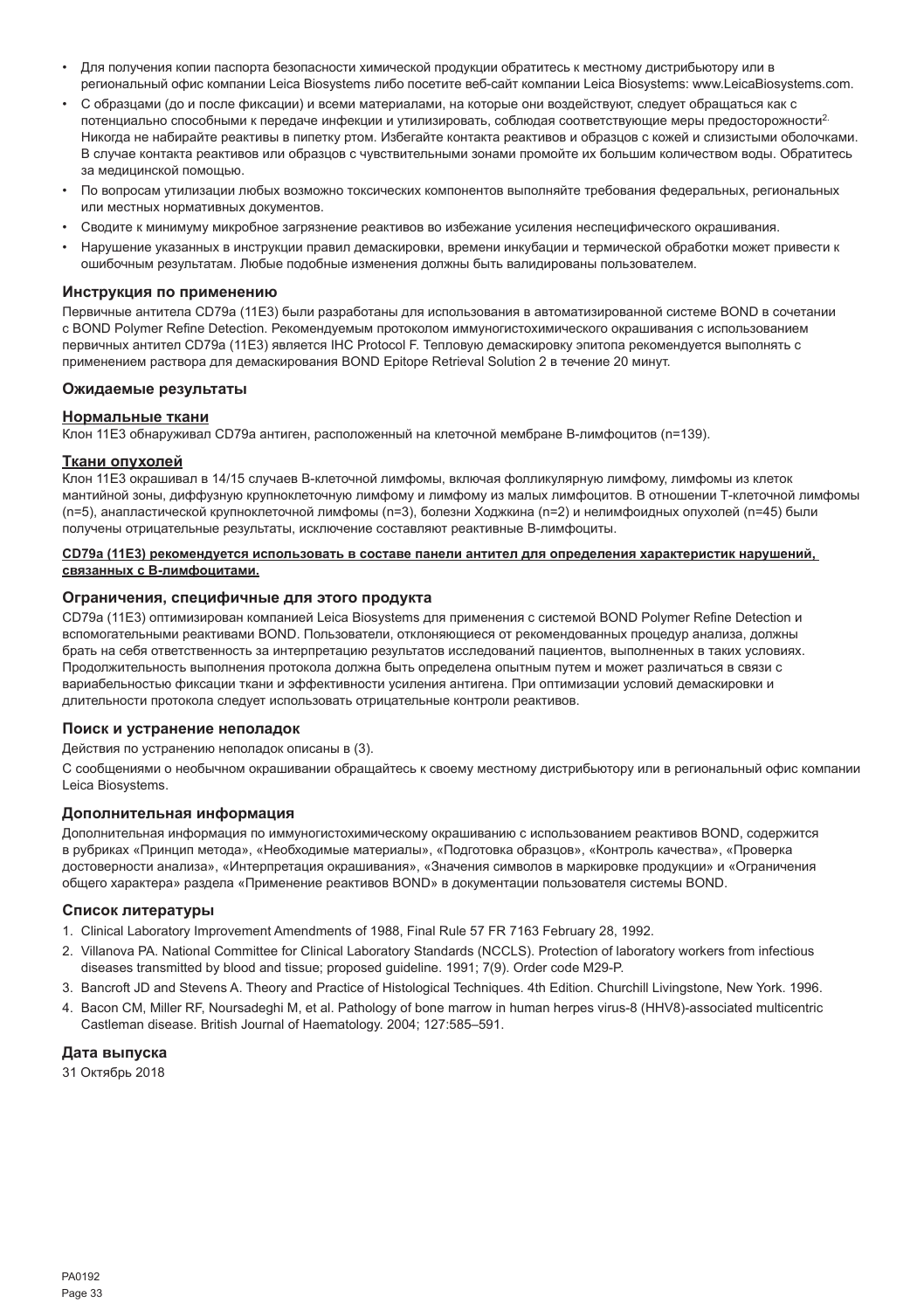- Для получения копии паспорта безопасности химической продукции обратитесь к местному дистрибьютору или в региональный офис компании Leica Biosystems либо посетите веб-сайт компании Leica Biosystems: www.LeicaBiosystems.com.
- С образцами (до и после фиксации) и всеми материалами, на которые они воздействуют, следует обращаться как с потенциально способными к передаче инфекции и утилизировать, соблюдая соответствующие меры предосторожности[2]. Никогда не набирайте реактивы в пипетку ртом. Избегайте контакта реактивов и образцов с кожей и слизистыми оболочками. В случае контакта реактивов или образцов с чувствительными зонами промойте их большим количеством воды. Обратитесь за медицинской помощью.
- По вопросам утилизации любых возможно токсических компонентов выполняйте требования федеральных, региональных или местных нормативных документов.
- Сводите к минимуму микробное загрязнение реактивов во избежание усиления неспецифического окрашивания.
- Нарушение указанных в инструкции правил демаскировки, времени инкубации и термической обработки может привести к ошибочным результатам. Любые подобные изменения должны быть валидированы пользователем.

### Инструкция по применению

Первичные антитела CD79a (11E3) были разработаны для использования в автоматизированной системе BOND в сочетании с BOND Polymer Refine Detection. Рекомендуемым протоколом иммуногистохимического окрашивания с использованием первичных антител CD79a (11E3) является IHC Protocol F. Тепловую демаскировку эпитопа рекомендуется выполнять с применением раствора для демаскирования BOND Epitope Retrieval Solution 2 в течение 20 минут.

### Ожидаемые результаты

#### Нормальные ткани

Клон 11E3 обнаруживал CD79a антиген, расположенный на клеточной мембране В-лимфоцитов (n=139).

#### Ткани опухолей

Клон 11E3 окрашивал в 14/15 случаев В-клеточной лимфомы, включая фолликулярную лимфому, лимфомы из клеток мантийной зоны, диффузную крупноклеточную лимфому и лимфому из малых лимфоцитов. В отношении Т-клеточной лимфомы (n=5), анапластической крупноклеточной лимфомы (n=3), болезни Ходжкина (n=2) и нелимфоидных опухолей (n=45) были получены отрицательные результаты, исключение составляют реактивные В-лимфоциты.

**CD79a (11E3) рекомендуется использовать в составе панели антител для определения характеристик нарушений, связанных с В-лимфоцитами.**

### Ограничения, специфичные для этого продукта

CD79a (11E3) оптимизирован компанией Leica Biosystems для применения с системой BOND Polymer Refine Detection и вспомогательными реактивами BOND. Пользователи, отклоняющиеся от рекомендованных процедур анализа, должны брать на себя ответственность за интерпретацию результатов исследований пациентов, выполненных в таких условиях. Продолжительность выполнения протокола должна быть определена опытным путем и может различаться в связи с вариабельностью фиксации ткани и эффективности усиления антигена. При оптимизации условий демаскировки и длительности протокола следует использовать отрицательные контроли реактивов.

### Поиск и устранение неполадок

Действия по устранению неполадок описаны в (3).

С сообщениями о необычном окрашивании обращайтесь к своему местному дистрибьютору или в региональный офис компании Leica Biosystems.

### Дополнительная информация

Дополнительная информация по иммуногистохимическому окрашиванию с использованием реактивов BOND, содержится в рубриках «Принцип метода», «Необходимые материалы», «Подготовка образцов», «Контроль качества», «Проверка достоверности анализа», «Интерпретация окрашивания», «Значения символов в маркировке продукции» и «Ограничения общего характера» раздела «Применение реактивов BOND» в документации пользователя системы BOND.

### Список литературы

1. Clinical Laboratory Improvement Amendments of 1988, Final Rule 57 FR 7163 February 28, 1992.
2. Villanova PA. National Committee for Clinical Laboratory Standards (NCCLS). Protection of laboratory workers from infectious diseases transmitted by blood and tissue; proposed guideline. 1991; 7(9). Order code M29-P.
3. Bancroft JD and Stevens A. Theory and Practice of Histological Techniques. 4th Edition. Churchill Livingstone, New York. 1996.
4. Bacon CM, Miller RF, Noursadeghi M, et al. Pathology of bone marrow in human herpes virus-8 (HHV8)-associated multicentric Castleman disease. British Journal of Haematology. 2004; 127:585–591.

### Дата выпуска

31 Октябрь 2018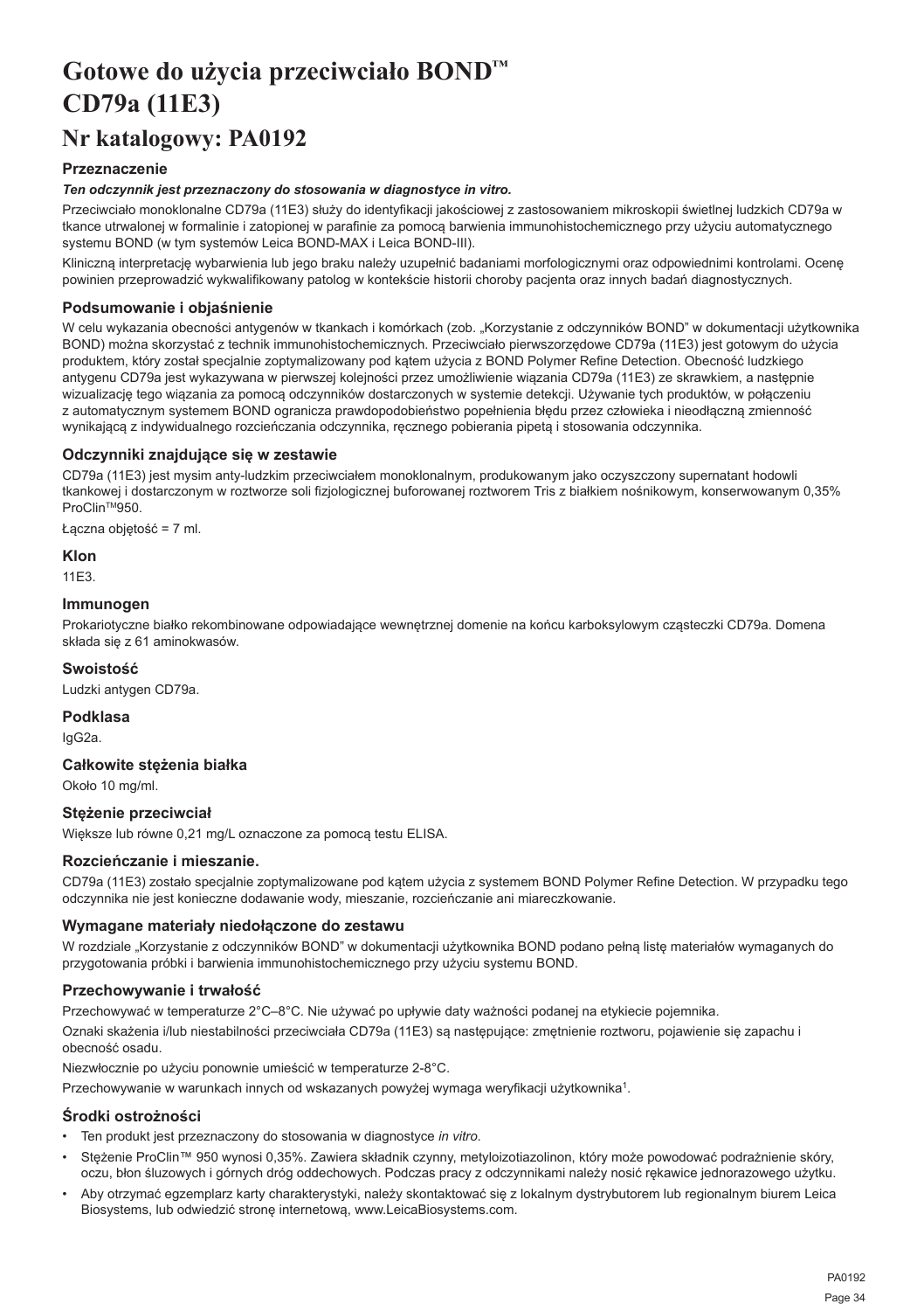# Gotowe do użycia przeciwciało BOND™ CD79a (11E3)

## Nr katalogowy: PA0192

### Przeznaczenie

***Ten odczynnik jest przeznaczony do stosowania w diagnostyce in vitro.***

Przeciwciało monoklonalne CD79a (11E3) służy do identyfikacji jakościowej z zastosowaniem mikroskopii świetlnej ludzkich CD79a w tkance utrwalonej w formalinie i zatopionej w parafinie za pomocą barwienia immunohistochemicznego przy użyciu automatycznego systemu BOND (w tym systemów Leica BOND-MAX i Leica BOND-III).

Kliniczną interpretację wybarwienia lub jego braku należy uzupełnić badaniami morfologicznymi oraz odpowiednimi kontrolami. Ocenę powinien przeprowadzić wykwalifikowany patolog w kontekście historii choroby pacjenta oraz innych badań diagnostycznych.

### Podsumowanie i objaśnienie

W celu wykazania obecności antygenów w tkankach i komórkach (zob. „Korzystanie z odczynników BOND" w dokumentacji użytkownika BOND) można skorzystać z technik immunohistochemicznych. Przeciwciało pierwszorzędowe CD79a (11E3) jest gotowym do użycia produktem, który został specjalnie zoptymalizowany pod kątem użycia z BOND Polymer Refine Detection. Obecność ludzkiego antygenu CD79a jest wykazywana w pierwszej kolejności przez umożliwienie wiązania CD79a (11E3) ze skrawkiem, a następnie wizualizację tego wiązania za pomocą odczynników dostarczonych w systemie detekcji. Używanie tych produktów, w połączeniu z automatycznym systemem BOND ogranicza prawdopodobieństwo popełnienia błędu przez człowieka i nieodłączną zmienność wynikającą z indywidualnego rozcieńczania odczynnika, ręcznego pobierania pipetą i stosowania odczynnika.

### Odczynniki znajdujące się w zestawie

CD79a (11E3) jest mysim anty-ludzkim przeciwciałem monoklonalnym, produkowanym jako oczyszczony supernatant hodowli tkankowej i dostarczonym w roztworze soli fizjologicznej buforowanej roztworem Tris z białkiem nośnikowym, konserwowanym 0,35% ProClin™950.

Łączna objętość = 7 ml.

### Klon

11E3.

### Immunogen

Prokariotyczne białko rekombinowane odpowiadające wewnętrznej domenie na końcu karboksylowym cząsteczki CD79a. Domena składa się z 61 aminokwasów.

### Swoistość

Ludzki antygen CD79a.

### Podklasa

IgG2a.

### Całkowite stężenia białka

Około 10 mg/ml.

### Stężenie przeciwciał

Większe lub równe 0,21 mg/L oznaczone za pomocą testu ELISA.

### Rozcieńczanie i mieszanie.

CD79a (11E3) zostało specjalnie zoptymalizowane pod kątem użycia z systemem BOND Polymer Refine Detection. W przypadku tego odczynnika nie jest konieczne dodawanie wody, mieszanie, rozcieńczanie ani miareczkowanie.

### Wymagane materiały niedołączone do zestawu

W rozdziale „Korzystanie z odczynników BOND" w dokumentacji użytkownika BOND podano pełną listę materiałów wymaganych do przygotowania próbki i barwienia immunohistochemicznego przy użyciu systemu BOND.

### Przechowywanie i trwałość

Przechowywać w temperaturze 2°C–8°C. Nie używać po upływie daty ważności podanej na etykiecie pojemnika.

Oznaki skażenia i/lub niestabilności przeciwciała CD79a (11E3) są następujące: zmętnienie roztworu, pojawienie się zapachu i obecność osadu.

Niezwłocznie po użyciu ponownie umieścić w temperaturze 2-8°C.

Przechowywanie w warunkach innych od wskazanych powyżej wymaga weryfikacji użytkownika[1].

### Środki ostrożności

- Ten produkt jest przeznaczony do stosowania w diagnostyce *in vitro*.
- Stężenie ProClin™ 950 wynosi 0,35%. Zawiera składnik czynny, metyloizotiazolinon, który może powodować podrażnienie skóry, oczu, błon śluzowych i górnych dróg oddechowych. Podczas pracy z odczynnikami należy nosić rękawice jednorazowego użytku.
- Aby otrzymać egzemplarz karty charakterystyki, należy skontaktować się z lokalnym dystrybutorem lub regionalnym biurem Leica Biosystems, lub odwiedzić stronę internetową, www.LeicaBiosystems.com.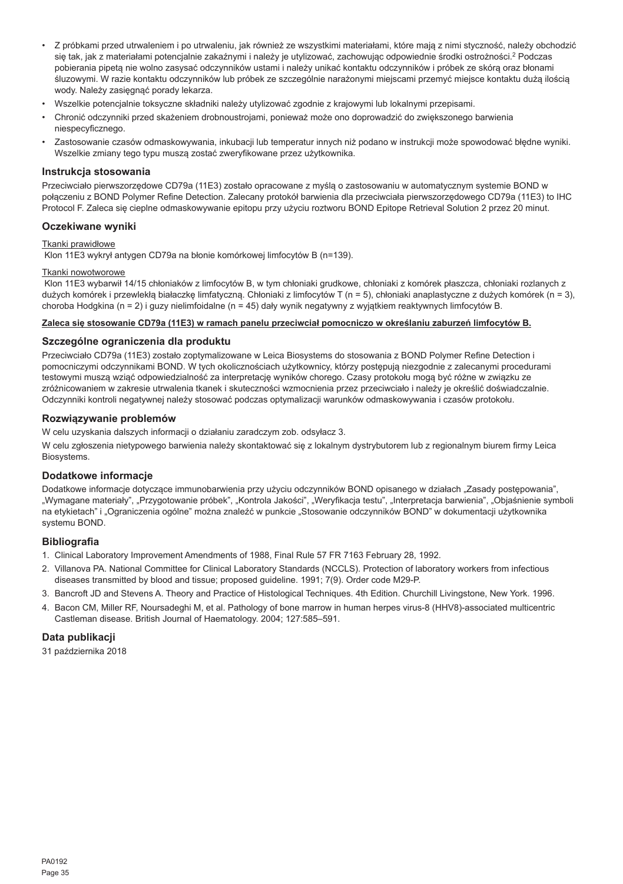- Z próbkami przed utrwaleniem i po utrwaleniu, jak również ze wszystkimi materiałami, które mają z nimi styczność, należy obchodzić się tak, jak z materiałami potencjalnie zakaźnymi i należy je utylizować, zachowując odpowiednie środki ostrożności.[2] Podczas pobierania pipetą nie wolno zasysać odczynników ustami i należy unikać kontaktu odczynników i próbek ze skórą oraz błonami śluzowymi. W razie kontaktu odczynników lub próbek ze szczególnie narażonymi miejscami przemyć miejsce kontaktu dużą ilością wody. Należy zasięgnąć porady lekarza.
- Wszelkie potencjalnie toksyczne składniki należy utylizować zgodnie z krajowymi lub lokalnymi przepisami.
- Chronić odczynniki przed skażeniem drobnoustrojami, ponieważ może ono doprowadzić do zwiększonego barwienia niespecyficznego.
- Zastosowanie czasów odmaskowywania, inkubacji lub temperatur innych niż podano w instrukcji może spowodować błędne wyniki. Wszelkie zmiany tego typu muszą zostać zweryfikowane przez użytkownika.

## Instrukcja stosowania

Przeciwciało pierwszorzędowe CD79a (11E3) zostało opracowane z myślą o zastosowaniu w automatycznym systemie BOND w połączeniu z BOND Polymer Refine Detection. Zalecany protokół barwienia dla przeciwciała pierwszorzędowego CD79a (11E3) to IHC Protocol F. Zaleca się cieplne odmaskowywanie epitopu przy użyciu roztworu BOND Epitope Retrieval Solution 2 przez 20 minut.

## Oczekiwane wyniki

Tkanki prawidłowe

Klon 11E3 wykrył antygen CD79a na błonie komórkowej limfocytów B (n=139).

Tkanki nowotworowe

Klon 11E3 wybarwił 14/15 chłoniaków z limfocytów B, w tym chłoniaki grudkowe, chłoniaki z komórek płaszcza, chłoniaki rozlanych z dużych komórek i przewlekłą białaczkę limfatyczną. Chłoniaki z limfocytów T (n = 5), chłoniaki anaplastyczne z dużych komórek (n = 3), choroba Hodgkina (n = 2) i guzy nielimfoidalne (n = 45) dały wynik negatywny z wyjątkiem reaktywnych limfocytów B.

**Zaleca się stosowanie CD79a (11E3) w ramach panelu przeciwciał pomocniczo w określaniu zaburzeń limfocytów B.**

## Szczególne ograniczenia dla produktu

Przeciwciało CD79a (11E3) zostało zoptymalizowane w Leica Biosystems do stosowania z BOND Polymer Refine Detection i pomocniczymi odczynnikami BOND. W tych okolicznościach użytkownicy, którzy postępują niezgodnie z zalecanymi procedurami testowymi muszą wziąć odpowiedzialność za interpretację wyników chorego. Czasy protokołu mogą być różne w związku ze zróżnicowaniem w zakresie utrwalenia tkanek i skuteczności wzmocnienia przez przeciwciało i należy je określić doświadczalnie. Odczynniki kontroli negatywnej należy stosować podczas optymalizacji warunków odmaskowywania i czasów protokołu.

## Rozwiązywanie problemów

W celu uzyskania dalszych informacji o działaniu zaradczym zob. odsyłacz 3.

W celu zgłoszenia nietypowego barwienia należy skontaktować się z lokalnym dystrybutorem lub z regionalnym biurem firmy Leica Biosystems.

## Dodatkowe informacje

Dodatkowe informacje dotyczące immunobarwienia przy użyciu odczynników BOND opisanego w działach „Zasady postępowania", „Wymagane materiały", „Przygotowanie próbek", „Kontrola Jakości", „Weryfikacja testu", „Interpretacja barwienia", „Objaśnienie symboli na etykietach" i „Ograniczenia ogólne" można znaleźć w punkcie „Stosowanie odczynników BOND" w dokumentacji użytkownika systemu BOND.

## Bibliografia

1. Clinical Laboratory Improvement Amendments of 1988, Final Rule 57 FR 7163 February 28, 1992.
2. Villanova PA. National Committee for Clinical Laboratory Standards (NCCLS). Protection of laboratory workers from infectious diseases transmitted by blood and tissue; proposed guideline. 1991; 7(9). Order code M29-P.
3. Bancroft JD and Stevens A. Theory and Practice of Histological Techniques. 4th Edition. Churchill Livingstone, New York. 1996.
4. Bacon CM, Miller RF, Noursadeghi M, et al. Pathology of bone marrow in human herpes virus-8 (HHV8)-associated multicentric Castleman disease. British Journal of Haematology. 2004; 127:585–591.

## Data publikacji

31 października 2018

PA0192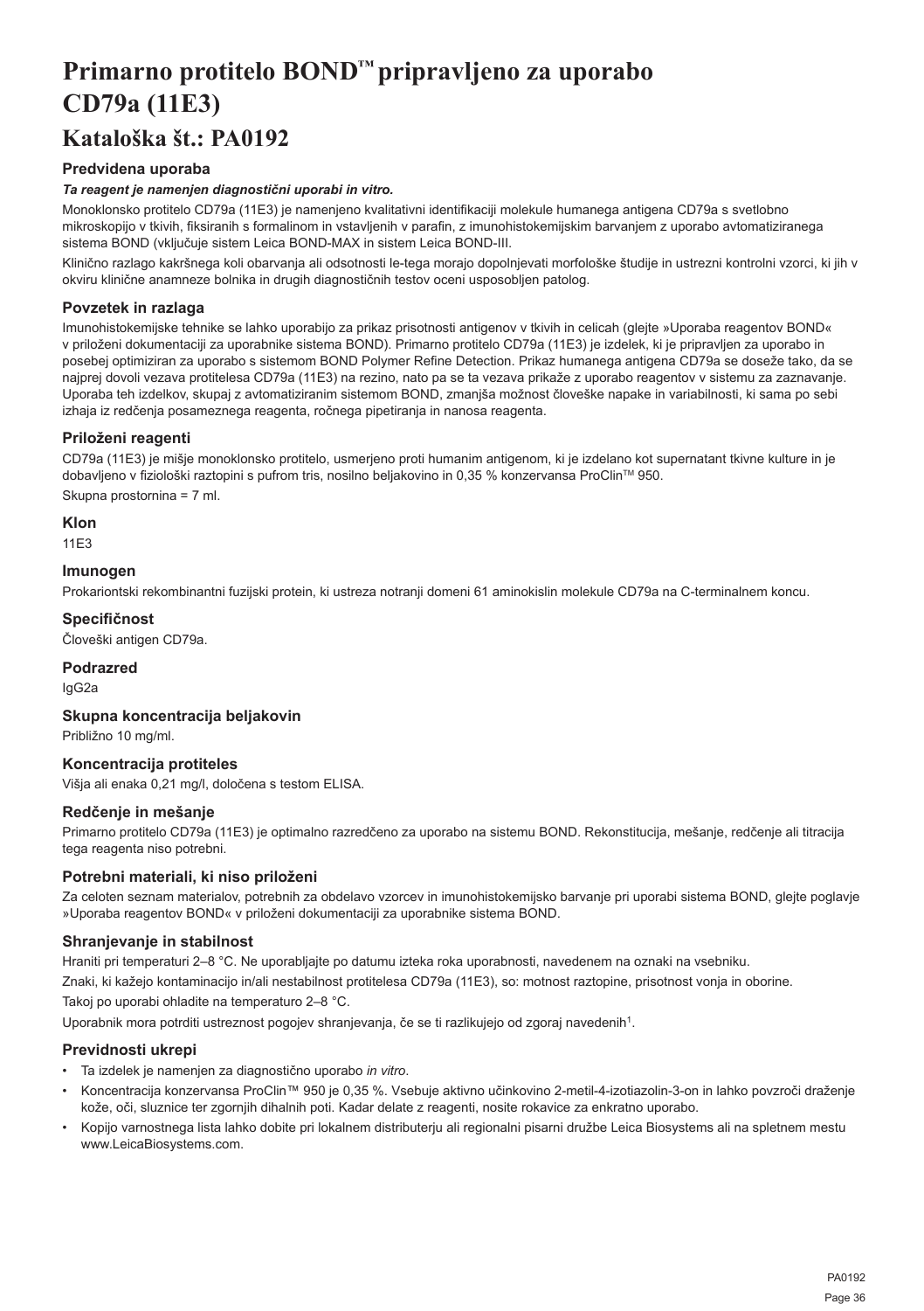# Primarno protitelo BOND™ pripravljeno za uporabo CD79a (11E3)

## Kataloška št.: PA0192

### Predvidena uporaba

***Ta reagent je namenjen diagnostični uporabi in vitro.***

Monoklonsko protitelo CD79a (11E3) je namenjeno kvalitativni identifikaciji molekule humanega antigena CD79a s svetlobno mikroskopijo v tkivih, fiksiranih s formalinom in vstavljenih v parafin, z imunohistokemijskim barvanjem z uporabo avtomatiziranega sistema BOND (vključuje sistem Leica BOND-MAX in sistem Leica BOND-III.

Klinično razlago kakršnega koli obarvanja ali odsotnosti le-tega morajo dopolnjevati morfološke študije in ustrezni kontrolni vzorci, ki jih v okviru klinične anamneze bolnika in drugih diagnostičnih testov oceni usposobljen patolog.

### Povzetek in razlaga

Imunohistokemijske tehnike se lahko uporabijo za prikaz prisotnosti antigenov v tkivih in celicah (glejte »Uporaba reagentov BOND« v priloženi dokumentaciji za uporabnike sistema BOND). Primarno protitelo CD79a (11E3) je izdelek, ki je pripravljen za uporabo in posebej optimiziran za uporabo s sistemom BOND Polymer Refine Detection. Prikaz humanega antigena CD79a se doseže tako, da se najprej dovoli vezava protitelesa CD79a (11E3) na rezino, nato pa se ta vezava prikaže z uporabo reagentov v sistemu za zaznavanje. Uporaba teh izdelkov, skupaj z avtomatiziranim sistemom BOND, zmanjša možnost človeške napake in variabilnosti, ki sama po sebi izhaja iz redčenja posameznega reagenta, ročnega pipetiranja in nanosa reagenta.

### Priloženi reagenti

CD79a (11E3) je mišje monoklonsko protitelo, usmerjeno proti humanim antigenom, ki je izdelano kot supernatant tkivne kulture in je dobavljeno v fiziološki raztopini s pufrom tris, nosilno beljakovino in 0,35 % konzervansa ProClin™ 950.

Skupna prostornina = 7 ml.

### Klon

11E3

### Imunogen

Prokariontski rekombinantni fuzijski protein, ki ustreza notranji domeni 61 aminokislin molekule CD79a na C-terminalnem koncu.

### Specifičnost

Človeški antigen CD79a.

### Podrazred

IgG2a

### Skupna koncentracija beljakovin

Približno 10 mg/ml.

### Koncentracija protiteles

Višja ali enaka 0,21 mg/l, določena s testom ELISA.

### Redčenje in mešanje

Primarno protitelo CD79a (11E3) je optimalno razredčeno za uporabo na sistemu BOND. Rekonstitucija, mešanje, redčenje ali titracija tega reagenta niso potrebni.

### Potrebni materiali, ki niso priloženi

Za celoten seznam materialov, potrebnih za obdelavo vzorcev in imunohistokemijsko barvanje pri uporabi sistema BOND, glejte poglavje »Uporaba reagentov BOND« v priloženi dokumentaciji za uporabnike sistema BOND.

### Shranjevanje in stabilnost

Hraniti pri temperaturi 2–8 °C. Ne uporabljajte po datumu izteka roka uporabnosti, navedenem na oznaki na vsebniku.

Znaki, ki kažejo kontaminacijo in/ali nestabilnost protitelesa CD79a (11E3), so: motnost raztopine, prisotnost vonja in oborine.

Takoj po uporabi ohladite na temperaturo 2–8 °C.

Uporabnik mora potrditi ustreznost pogojev shranjevanja, če se ti razlikujejo od zgoraj navedenih[1].

### Previdnosti ukrepi

- Ta izdelek je namenjen za diagnostično uporabo *in vitro*.
- Koncentracija konzervansa ProClin™ 950 je 0,35 %. Vsebuje aktivno učinkovino 2-metil-4-izotiazolin-3-on in lahko povzroči draženje kože, oči, sluznice ter zgornjih dihalnih poti. Kadar delate z reagenti, nosite rokavice za enkratno uporabo.
- Kopijo varnostnega lista lahko dobite pri lokalnem distributerju ali regionalni pisarni družbe Leica Biosystems ali na spletnem mestu www.LeicaBiosystems.com.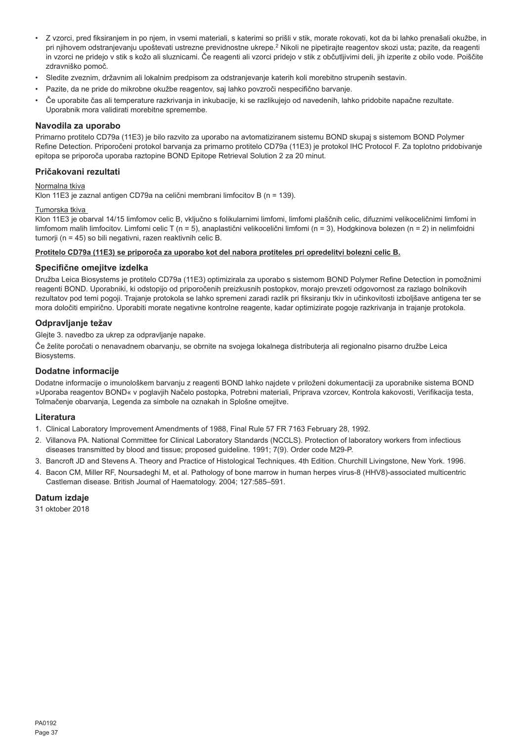- Z vzorci, pred fiksiranjem in po njem, in vsemi materiali, s katerimi so prišli v stik, morate rokovati, kot da bi lahko prenašali okužbe, in pri njihovem odstranjevanju upoštevati ustrezne previdnostne ukrepe.[2] Nikoli ne pipetirajte reagentov skozi usta; pazite, da reagenti in vzorci ne pridejo v stik s kožo ali sluznicami. Če reagenti ali vzorci pridejo v stik z občutljivimi deli, jih izperite z obilo vode. Poiščite zdravniško pomoč.
- Sledite zveznim, državnim ali lokalnim predpisom za odstranjevanje katerih koli morebitno strupenih sestavin.
- Pazite, da ne pride do mikrobne okužbe reagentov, saj lahko povzroči nespecifično barvanje.
- Če uporabite čas ali temperature razkrivanja in inkubacije, ki se razlikujejo od navedenih, lahko pridobite napačne rezultate. Uporabnik mora validirati morebitne spremembe.

## Navodila za uporabo

Primarno protitelo CD79a (11E3) je bilo razvito za uporabo na avtomatiziranem sistemu BOND skupaj s sistemom BOND Polymer Refine Detection. Priporočeni protokol barvanja za primarno protitelo CD79a (11E3) je protokol IHC Protocol F. Za toplotno pridobivanje epitopa se priporoča uporaba raztopine BOND Epitope Retrieval Solution 2 za 20 minut.

## Pričakovani rezultati

Normalna tkiva

Klon 11E3 je zaznal antigen CD79a na celični membrani limfocitov B (n = 139).

Tumorska tkiva

Klon 11E3 je obarval 14/15 limfomov celic B, vključno s folikularnimi limfomi, limfomi plaščnih celic, difuznimi velikoceličnimi limfomi in limfomom malih limfocitov. Limfomi celic T (n = 5), anaplastični velikocelični limfomi (n = 3), Hodgkinova bolezen (n = 2) in nelimfoidni tumorji (n = 45) so bili negativni, razen reaktivnih celic B.

**Protitelo CD79a (11E3) se priporoča za uporabo kot del nabora protiteles pri opredelitvi bolezni celic B.**

## Specifične omejitve izdelka

Družba Leica Biosystems je protitelo CD79a (11E3) optimizirala za uporabo s sistemom BOND Polymer Refine Detection in pomožnimi reagenti BOND. Uporabniki, ki odstopijo od priporočenih preizkusnih postopkov, morajo prevzeti odgovornost za razlago bolnikovih rezultatov pod temi pogoji. Trajanje protokola se lahko spremeni zaradi razlik pri fiksiranju tkiv in učinkovitosti izboljšave antigena ter se mora določiti empirično. Uporabiti morate negativne kontrolne reagente, kadar optimizirate pogoje razkrivanja in trajanje protokola.

## Odpravljanje težav

Glejte 3. navedbo za ukrep za odpravljanje napake.

Če želite poročati o nenavadnem obarvanju, se obrnite na svojega lokalnega distributerja ali regionalno pisarno družbe Leica Biosystems.

## Dodatne informacije

Dodatne informacije o imunološkem barvanju z reagenti BOND lahko najdete v priloženi dokumentaciji za uporabnike sistema BOND »Uporaba reagentov BOND« v poglavjih Načelo postopka, Potrebni materiali, Priprava vzorcev, Kontrola kakovosti, Verifikacija testa, Tolmačenje obarvanja, Legenda za simbole na oznakah in Splošne omejitve.

## Literatura

1. Clinical Laboratory Improvement Amendments of 1988, Final Rule 57 FR 7163 February 28, 1992.
2. Villanova PA. National Committee for Clinical Laboratory Standards (NCCLS). Protection of laboratory workers from infectious diseases transmitted by blood and tissue; proposed guideline. 1991; 7(9). Order code M29-P.
3. Bancroft JD and Stevens A. Theory and Practice of Histological Techniques. 4th Edition. Churchill Livingstone, New York. 1996.
4. Bacon CM, Miller RF, Noursadeghi M, et al. Pathology of bone marrow in human herpes virus-8 (HHV8)-associated multicentric Castleman disease. British Journal of Haematology. 2004; 127:585–591.

## Datum izdaje

31 oktober 2018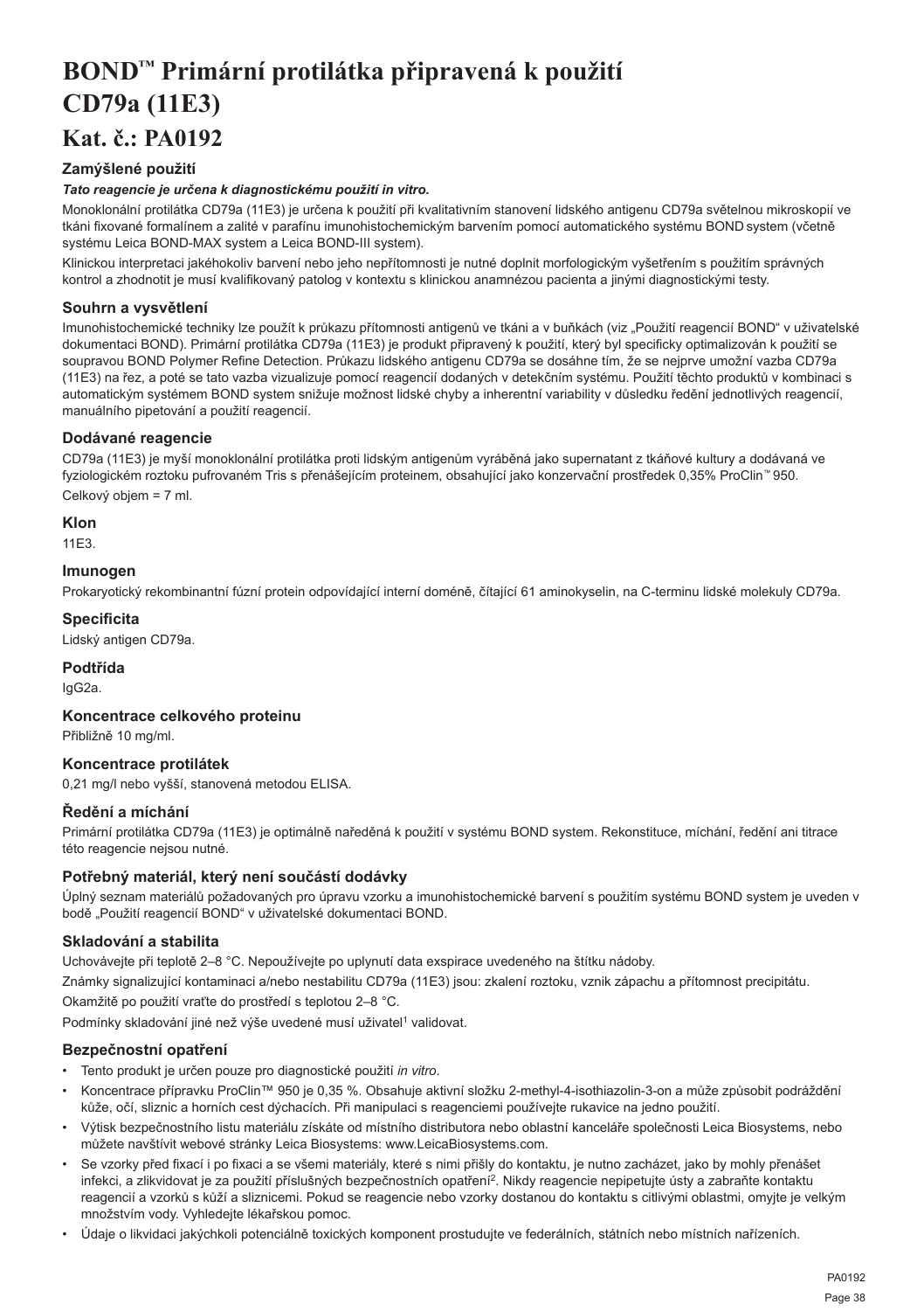# BOND™ Primární protilátka připravená k použití CD79a (11E3)

# Kat. č.: PA0192

### Zamýšlené použití

***Tato reagencie je určena k diagnostickému použití in vitro.***

Monoklonální protilátka CD79a (11E3) je určena k použití při kvalitativním stanovení lidského antigenu CD79a světelnou mikroskopií ve tkáni fixované formalínem a zalité v parafínu imunohistochemickým barvením pomocí automatického systému BOND system (včetně systému Leica BOND-MAX system a Leica BOND-III system).

Klinickou interpretaci jakéhokoliv barvení nebo jeho nepřítomnosti je nutné doplnit morfologickým vyšetřením s použitím správných kontrol a zhodnotit je musí kvalifikovaný patolog v kontextu s klinickou anamnézou pacienta a jinými diagnostickými testy.

### Souhrn a vysvětlení

Imunohistochemické techniky lze použít k průkazu přítomnosti antigenů ve tkáni a v buňkách (viz „Použití reagencií BOND" v uživatelské dokumentaci BOND). Primární protilátka CD79a (11E3) je produkt připravený k použití, který byl specificky optimalizován k použití se soupravou BOND Polymer Refine Detection. Průkazu lidského antigenu CD79a se dosáhne tím, že se nejprve umožní vazba CD79a (11E3) na řez, a poté se tato vazba vizualizuje pomocí reagencií dodaných v detekčním systému. Použití těchto produktů v kombinaci s automatickým systémem BOND system snižuje možnost lidské chyby a inherentní variability v důsledku ředění jednotlivých reagencií, manuálního pipetování a použití reagencií.

### Dodávané reagencie

CD79a (11E3) je myší monoklonální protilátka proti lidským antigenům vyráběná jako supernatant z tkáňové kultury a dodávaná ve fyziologickém roztoku pufrovaném Tris s přenášejícím proteinem, obsahující jako konzervační prostředek 0,35% ProClin™ 950.

Celkový objem = 7 ml.

### Klon

11E3.

### Imunogen

Prokaryotický rekombinantní fúzní protein odpovídající interní doméně, čítající 61 aminokyselin, na C-terminu lidské molekuly CD79a.

### Specificita

Lidský antigen CD79a.

### Podtřída

IgG2a.

### Koncentrace celkového proteinu

Přibližně 10 mg/ml.

### Koncentrace protilátek

0,21 mg/l nebo vyšší, stanovená metodou ELISA.

### Ředění a míchání

Primární protilátka CD79a (11E3) je optimálně naředěná k použití v systému BOND system. Rekonstituce, míchání, ředění ani titrace této reagencie nejsou nutné.

### Potřebný materiál, který není součástí dodávky

Úplný seznam materiálů požadovaných pro úpravu vzorku a imunohistochemické barvení s použitím systému BOND system je uveden v bodě „Použití reagencií BOND" v uživatelské dokumentaci BOND.

### Skladování a stabilita

Uchovávejte při teplotě 2–8 °C. Nepoužívejte po uplynutí data exspirace uvedeného na štítku nádoby.

Známky signalizující kontaminaci a/nebo nestabilitu CD79a (11E3) jsou: zkalení roztoku, vznik zápachu a přítomnost precipitátu.

Okamžitě po použití vraťte do prostředí s teplotou 2–8 °C.

Podmínky skladování jiné než výše uvedené musí uživatel[1] validovat.

### Bezpečnostní opatření

- Tento produkt je určen pouze pro diagnostické použití *in vitro*.
- Koncentrace přípravku ProClin™ 950 je 0,35 %. Obsahuje aktivní složku 2-methyl-4-isothiazolin-3-on a může způsobit podráždění kůže, očí, sliznic a horních cest dýchacích. Při manipulaci s reagenciemi používejte rukavice na jedno použití.
- Výtisk bezpečnostního listu materiálu získáte od místního distributora nebo oblastní kanceláře společnosti Leica Biosystems, nebo můžete navštívit webové stránky Leica Biosystems: www.LeicaBiosystems.com.
- Se vzorky před fixací i po fixaci a se všemi materiály, které s nimi přišly do kontaktu, je nutno zacházet, jako by mohly přenášet infekci, a zlikvidovat je za použití příslušných bezpečnostních opatření[2]. Nikdy reagencie nepipetujte ústy a zabraňte kontaktu reagencií a vzorků s kůží a sliznicemi. Pokud se reagencie nebo vzorky dostanou do kontaktu s citlivými oblastmi, omyjte je velkým množstvím vody. Vyhledejte lékařskou pomoc.
- Údaje o likvidaci jakýchkoli potenciálně toxických komponent prostudujte ve federálních, státních nebo místních nařízeních.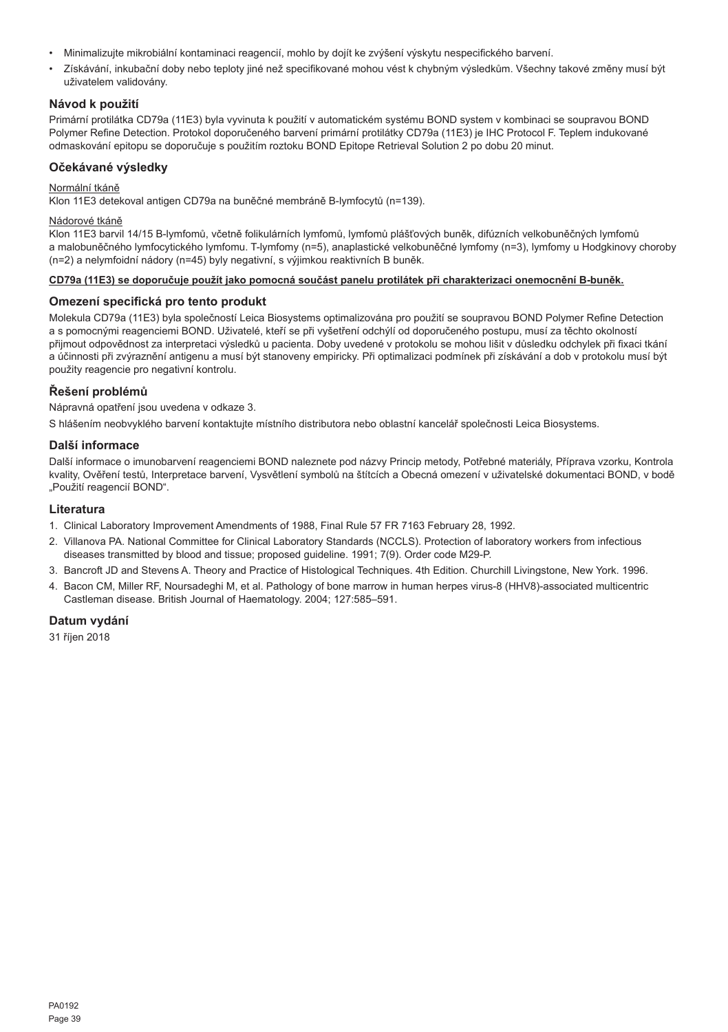- Minimalizujte mikrobiální kontaminaci reagencií, mohlo by dojít ke zvýšení výskytu nespecifického barvení.
- Získávání, inkubační doby nebo teploty jiné než specifikované mohou vést k chybným výsledkům. Všechny takové změny musí být uživatelem validovány.

## Návod k použití

Primární protilátka CD79a (11E3) byla vyvinuta k použití v automatickém systému BOND system v kombinaci se soupravou BOND Polymer Refine Detection. Protokol doporučeného barvení primární protilátky CD79a (11E3) je IHC Protocol F. Teplem indukované odmaskování epitopu se doporučuje s použitím roztoku BOND Epitope Retrieval Solution 2 po dobu 20 minut.

## Očekávané výsledky

Normální tkáně

Klon 11E3 detekoval antigen CD79a na buněčné membráně B-lymfocytů (n=139).

Nádorové tkáně

Klon 11E3 barvil 14/15 B-lymfomů, včetně folikulárních lymfomů, lymfomů plášťových buněk, difúzních velkobuněčných lymfomů a malobuněčného lymfocytického lymfomu. T-lymfomy (n=5), anaplastické velkobuněčné lymfomy (n=3), lymfomy u Hodgkinovy choroby (n=2) a nelymfoidní nádory (n=45) byly negativní, s výjimkou reaktivních B buněk.

**CD79a (11E3) se doporučuje použít jako pomocná součást panelu protilátek při charakterizaci onemocnění B-buněk.**

## Omezení specifická pro tento produkt

Molekula CD79a (11E3) byla společností Leica Biosystems optimalizována pro použití se soupravou BOND Polymer Refine Detection a s pomocnými reagenciemi BOND. Uživatelé, kteří se při vyšetření odchýlí od doporučeného postupu, musí za těchto okolností přijmout odpovědnost za interpretaci výsledků u pacienta. Doby uvedené v protokolu se mohou lišit v důsledku odchylek při fixaci tkání a účinnosti při zvýraznění antigenu a musí být stanoveny empiricky. Při optimalizaci podmínek při získávání a dob v protokolu musí být použity reagencie pro negativní kontrolu.

## Řešení problémů

Nápravná opatření jsou uvedena v odkaze 3.

S hlášením neobvyklého barvení kontaktujte místního distributora nebo oblastní kancelář společnosti Leica Biosystems.

## Další informace

Další informace o imunobarvení reagenciemi BOND naleznete pod názvy Princip metody, Potřebné materiály, Příprava vzorku, Kontrola kvality, Ověření testů, Interpretace barvení, Vysvětlení symbolů na štítcích a Obecná omezení v uživatelské dokumentaci BOND, v bodě „Použití reagencií BOND".

## Literatura

1. Clinical Laboratory Improvement Amendments of 1988, Final Rule 57 FR 7163 February 28, 1992.
2. Villanova PA. National Committee for Clinical Laboratory Standards (NCCLS). Protection of laboratory workers from infectious diseases transmitted by blood and tissue; proposed guideline. 1991; 7(9). Order code M29-P.
3. Bancroft JD and Stevens A. Theory and Practice of Histological Techniques. 4th Edition. Churchill Livingstone, New York. 1996.
4. Bacon CM, Miller RF, Noursadeghi M, et al. Pathology of bone marrow in human herpes virus-8 (HHV8)-associated multicentric Castleman disease. British Journal of Haematology. 2004; 127:585–591.

## Datum vydání

31 říjen 2018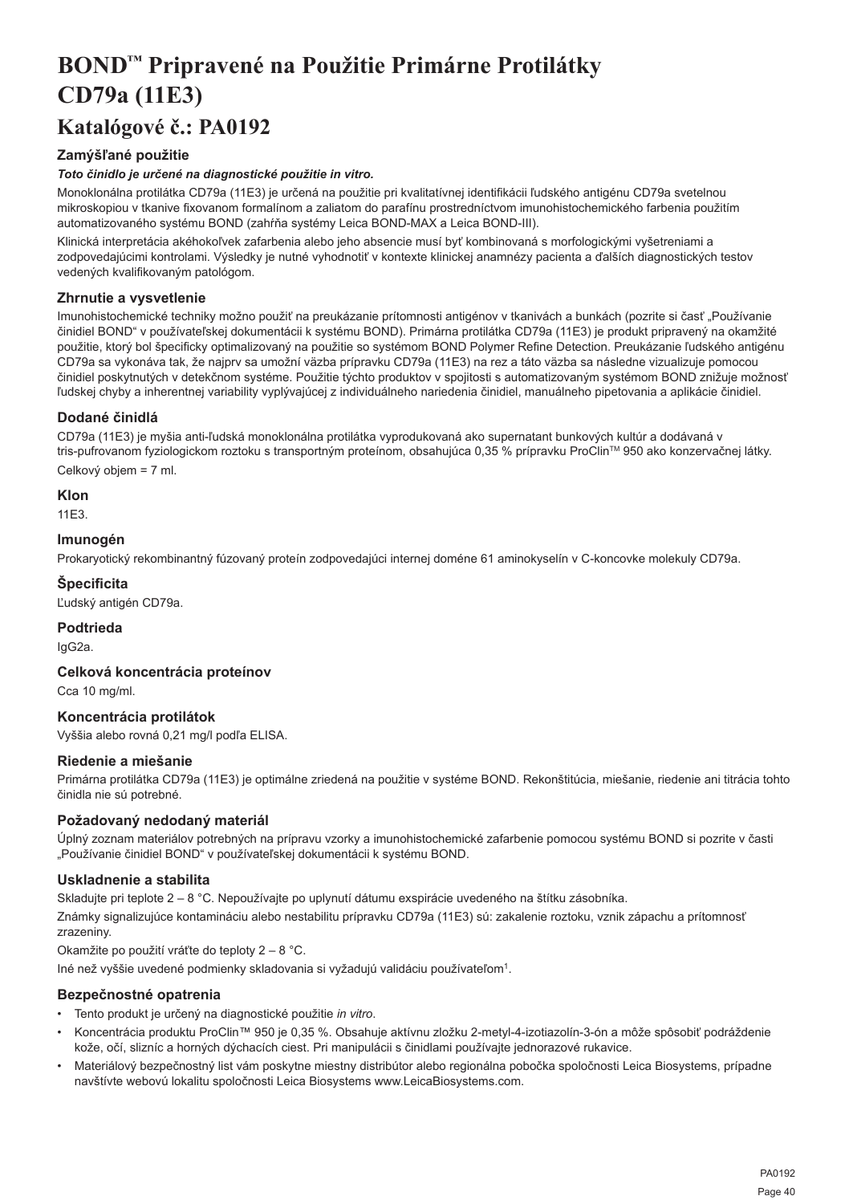# BOND™ Pripravené na Použitie Primárne Protilátky CD79a (11E3)

## Katalógové č.: PA0192

### Zamýšľané použitie

***Toto činidlo je určené na diagnostické použitie in vitro.***

Monoklonálna protilátka CD79a (11E3) je určená na použitie pri kvalitatívnej identifikácii ľudského antigénu CD79a svetelnou mikroskopiou v tkanive fixovanom formalínom a zaliatom do parafínu prostredníctvom imunohistochemického farbenia použitím automatizovaného systému BOND (zahŕňa systémy Leica BOND-MAX a Leica BOND-III).

Klinická interpretácia akéhokoľvek zafarbenia alebo jeho absencie musí byť kombinovaná s morfologickými vyšetreniami a zodpovedajúcimi kontrolami. Výsledky je nutné vyhodnotiť v kontexte klinickej anamnézy pacienta a ďalších diagnostických testov vedených kvalifikovaným patológom.

### Zhrnutie a vysvetlenie

Imunohistochemické techniky možno použiť na preukázanie prítomnosti antigénov v tkanivách a bunkách (pozrite si časť „Používanie činidiel BOND" v používateľskej dokumentácii k systému BOND). Primárna protilátka CD79a (11E3) je produkt pripravený na okamžité použitie, ktorý bol špecificky optimalizovaný na použitie so systémom BOND Polymer Refine Detection. Preukázanie ľudského antigénu CD79a sa vykonáva tak, že najprv sa umožní väzba prípravku CD79a (11E3) na rez a táto väzba sa následne vizualizuje pomocou činidiel poskytnutých v detekčnom systéme. Použitie týchto produktov v spojitosti s automatizovaným systémom BOND znižuje možnosť ľudskej chyby a inherentnej variability vyplývajúcej z individuálneho nariedenia činidiel, manuálneho pipetovania a aplikácie činidiel.

### Dodané činidlá

CD79a (11E3) je myšia anti-ľudská monoklonálna protilátka vyprodukovaná ako supernatant bunkových kultúr a dodávaná v tris-pufrovanom fyziologickom roztoku s transportným proteínom, obsahujúca 0,35 % prípravku ProClin™ 950 ako konzervačnej látky.

Celkový objem = 7 ml.

### Klon

11E3.

### Imunogén

Prokaryotický rekombinantný fúzovaný proteín zodpovedajúci internej doméne 61 aminokyselín v C-koncovke molekuly CD79a.

### Špecificita

Ľudský antigén CD79a.

### Podtrieda

IgG2a.

### Celková koncentrácia proteínov

Cca 10 mg/ml.

### Koncentrácia protilátok

Vyššia alebo rovná 0,21 mg/l podľa ELISA.

### Riedenie a miešanie

Primárna protilátka CD79a (11E3) je optimálne zriedená na použitie v systéme BOND. Rekonštitúcia, miešanie, riedenie ani titrácia tohto činidla nie sú potrebné.

### Požadovaný nedodaný materiál

Úplný zoznam materiálov potrebných na prípravu vzorky a imunohistochemické zafarbenie pomocou systému BOND si pozrite v časti „Používanie činidiel BOND" v používateľskej dokumentácii k systému BOND.

### Uskladnenie a stabilita

Skladujte pri teplote 2 – 8 °C. Nepoužívajte po uplynutí dátumu exspirácie uvedeného na štítku zásobníka.

Známky signalizujúce kontamináciu alebo nestabilitu prípravku CD79a (11E3) sú: zakalenie roztoku, vznik zápachu a prítomnosť zrazeniny.

Okamžite po použití vráťte do teploty 2 – 8 °C.

Iné než vyššie uvedené podmienky skladovania si vyžadujú validáciu používateľom[1].

### Bezpečnostné opatrenia

- Tento produkt je určený na diagnostické použitie *in vitro*.
- Koncentrácia produktu ProClin™ 950 je 0,35 %. Obsahuje aktívnu zložku 2-metyl-4-izotiazolín-3-ón a môže spôsobiť podráždenie kože, očí, slizníc a horných dýchacích ciest. Pri manipulácii s činidlami používajte jednorazové rukavice.
- Materiálový bezpečnostný list vám poskytne miestny distribútor alebo regionálna pobočka spoločnosti Leica Biosystems, prípadne navštívte webovú lokalitu spoločnosti Leica Biosystems www.LeicaBiosystems.com.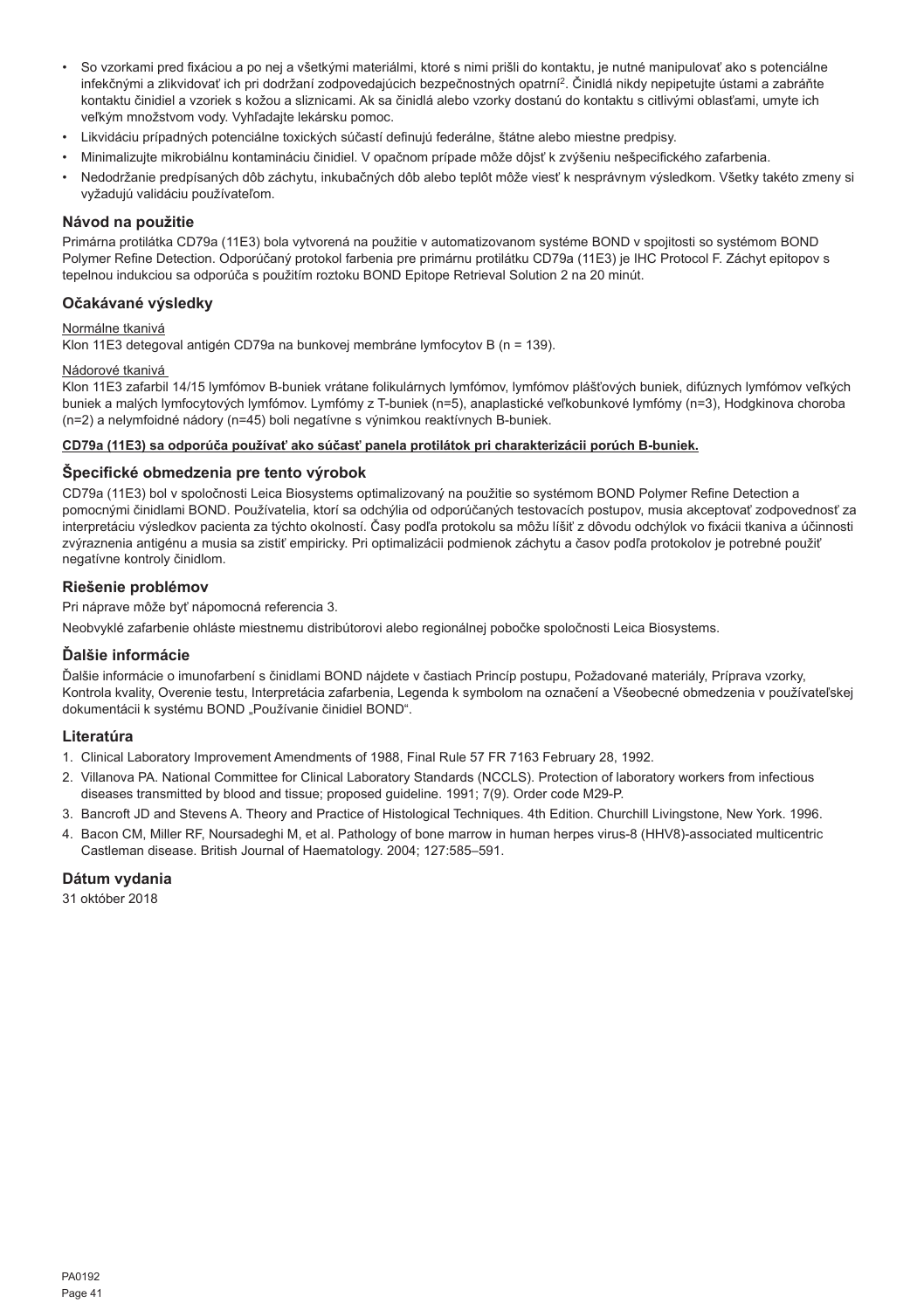- So vzorkami pred fixáciou a po nej a všetkými materiálmi, ktoré s nimi prišli do kontaktu, je nutné manipulovať ako s potenciálne infekčnými a zlikvidovať ich pri dodržaní zodpovedajúcich bezpečnostných opatrní[2]. Činidlá nikdy nepipetujte ústami a zabráňte kontaktu činidiel a vzoriek s kožou a sliznicami. Ak sa činidlá alebo vzorky dostanú do kontaktu s citlivými oblasťami, umyte ich veľkým množstvom vody. Vyhľadajte lekársku pomoc.
- Likvidáciu prípadných potenciálne toxických súčastí definujú federálne, štátne alebo miestne predpisy.
- Minimalizujte mikrobiálnu kontamináciu činidiel. V opačnom prípade môže dôjsť k zvýšeniu nešpecifického zafarbenia.
- Nedodržanie predpísaných dôb záchytu, inkubačných dôb alebo teplôt môže viesť k nesprávnym výsledkom. Všetky takéto zmeny si vyžadujú validáciu používateľom.

## Návod na použitie

Primárna protilátka CD79a (11E3) bola vytvorená na použitie v automatizovanom systéme BOND v spojitosti so systémom BOND Polymer Refine Detection. Odporúčaný protokol farbenia pre primárnu protilátku CD79a (11E3) je IHC Protocol F. Záchyt epitopov s tepelnou indukciou sa odporúča s použitím roztoku BOND Epitope Retrieval Solution 2 na 20 minút.

## Očakávané výsledky

Normálne tkanivá

Klon 11E3 detegoval antigén CD79a na bunkovej membráne lymfocytov B (n = 139).

Nádorové tkanivá

Klon 11E3 zafarbil 14/15 lymfómov B-buniek vrátane folikulárnych lymfómov, lymfómov plášťových buniek, difúznych lymfómov veľkých buniek a malých lymfocytových lymfómov. Lymfómy z T-buniek (n=5), anaplastické veľkobunkové lymfómy (n=3), Hodgkinova choroba (n=2) a nelymfoidné nádory (n=45) boli negatívne s výnimkou reaktívnych B-buniek.

**CD79a (11E3) sa odporúča používať ako súčasť panela protilátok pri charakterizácii porúch B-buniek.**

## Špecifické obmedzenia pre tento výrobok

CD79a (11E3) bol v spoločnosti Leica Biosystems optimalizovaný na použitie so systémom BOND Polymer Refine Detection a pomocnými činidlami BOND. Používatelia, ktorí sa odchýlia od odporúčaných testovacích postupov, musia akceptovať zodpovednosť za interpretáciu výsledkov pacienta za týchto okolností. Časy podľa protokolu sa môžu líšiť z dôvodu odchýlok vo fixácii tkaniva a účinnosti zvýraznenia antigénu a musia sa zistiť empiricky. Pri optimalizácii podmienok záchytu a časov podľa protokolov je potrebné použiť negatívne kontroly činidlom.

## Riešenie problémov

Pri náprave môže byť nápomocná referencia 3.

Neobvyklé zafarbenie ohláste miestnemu distribútorovi alebo regionálnej pobočke spoločnosti Leica Biosystems.

## Ďalšie informácie

Ďalšie informácie o imunofarbení s činidlami BOND nájdete v častiach Princíp postupu, Požadované materiály, Príprava vzorky, Kontrola kvality, Overenie testu, Interpretácia zafarbenia, Legenda k symbolom na označení a Všeobecné obmedzenia v používateľskej dokumentácii k systému BOND „Používanie činidiel BOND".

## Literatúra

1. Clinical Laboratory Improvement Amendments of 1988, Final Rule 57 FR 7163 February 28, 1992.
2. Villanova PA. National Committee for Clinical Laboratory Standards (NCCLS). Protection of laboratory workers from infectious diseases transmitted by blood and tissue; proposed guideline. 1991; 7(9). Order code M29-P.
3. Bancroft JD and Stevens A. Theory and Practice of Histological Techniques. 4th Edition. Churchill Livingstone, New York. 1996.
4. Bacon CM, Miller RF, Noursadeghi M, et al. Pathology of bone marrow in human herpes virus-8 (HHV8)-associated multicentric Castleman disease. British Journal of Haematology. 2004; 127:585–591.

## Dátum vydania

31 október 2018

PA0192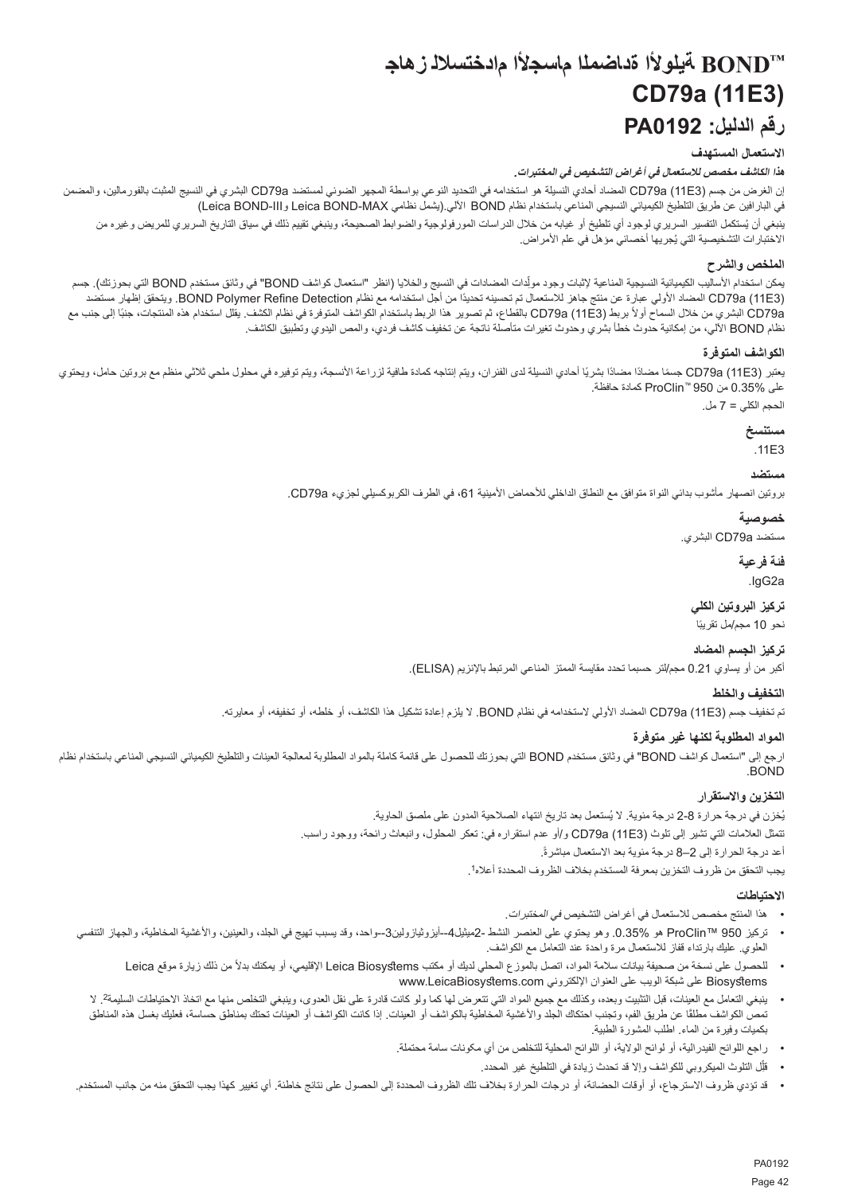# جهاز الاستخدام الأجسام المضادة الأولية ™BOND
# CD79a (11E3)
# رقم الدليل: PA0192

### الاستعمال المستهدف

*هذا الكاشف مخصص للاستعمال في أغراض التشخيص في المختبرات.*

إن الغرض من جسم CD79a (11E3) المضاد أحادي النسيلة هو استخدامه في التحديد النوعي بواسطة المجهر الضوئي لمستضد CD79a البشري في النسيج المثبت بالفورمالين، والمضمن في البارافين عن طريق التلطيخ الكيميائي النسيجي المناعي باستخدام نظام BOND الآلي.(يشمل نظامي Leica BOND-MAX وLeica BOND-III)

ينبغي أن يُستكمل التفسير السريري لوجود أي تلطيخ أو غيابه من خلال الدراسات المورفولوجية والضوابط الصحيحة، وينبغي تقييم ذلك في سياق التاريخ السريري للمريض وغيره من الاختبارات التشخيصية التي يُجريها أخصائي مؤهل في علم الأمراض.

### الملخص والشرح

يمكن استخدام الأساليب الكيميائية النسيجية المناعية لإثبات وجود مولِّدات المضادات في النسيج والخلايا (انظر "استعمال كواشف BOND" في وثائق مستخدم BOND التي بحوزتك). جسم CD79a (11E3) المضاد الأولي عبارة عن منتج جاهز للاستعمال تم تحسينه تحديدًا من أجل استخدامه مع نظام BOND Polymer Refine Detection. ويتحقق إظهار مستضد CD79a البشري من خلال السماح أولاً بربط CD79a (11E3) بالقطاع، ثم تصوير هذا الربط باستخدام الكواشف المتوفرة في نظام الكشف. يقلل استخدام هذه المنتجات، جنبًا إلى جنب مع نظام BOND الآلي، من إمكانية حدوث خطأ بشري وحدوث تغيرات متأصلة ناتجة عن تخفيف كاشف فردي، والمص اليدوي وتطبيق الكاشف.

### الكواشف المتوفرة

يعتبر CD79a (11E3) جسمًا مضادًا مضادًا بشريًا أحادي النسيلة لدى الفئران، ويتم إنتاجه كمادة طافية لزراعة الأنسجة، ويتم توفيره في محلول ملحي ثلاثي منظم مع بروتين حامل، ويحتوي على 0.35% من ProClin™ 950 كمادة حافظة.

الحجم الكلي = 7 مل.

#### مستنسخ

.11E3

#### مستضد

بروتين انصهار مأشوب بدائي النواة متوافق مع النطاق الداخلي للأحماض الأمينية 61، في الطرف الكربوكسيلي لجزيء CD79a.

#### خصوصية

مستضد CD79a البشري.

#### فئة فرعية

.IgG2a

#### تركيز البروتين الكلي

نحو 10 مجم/مل تقريبًا

#### تركيز الجسم المضاد

أكبر من أو يساوي 0.21 مجم/لتر حسبما تحدد مقايسة الممتز المناعي المرتبط بالإنزيم (ELISA).

### التخفيف والخلط

تم تخفيف جسم CD79a (11E3) المضاد الأولي لاستخدامه في نظام BOND. لا يلزم إعادة تشكيل هذا الكاشف، أو خلطه، أو تخفيفه، أو معايرته.

### المواد المطلوبة لكنها غير متوفرة

ارجع إلى "استعمال كواشف BOND" في وثائق مستخدم BOND التي بحوزتك للحصول على قائمة كاملة بالمواد المطلوبة لمعالجة العينات والتلطيخ الكيميائي النسيجي المناعي باستخدام نظام BOND.

### التخزين والاستقرار

يُخزن في درجة حرارة 2-8 درجة مئوية. لا يُستعمل بعد تاريخ انتهاء الصلاحية المدون على ملصق الحاوية.

تتمثل العلامات التي تشير إلى تلوث CD79a (11E3) و/أو عدم استقراره في: تعكر المحلول، وانبعاث رائحة، ووجود راسب.

أعد درجة الحرارة إلى 2–8 درجة مئوية بعد الاستعمال مباشرةً.

يجب التحقق من ظروف التخزين بمعرفة المستخدم بخلاف الظروف المحددة أعلاه[1].

### الاحتياطات

- هذا المنتج مخصص للاستعمال في أغراض التشخيص *في المختبرات*.
- تركيز ProClin™ 950 هو 0.35%. وهو يحتوي على العنصر النشط -2ميثيل4--أيزوثيازولين3--واحد، وقد يسبب تهيج في الجلد، والعينين، والأغشية المخاطية، والجهاز التنفسي العلوي. عليك بارتداء قفاز للاستعمال مرة واحدة عند التعامل مع الكواشف.
- للحصول على نسخة من صحيفة بيانات سلامة المواد، اتصل بالموزع المحلي لديك أو مكتب Leica Biosystems الإقليمي، أو يمكنك بدلاً من ذلك زيارة موقع Leica Biosystems على شبكة الويب على العنوان الإلكتروني www.LeicaBiosystems.com
- ينبغي التعامل مع العينات، قبل التثبيت وبعده، وكذلك مع جميع المواد التي تتعرض لها كما ولو كانت قادرة على نقل العدوى، وينبغي التخلص منها مع اتخاذ الاحتياطات السليمة[2]. لا تمص الكواشف مطلقًا عن طريق الفم، وتجنب احتكاك الجلد والأغشية المخاطية بالكواشف أو العينات. إذا كانت الكواشف أو العينات تحتك بمناطق حساسة، فعليك بغسل هذه المناطق بكميات وفيرة من الماء. اطلب المشورة الطبية.
- راجع اللوائح الفيدرالية، أو لوائح الولاية، أو اللوائح المحلية للتخلص من أي مكونات سامة محتملة.
- قلِّل التلوث الميكروبي للكواشف وإلا قد تحدث زيادة في التلطيخ غير المحدد.
- قد تؤدي ظروف الاسترجاع، أو أوقات الحضانة، أو درجات الحرارة بخلاف تلك الظروف المحددة إلى الحصول على نتائج خاطئة. أي تغيير كهذا يجب التحقق منه من جانب المستخدم.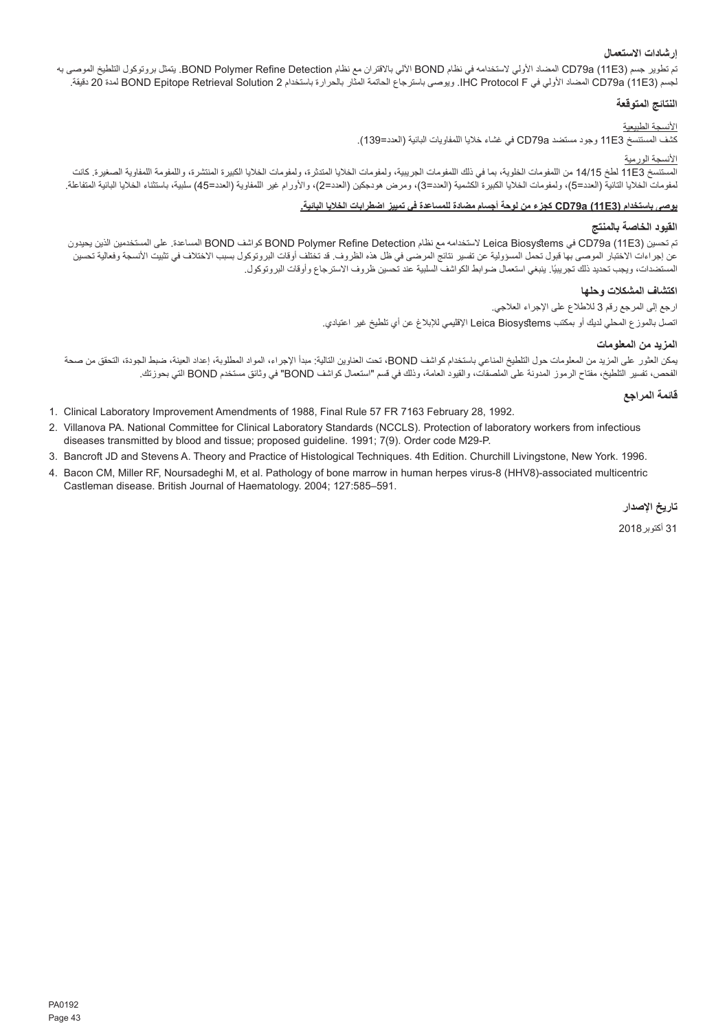## إرشادات الاستعمال

تم تطوير جسم CD79a (11E3) المضاد الأولي لاستخدامه في نظام BOND الآلي بالاقتران مع نظام BOND Polymer Refine Detection. يتمثل بروتوكول التلطيخ الموصى به لجسم CD79a (11E3) المضاد الأولي في IHC Protocol F. ويوصى باسترجاع الحاتمة المثار بالحرارة باستخدام BOND Epitope Retrieval Solution 2 لمدة 20 دقيقة.

## النتائج المتوقعة

الأنسجة الطبيعية

كشف المستنسخ 11E3 وجود مستضد CD79a في غشاء خلايا اللمفاويات البائية (العدد=139).

الأنسجة الورمية

المستنسخ 11E3 لطخ 14/15 من اللمفومات الخلوية، بما في ذلك اللمفومات الجريبية، ولمفومات الخلايا المتدثرة، ولمفومات الخلايا الكبيرة المنتشرة، واللمفومة اللمفاوية الصغيرة. كانت لمفومات الخلايا التائية (العدد=5)، ولمفومات الخلايا الكبيرة الكشمية (العدد=3)، ومرض هودجكين (العدد=2)، والأورام غير اللمفاوية (العدد=45) سلبية، باستثناء الخلايا البائية المتفاعلة.

**يوصى باستخدام CD79a (11E3) كجزء من لوحة أجسام مضادة للمساعدة في تمييز اضطرابات الخلايا البائية.**

## القيود الخاصة بالمنتج

تم تحسين CD79a (11E3) في Leica Biosystems لاستخدامه مع نظام BOND Polymer Refine Detection كواشف BOND المساعدة. على المستخدمين الذين يحيدون عن إجراءات الاختبار الموصى بها قبول تحمل المسؤولية عن تفسير نتائج المرضى في ظل هذه الظروف. قد تختلف أوقات البروتوكول بسبب الاختلاف في تثبيت الأنسجة وفعالية تحسين المستضدات، ويجب تحديد ذلك تجريبيًا. ينبغي استعمال ضوابط الكواشف السلبية عند تحسين ظروف الاسترجاع وأوقات البروتوكول.

## اكتشاف المشكلات وحلها

ارجع إلى المرجع رقم 3 للاطلاع على الإجراء العلاجي.

اتصل بالموزع المحلي لديك أو بمكتب Leica Biosystems الإقليمي للإبلاغ عن أي تلطيخ غير اعتيادي.

## المزيد من المعلومات

يمكن العثور على المزيد من المعلومات حول التلطيخ المناعي باستخدام كواشف BOND، تحت العناوين التالية: مبدأ الإجراء، المواد المطلوبة، إعداد العينة، ضبط الجودة، التحقق من صحة الفحص، تفسير التلطيخ، مفتاح الرموز المدونة على الملصقات، والقيود العامة، وذلك في قسم "استعمال كواشف BOND" في وثائق مستخدم BOND التي بحوزتك.

## قائمة المراجع

1. Clinical Laboratory Improvement Amendments of 1988, Final Rule 57 FR 7163 February 28, 1992.
2. Villanova PA. National Committee for Clinical Laboratory Standards (NCCLS). Protection of laboratory workers from infectious diseases transmitted by blood and tissue; proposed guideline. 1991; 7(9). Order code M29-P.
3. Bancroft JD and Stevens A. Theory and Practice of Histological Techniques. 4th Edition. Churchill Livingstone, New York. 1996.
4. Bacon CM, Miller RF, Noursadeghi M, et al. Pathology of bone marrow in human herpes virus-8 (HHV8)-associated multicentric Castleman disease. British Journal of Haematology. 2004; 127:585–591.

## تاريخ الإصدار

31 أكتوبر 2018

PA0192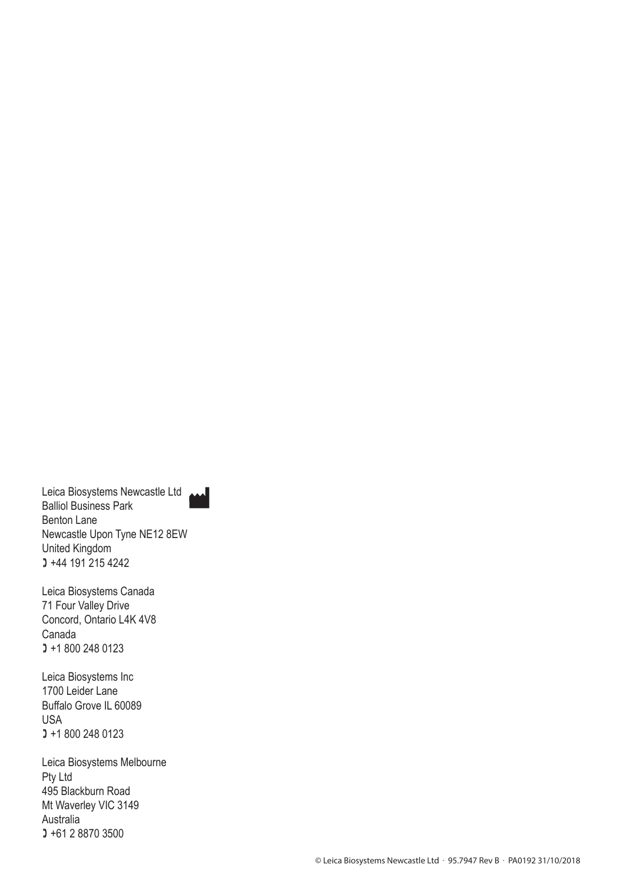Leica Biosystems Newcastle Ltd
Balliol Business Park
Benton Lane
Newcastle Upon Tyne NE12 8EW
United Kingdom
☎ +44 191 215 4242

Leica Biosystems Canada
71 Four Valley Drive
Concord, Ontario L4K 4V8
Canada
☎ +1 800 248 0123

Leica Biosystems Inc
1700 Leider Lane
Buffalo Grove IL 60089
USA
☎ +1 800 248 0123

Leica Biosystems Melbourne
Pty Ltd
495 Blackburn Road
Mt Waverley VIC 3149
Australia
☎ +61 2 8870 3500

© Leica Biosystems Newcastle Ltd · 95.7947 Rev B · PA0192 31/10/2018